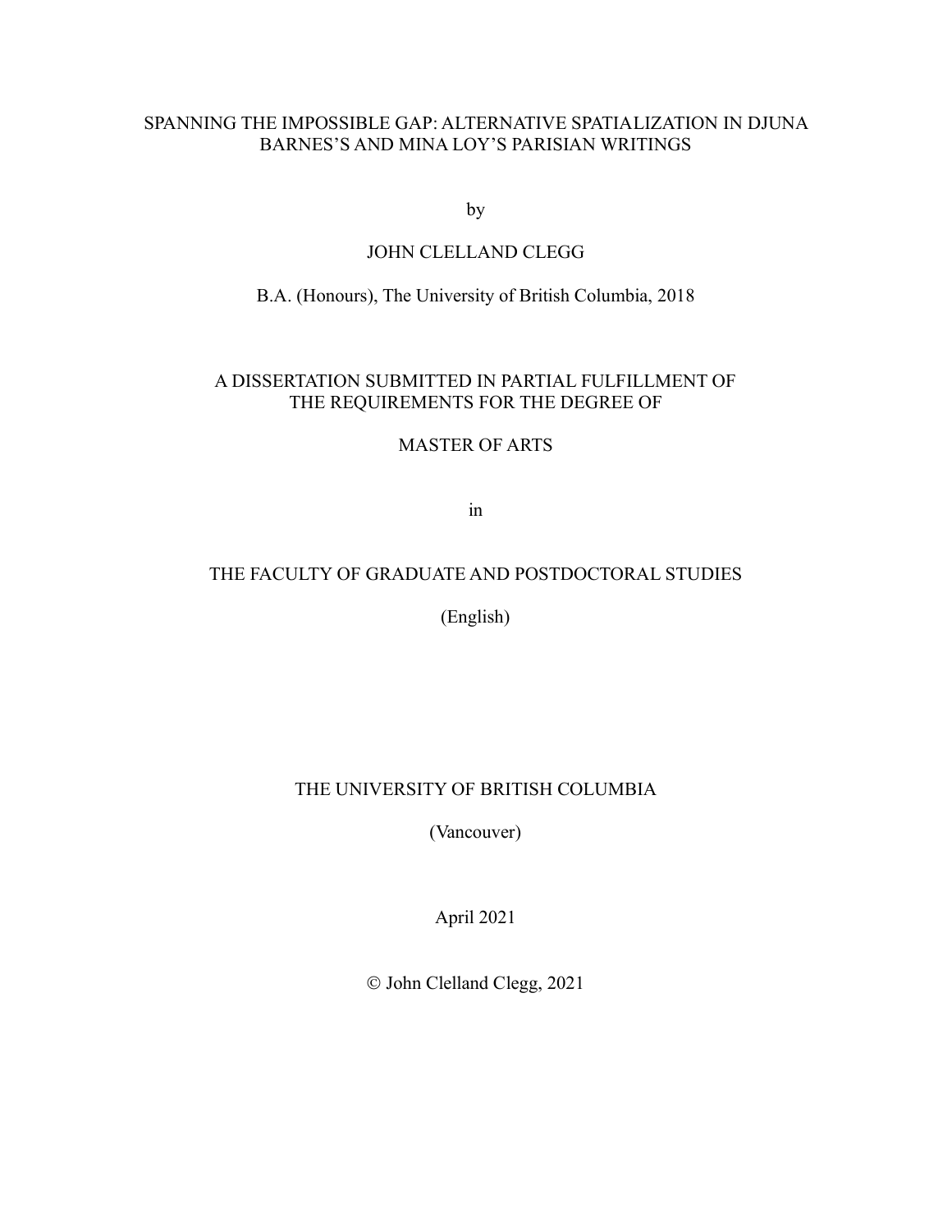# SPANNING THE IMPOSSIBLE GAP: ALTERNATIVE SPATIALIZATION IN DJUNA BARNES'S AND MINA LOY'S PARISIAN WRITINGS

by

JOHN CLELLAND CLEGG

B.A. (Honours), The University of British Columbia, 2018

A DISSERTATION SUBMITTED IN PARTIAL FULFILLMENT OF THE REQUIREMENTS FOR THE DEGREE OF

MASTER OF ARTS

in

THE FACULTY OF GRADUATE AND POSTDOCTORAL STUDIES

(English)

THE UNIVERSITY OF BRITISH COLUMBIA

(Vancouver)

April 2021

© John Clelland Clegg, 2021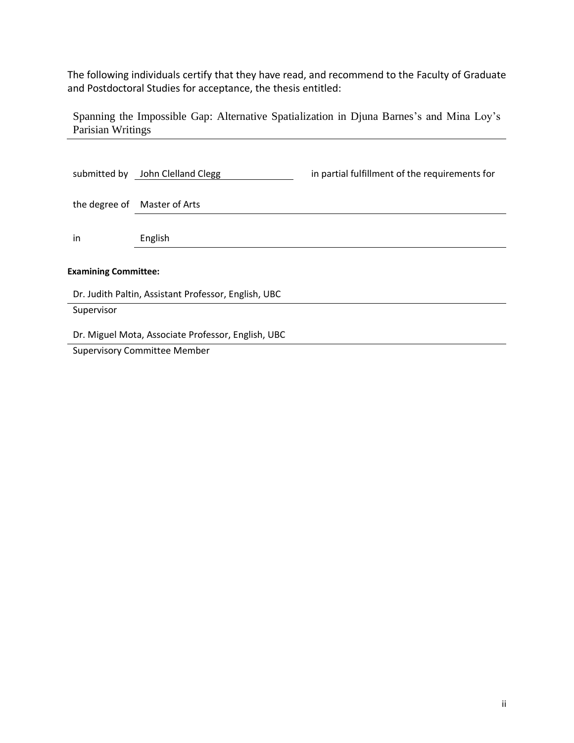The following individuals certify that they have read, and recommend to the Faculty of Graduate and Postdoctoral Studies for acceptance, the thesis entitled:

Spanning the Impossible Gap: Alternative Spatialization in Djuna Barnes's and Mina Loy's Parisian Writings

submitted by John Clelland Clegg in partial fulfillment of the requirements for

the degree of Master of Arts

in English

**Examining Committee:**

Dr. Judith Paltin, Assistant Professor, English, UBC

Supervisor

Dr. Miguel Mota, Associate Professor, English, UBC

Supervisory Committee Member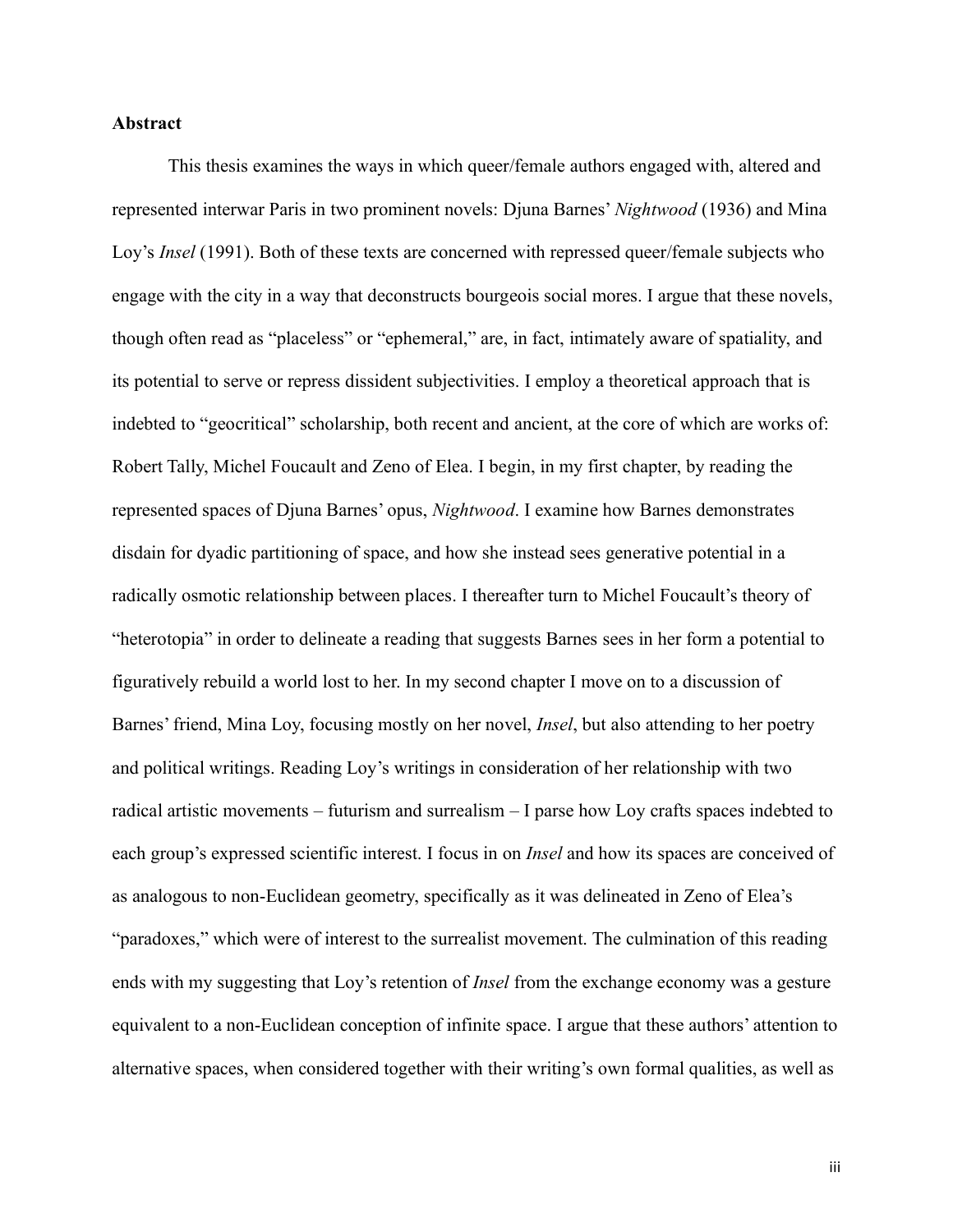**Abstract**

This thesis examines the ways in which queer/female authors engaged with, altered and represented interwar Paris in two prominent novels: Djuna Barnes' *Nightwood* (1936) and Mina Loy's *Insel* (1991). Both of these texts are concerned with repressed queer/female subjects who engage with the city in a way that deconstructs bourgeois social mores. I argue that these novels, though often read as "placeless" or "ephemeral," are, in fact, intimately aware of spatiality, and its potential to serve or repress dissident subjectivities. I employ a theoretical approach that is indebted to "geocritical" scholarship, both recent and ancient, at the core of which are works of: Robert Tally, Michel Foucault and Zeno of Elea. I begin, in my first chapter, by reading the represented spaces of Djuna Barnes' opus, *Nightwood*. I examine how Barnes demonstrates disdain for dyadic partitioning of space, and how she instead sees generative potential in a radically osmotic relationship between places. I thereafter turn to Michel Foucault's theory of "heterotopia" in order to delineate a reading that suggests Barnes sees in her form a potential to figuratively rebuild a world lost to her. In my second chapter I move on to a discussion of Barnes' friend, Mina Loy, focusing mostly on her novel, *Insel*, but also attending to her poetry and political writings. Reading Loy's writings in consideration of her relationship with two radical artistic movements – futurism and surrealism – I parse how Loy crafts spaces indebted to each group's expressed scientific interest. I focus in on *Insel* and how its spaces are conceived of as analogous to non-Euclidean geometry, specifically as it was delineated in Zeno of Elea's "paradoxes," which were of interest to the surrealist movement. The culmination of this reading ends with my suggesting that Loy's retention of *Insel* from the exchange economy was a gesture equivalent to a non-Euclidean conception of infinite space. I argue that these authors' attention to alternative spaces, when considered together with their writing's own formal qualities, as well as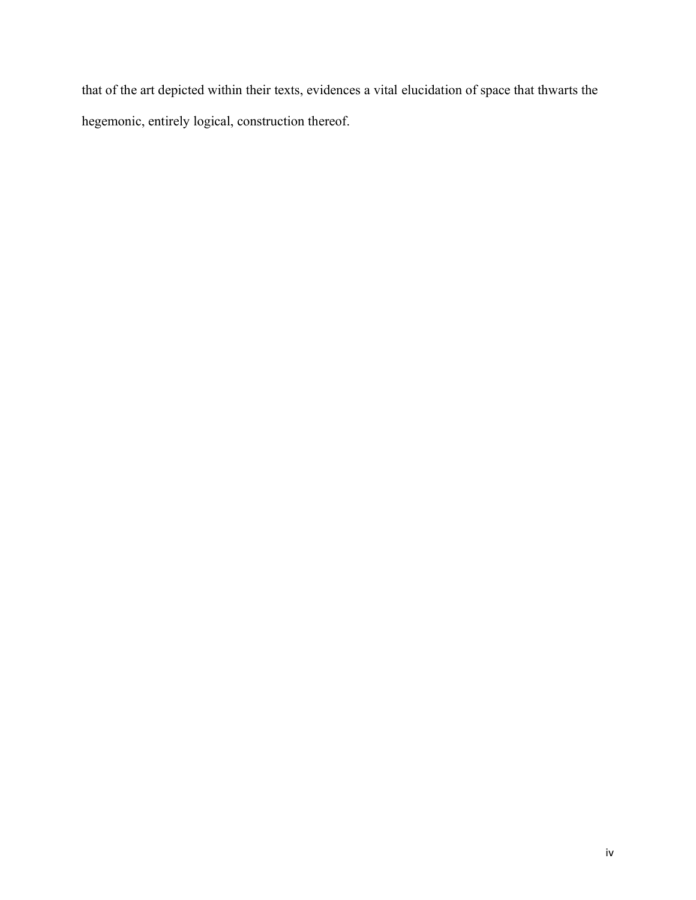that of the art depicted within their texts, evidences a vital elucidation of space that thwarts the hegemonic, entirely logical, construction thereof.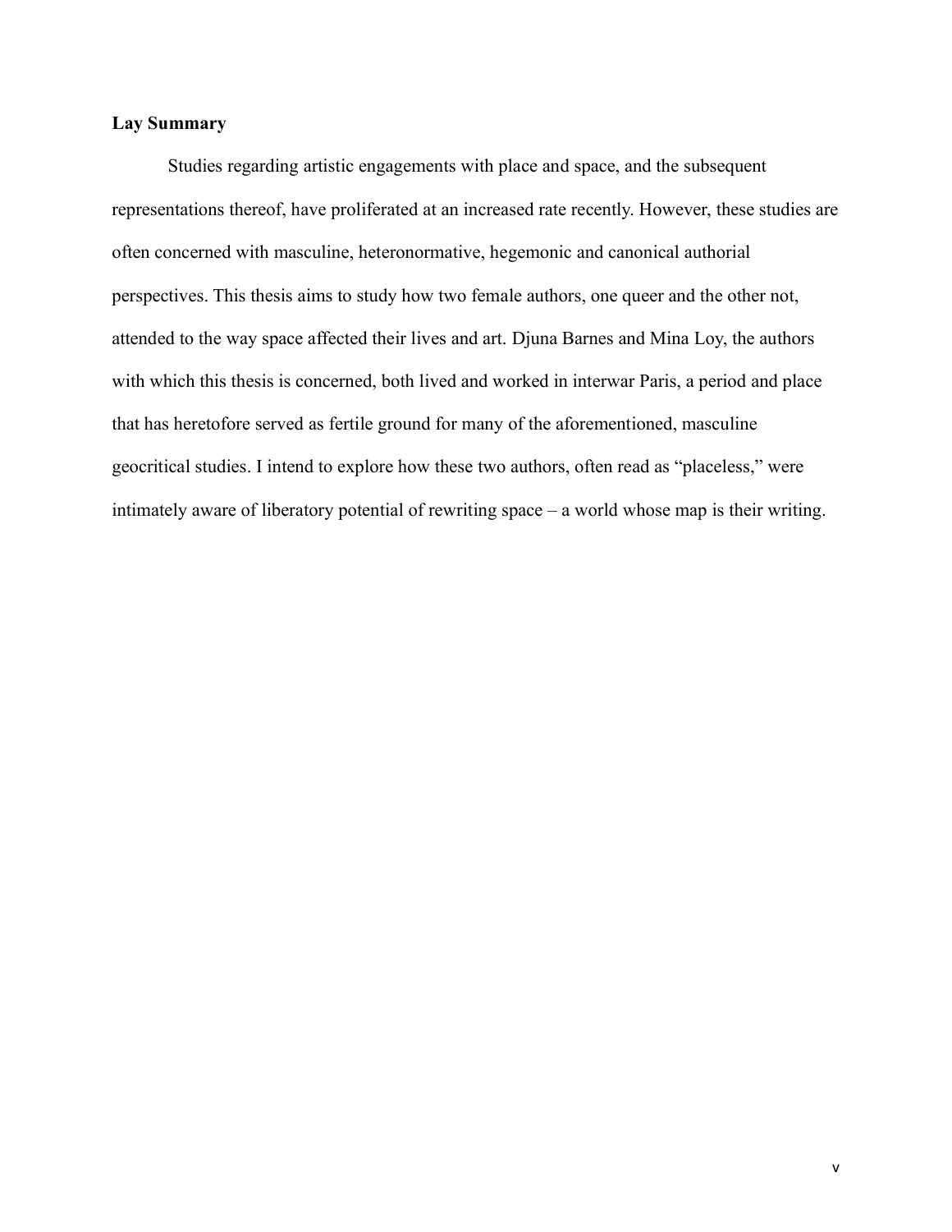## Lay Summary

Studies regarding artistic engagements with place and space, and the subsequent representations thereof, have proliferated at an increased rate recently. However, these studies are often concerned with masculine, heteronormative, hegemonic and canonical authorial perspectives. This thesis aims to study how two female authors, one queer and the other not, attended to the way space affected their lives and art. Djuna Barnes and Mina Loy, the authors with which this thesis is concerned, both lived and worked in interwar Paris, a period and place that has heretofore served as fertile ground for many of the aforementioned, masculine geocritical studies. I intend to explore how these two authors, often read as "placeless," were intimately aware of liberatory potential of rewriting space – a world whose map is their writing.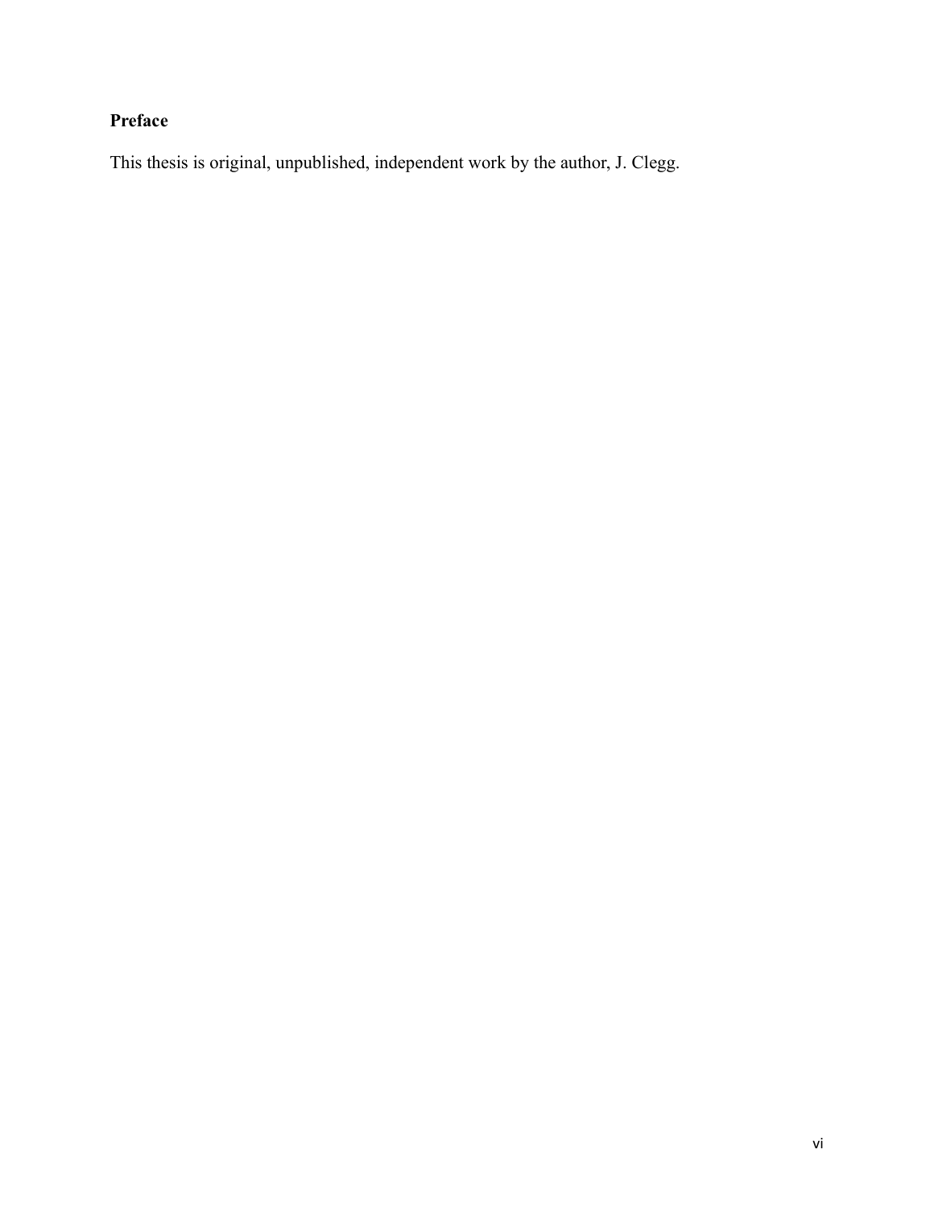# Preface

This thesis is original, unpublished, independent work by the author, J. Clegg.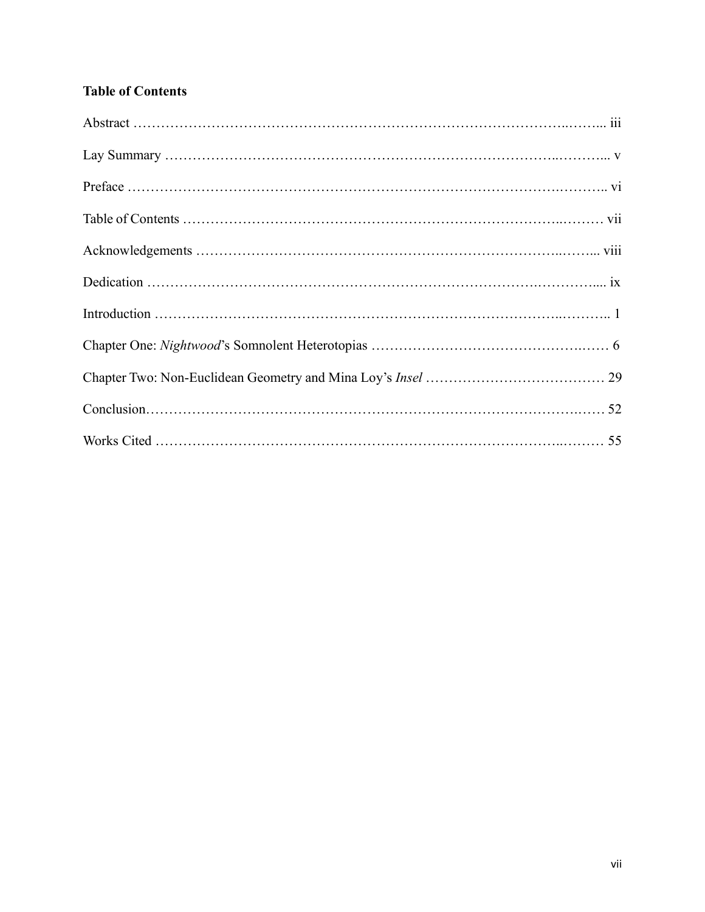**Table of Contents**

Abstract ……………………………………………………………………………………… iii

Lay Summary ………………………………………………………………………………… v

Preface ………………………………………………………………………………………… vi

Table of Contents …………………………………………………………………………… vii

Acknowledgements ………………………………………………………………………… viii

Dedication …………………………………………………………………………………… ix

Introduction …………………………………………………………………………………… 1

Chapter One: *Nightwood*'s Somnolent Heterotopias ……………………………………… 6

Chapter Two: Non-Euclidean Geometry and Mina Loy's *Insel* ………………………… 29

Conclusion……………………………………………………………………………………… 52

Works Cited …………………………………………………………………………………… 55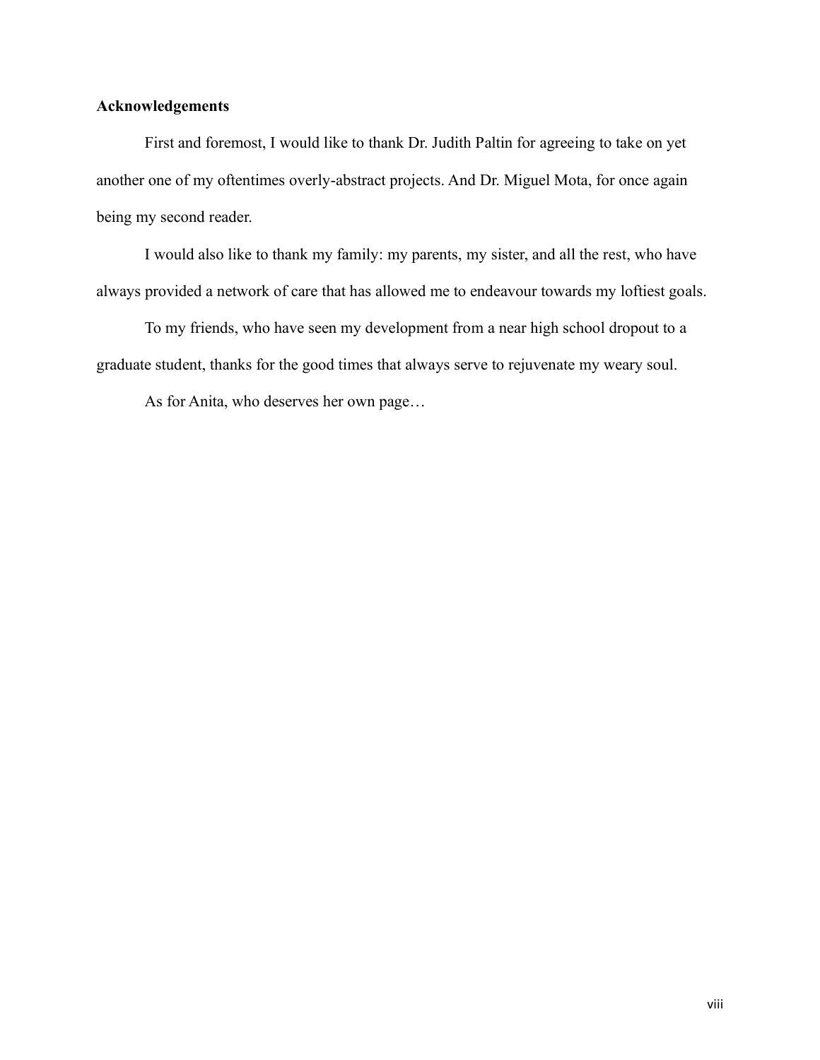## Acknowledgements

First and foremost, I would like to thank Dr. Judith Paltin for agreeing to take on yet another one of my oftentimes overly-abstract projects. And Dr. Miguel Mota, for once again being my second reader.

I would also like to thank my family: my parents, my sister, and all the rest, who have always provided a network of care that has allowed me to endeavour towards my loftiest goals.

To my friends, who have seen my development from a near high school dropout to a graduate student, thanks for the good times that always serve to rejuvenate my weary soul.

As for Anita, who deserves her own page…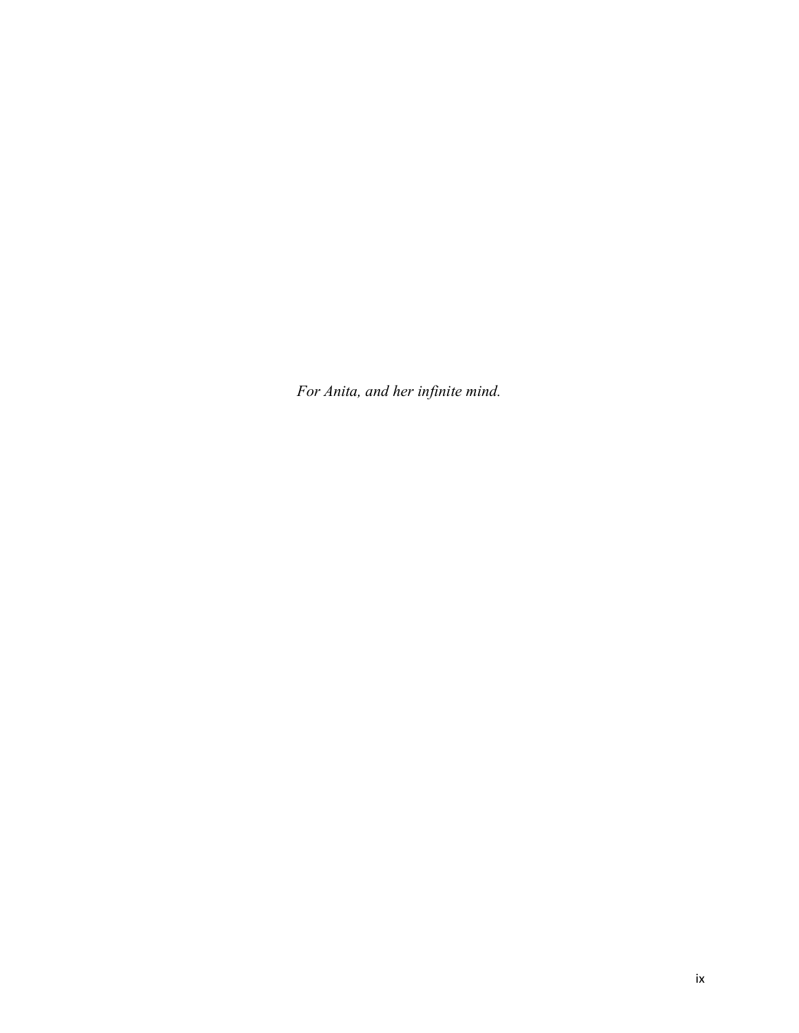*For Anita, and her infinite mind.*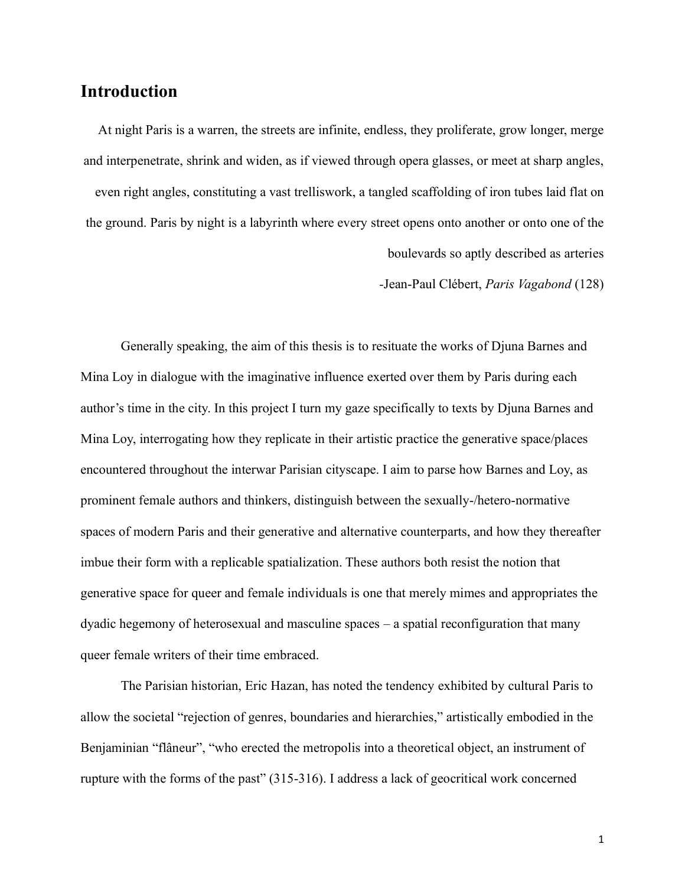## Introduction

> At night Paris is a warren, the streets are infinite, endless, they proliferate, grow longer, merge and interpenetrate, shrink and widen, as if viewed through opera glasses, or meet at sharp angles, even right angles, constituting a vast trelliswork, a tangled scaffolding of iron tubes laid flat on the ground. Paris by night is a labyrinth where every street opens onto another or onto one of the boulevards so aptly described as arteries
>
> -Jean-Paul Clébert, *Paris Vagabond* (128)

Generally speaking, the aim of this thesis is to resituate the works of Djuna Barnes and Mina Loy in dialogue with the imaginative influence exerted over them by Paris during each author's time in the city. In this project I turn my gaze specifically to texts by Djuna Barnes and Mina Loy, interrogating how they replicate in their artistic practice the generative space/places encountered throughout the interwar Parisian cityscape. I aim to parse how Barnes and Loy, as prominent female authors and thinkers, distinguish between the sexually-/hetero-normative spaces of modern Paris and their generative and alternative counterparts, and how they thereafter imbue their form with a replicable spatialization. These authors both resist the notion that generative space for queer and female individuals is one that merely mimes and appropriates the dyadic hegemony of heterosexual and masculine spaces – a spatial reconfiguration that many queer female writers of their time embraced.

The Parisian historian, Eric Hazan, has noted the tendency exhibited by cultural Paris to allow the societal "rejection of genres, boundaries and hierarchies," artistically embodied in the Benjaminian "flâneur", "who erected the metropolis into a theoretical object, an instrument of rupture with the forms of the past" (315-316). I address a lack of geocritical work concerned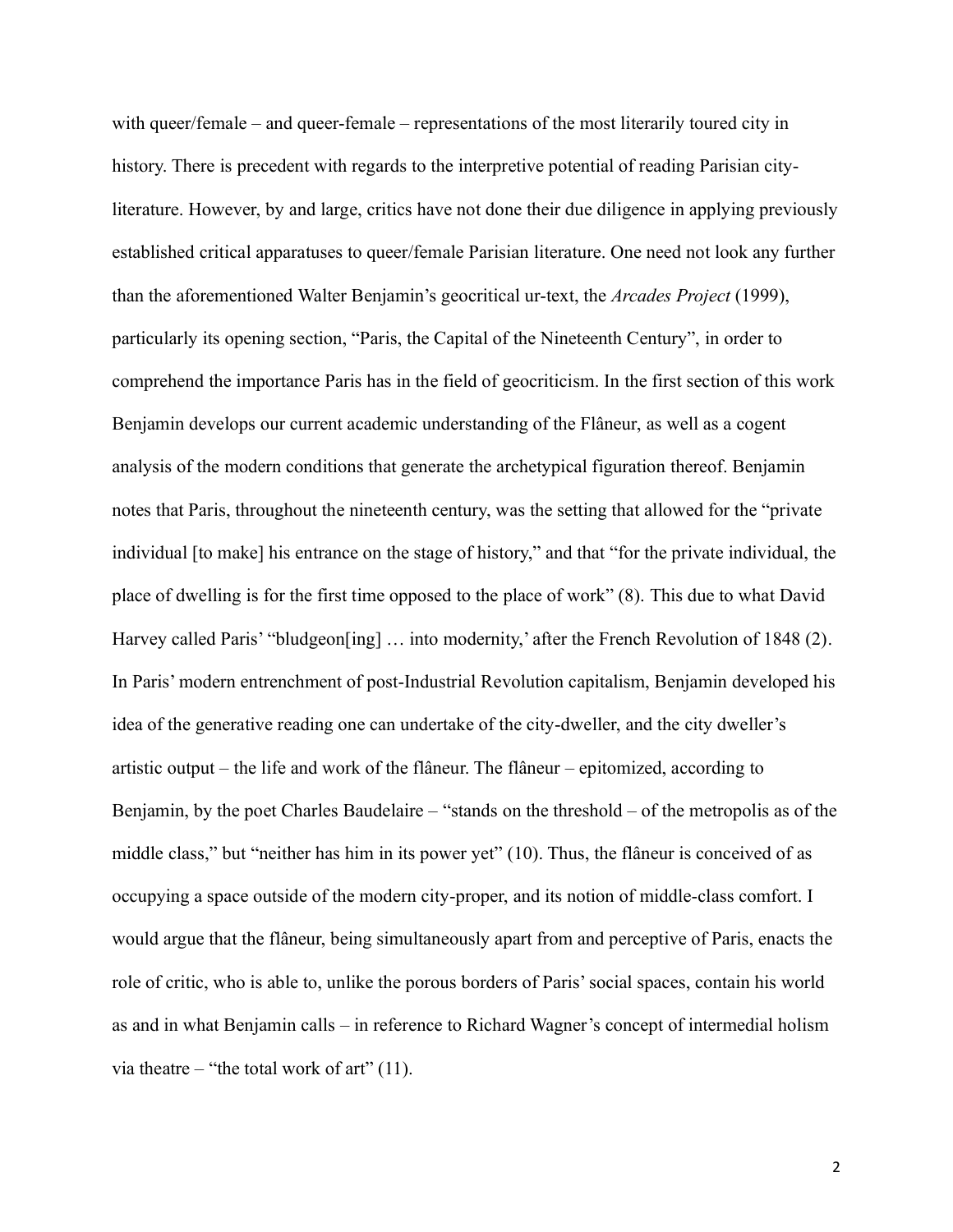with queer/female – and queer-female – representations of the most literarily toured city in history. There is precedent with regards to the interpretive potential of reading Parisian city-literature. However, by and large, critics have not done their due diligence in applying previously established critical apparatuses to queer/female Parisian literature. One need not look any further than the aforementioned Walter Benjamin's geocritical ur-text, the *Arcades Project* (1999), particularly its opening section, "Paris, the Capital of the Nineteenth Century", in order to comprehend the importance Paris has in the field of geocriticism. In the first section of this work Benjamin develops our current academic understanding of the Flâneur, as well as a cogent analysis of the modern conditions that generate the archetypical figuration thereof. Benjamin notes that Paris, throughout the nineteenth century, was the setting that allowed for the "private individual [to make] his entrance on the stage of history," and that "for the private individual, the place of dwelling is for the first time opposed to the place of work" (8). This due to what David Harvey called Paris' "bludgeon[ing] … into modernity,' after the French Revolution of 1848 (2). In Paris' modern entrenchment of post-Industrial Revolution capitalism, Benjamin developed his idea of the generative reading one can undertake of the city-dweller, and the city dweller's artistic output – the life and work of the flâneur. The flâneur – epitomized, according to Benjamin, by the poet Charles Baudelaire – "stands on the threshold – of the metropolis as of the middle class," but "neither has him in its power yet" (10). Thus, the flâneur is conceived of as occupying a space outside of the modern city-proper, and its notion of middle-class comfort. I would argue that the flâneur, being simultaneously apart from and perceptive of Paris, enacts the role of critic, who is able to, unlike the porous borders of Paris' social spaces, contain his world as and in what Benjamin calls – in reference to Richard Wagner's concept of intermedial holism via theatre – "the total work of art" (11).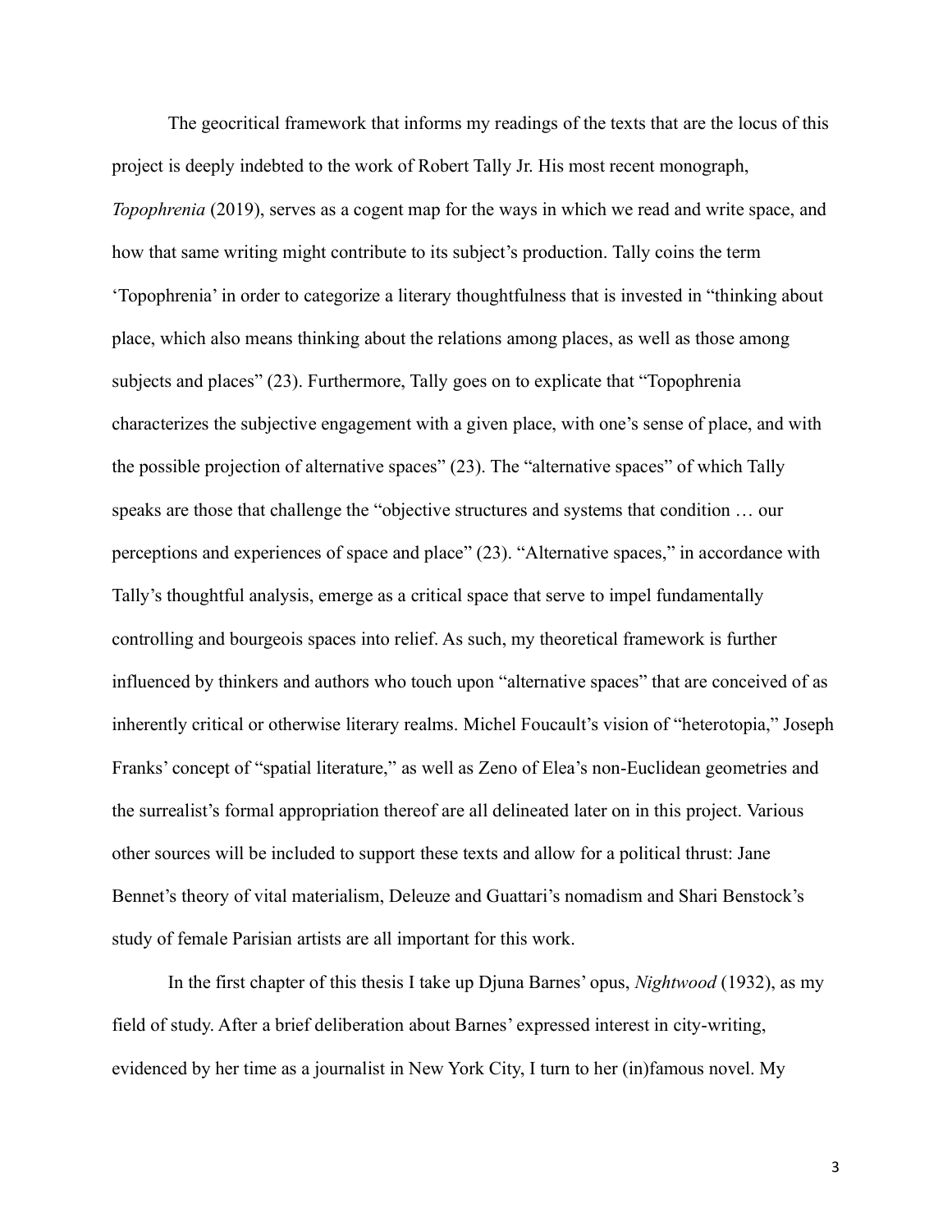The geocritical framework that informs my readings of the texts that are the locus of this project is deeply indebted to the work of Robert Tally Jr. His most recent monograph, *Topophrenia* (2019), serves as a cogent map for the ways in which we read and write space, and how that same writing might contribute to its subject's production. Tally coins the term 'Topophrenia' in order to categorize a literary thoughtfulness that is invested in "thinking about place, which also means thinking about the relations among places, as well as those among subjects and places" (23). Furthermore, Tally goes on to explicate that "Topophrenia characterizes the subjective engagement with a given place, with one's sense of place, and with the possible projection of alternative spaces" (23). The "alternative spaces" of which Tally speaks are those that challenge the "objective structures and systems that condition … our perceptions and experiences of space and place" (23). "Alternative spaces," in accordance with Tally's thoughtful analysis, emerge as a critical space that serve to impel fundamentally controlling and bourgeois spaces into relief. As such, my theoretical framework is further influenced by thinkers and authors who touch upon "alternative spaces" that are conceived of as inherently critical or otherwise literary realms. Michel Foucault's vision of "heterotopia," Joseph Franks' concept of "spatial literature," as well as Zeno of Elea's non-Euclidean geometries and the surrealist's formal appropriation thereof are all delineated later on in this project. Various other sources will be included to support these texts and allow for a political thrust: Jane Bennet's theory of vital materialism, Deleuze and Guattari's nomadism and Shari Benstock's study of female Parisian artists are all important for this work.

In the first chapter of this thesis I take up Djuna Barnes' opus, *Nightwood* (1932), as my field of study. After a brief deliberation about Barnes' expressed interest in city-writing, evidenced by her time as a journalist in New York City, I turn to her (in)famous novel. My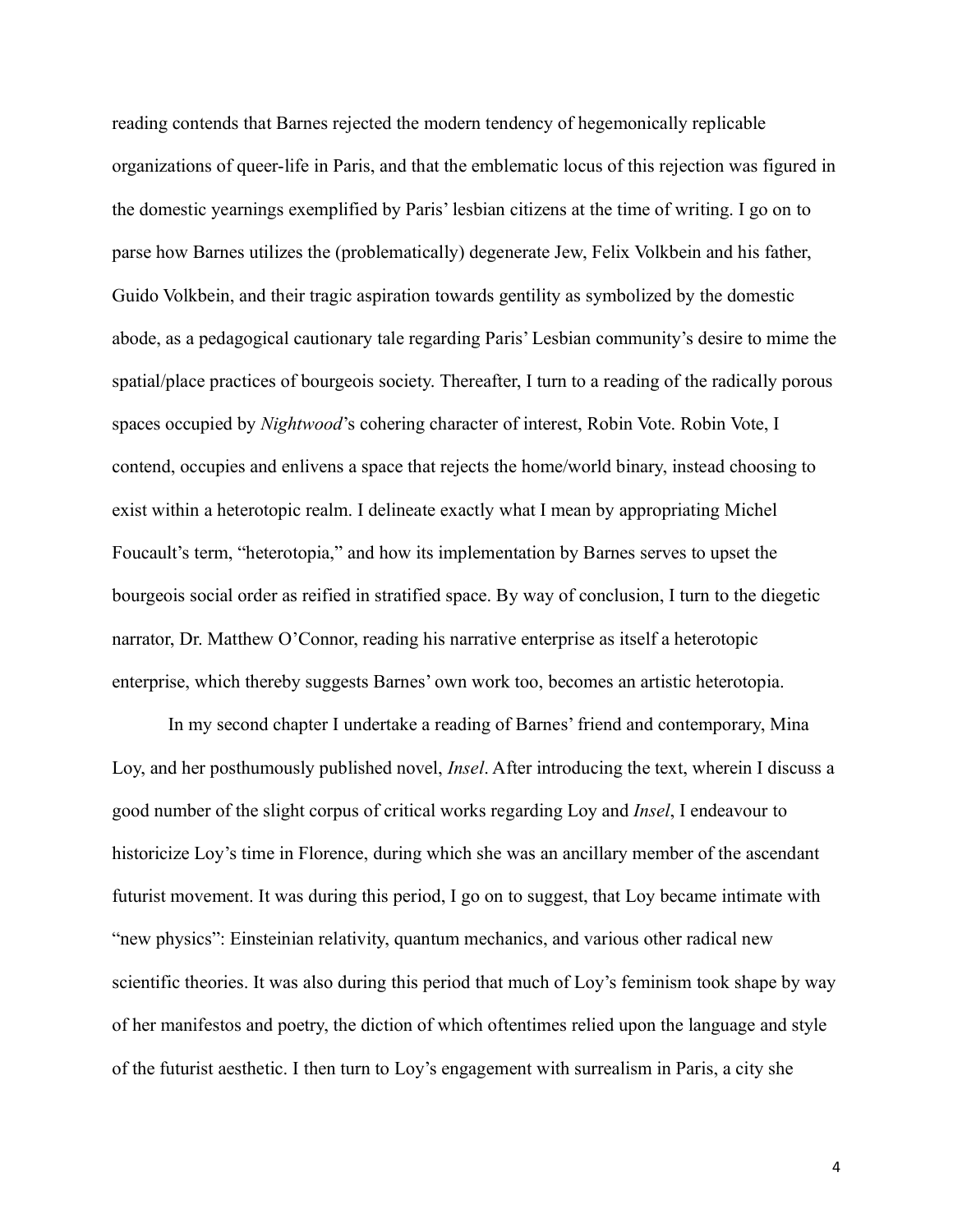reading contends that Barnes rejected the modern tendency of hegemonically replicable organizations of queer-life in Paris, and that the emblematic locus of this rejection was figured in the domestic yearnings exemplified by Paris' lesbian citizens at the time of writing. I go on to parse how Barnes utilizes the (problematically) degenerate Jew, Felix Volkbein and his father, Guido Volkbein, and their tragic aspiration towards gentility as symbolized by the domestic abode, as a pedagogical cautionary tale regarding Paris' Lesbian community's desire to mime the spatial/place practices of bourgeois society. Thereafter, I turn to a reading of the radically porous spaces occupied by *Nightwood*'s cohering character of interest, Robin Vote. Robin Vote, I contend, occupies and enlivens a space that rejects the home/world binary, instead choosing to exist within a heterotopic realm. I delineate exactly what I mean by appropriating Michel Foucault's term, "heterotopia," and how its implementation by Barnes serves to upset the bourgeois social order as reified in stratified space. By way of conclusion, I turn to the diegetic narrator, Dr. Matthew O'Connor, reading his narrative enterprise as itself a heterotopic enterprise, which thereby suggests Barnes' own work too, becomes an artistic heterotopia.

In my second chapter I undertake a reading of Barnes' friend and contemporary, Mina Loy, and her posthumously published novel, *Insel*. After introducing the text, wherein I discuss a good number of the slight corpus of critical works regarding Loy and *Insel*, I endeavour to historicize Loy's time in Florence, during which she was an ancillary member of the ascendant futurist movement. It was during this period, I go on to suggest, that Loy became intimate with "new physics": Einsteinian relativity, quantum mechanics, and various other radical new scientific theories. It was also during this period that much of Loy's feminism took shape by way of her manifestos and poetry, the diction of which oftentimes relied upon the language and style of the futurist aesthetic. I then turn to Loy's engagement with surrealism in Paris, a city she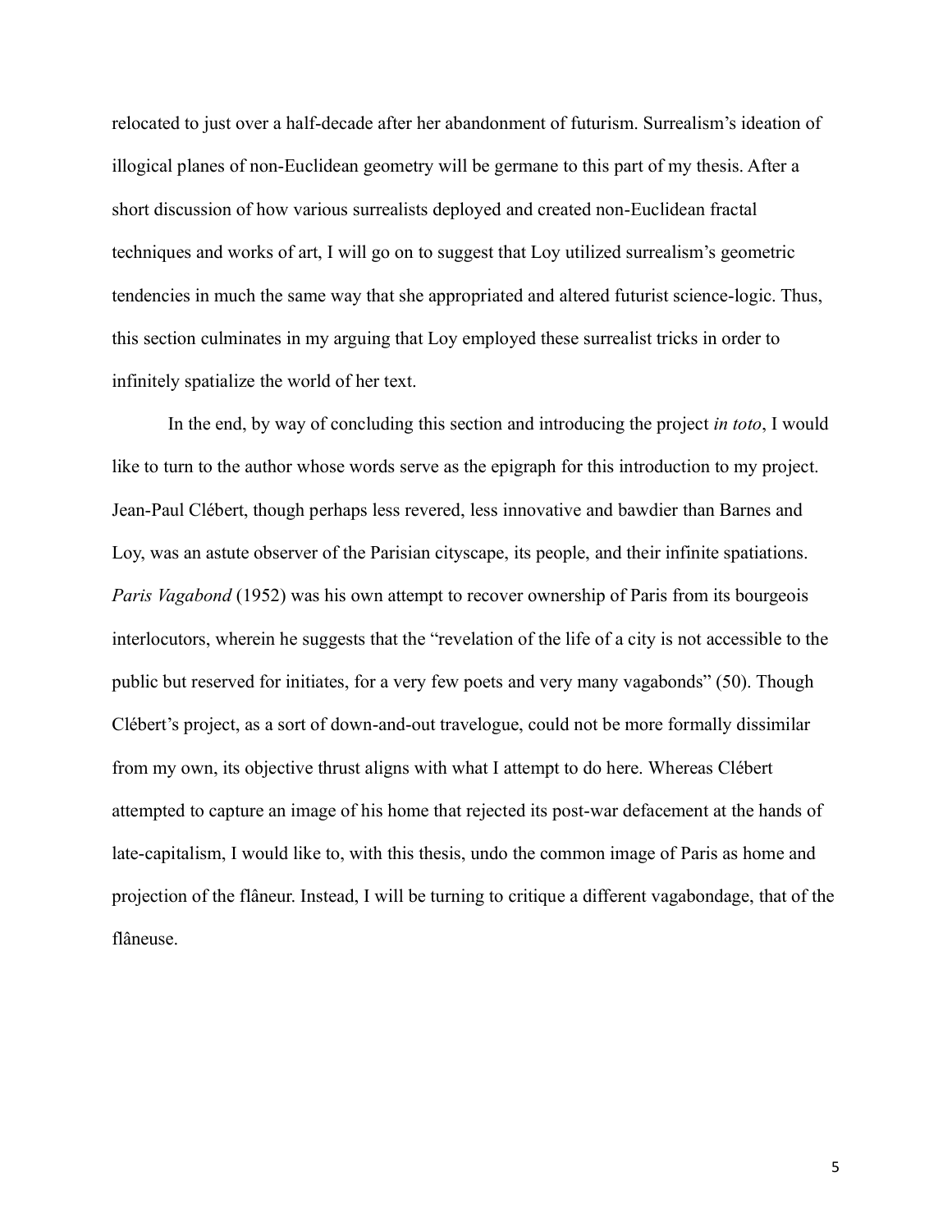relocated to just over a half-decade after her abandonment of futurism. Surrealism's ideation of illogical planes of non-Euclidean geometry will be germane to this part of my thesis. After a short discussion of how various surrealists deployed and created non-Euclidean fractal techniques and works of art, I will go on to suggest that Loy utilized surrealism's geometric tendencies in much the same way that she appropriated and altered futurist science-logic. Thus, this section culminates in my arguing that Loy employed these surrealist tricks in order to infinitely spatialize the world of her text.

In the end, by way of concluding this section and introducing the project *in toto*, I would like to turn to the author whose words serve as the epigraph for this introduction to my project. Jean-Paul Clébert, though perhaps less revered, less innovative and bawdier than Barnes and Loy, was an astute observer of the Parisian cityscape, its people, and their infinite spatiations. *Paris Vagabond* (1952) was his own attempt to recover ownership of Paris from its bourgeois interlocutors, wherein he suggests that the "revelation of the life of a city is not accessible to the public but reserved for initiates, for a very few poets and very many vagabonds" (50). Though Clébert's project, as a sort of down-and-out travelogue, could not be more formally dissimilar from my own, its objective thrust aligns with what I attempt to do here. Whereas Clébert attempted to capture an image of his home that rejected its post-war defacement at the hands of late-capitalism, I would like to, with this thesis, undo the common image of Paris as home and projection of the flâneur. Instead, I will be turning to critique a different vagabondage, that of the flâneuse.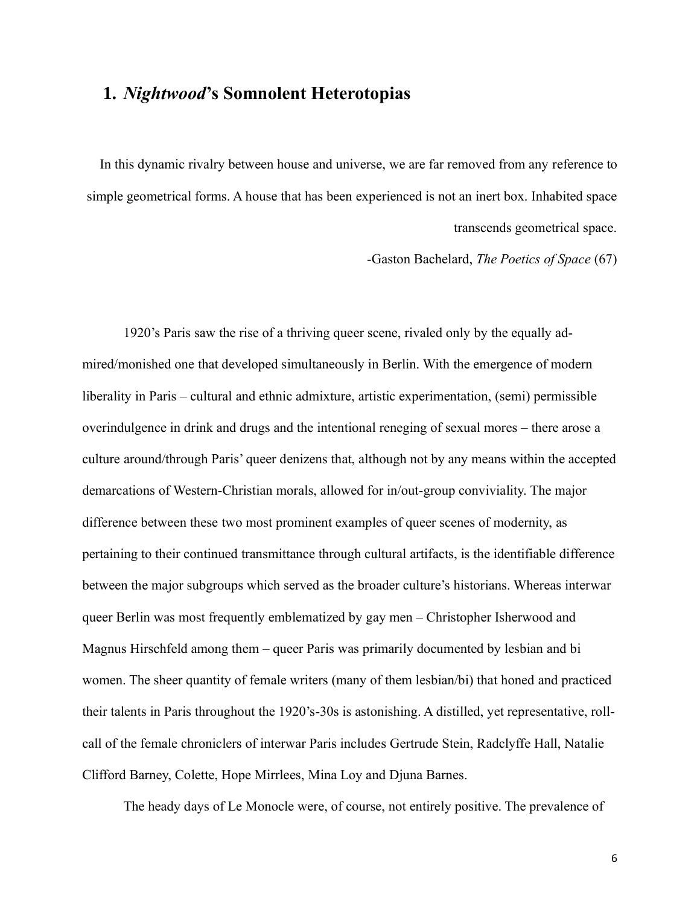# 1. *Nightwood*'s Somnolent Heterotopias

> In this dynamic rivalry between house and universe, we are far removed from any reference to simple geometrical forms. A house that has been experienced is not an inert box. Inhabited space transcends geometrical space.
>
> -Gaston Bachelard, *The Poetics of Space* (67)

1920's Paris saw the rise of a thriving queer scene, rivaled only by the equally admired/monished one that developed simultaneously in Berlin. With the emergence of modern liberality in Paris – cultural and ethnic admixture, artistic experimentation, (semi) permissible overindulgence in drink and drugs and the intentional reneging of sexual mores – there arose a culture around/through Paris' queer denizens that, although not by any means within the accepted demarcations of Western-Christian morals, allowed for in/out-group conviviality. The major difference between these two most prominent examples of queer scenes of modernity, as pertaining to their continued transmittance through cultural artifacts, is the identifiable difference between the major subgroups which served as the broader culture's historians. Whereas interwar queer Berlin was most frequently emblematized by gay men – Christopher Isherwood and Magnus Hirschfeld among them – queer Paris was primarily documented by lesbian and bi women. The sheer quantity of female writers (many of them lesbian/bi) that honed and practiced their talents in Paris throughout the 1920's-30s is astonishing. A distilled, yet representative, roll-call of the female chroniclers of interwar Paris includes Gertrude Stein, Radclyffe Hall, Natalie Clifford Barney, Colette, Hope Mirrlees, Mina Loy and Djuna Barnes.

The heady days of Le Monocle were, of course, not entirely positive. The prevalence of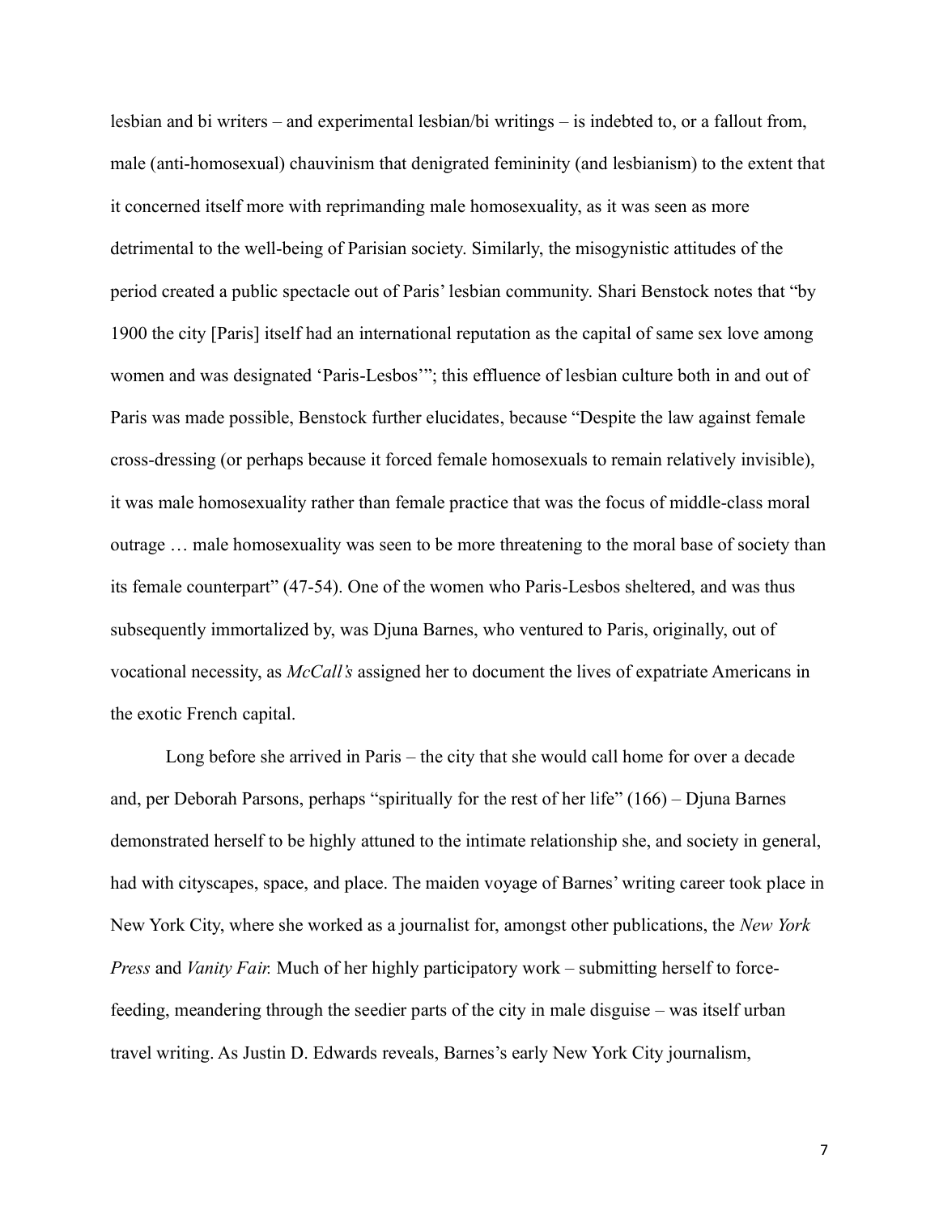lesbian and bi writers – and experimental lesbian/bi writings – is indebted to, or a fallout from, male (anti-homosexual) chauvinism that denigrated femininity (and lesbianism) to the extent that it concerned itself more with reprimanding male homosexuality, as it was seen as more detrimental to the well-being of Parisian society. Similarly, the misogynistic attitudes of the period created a public spectacle out of Paris' lesbian community. Shari Benstock notes that "by 1900 the city [Paris] itself had an international reputation as the capital of same sex love among women and was designated 'Paris-Lesbos'"; this effluence of lesbian culture both in and out of Paris was made possible, Benstock further elucidates, because "Despite the law against female cross-dressing (or perhaps because it forced female homosexuals to remain relatively invisible), it was male homosexuality rather than female practice that was the focus of middle-class moral outrage … male homosexuality was seen to be more threatening to the moral base of society than its female counterpart" (47-54). One of the women who Paris-Lesbos sheltered, and was thus subsequently immortalized by, was Djuna Barnes, who ventured to Paris, originally, out of vocational necessity, as *McCall's* assigned her to document the lives of expatriate Americans in the exotic French capital.

Long before she arrived in Paris – the city that she would call home for over a decade and, per Deborah Parsons, perhaps "spiritually for the rest of her life" (166) – Djuna Barnes demonstrated herself to be highly attuned to the intimate relationship she, and society in general, had with cityscapes, space, and place. The maiden voyage of Barnes' writing career took place in New York City, where she worked as a journalist for, amongst other publications, the *New York Press* and *Vanity Fair.* Much of her highly participatory work – submitting herself to force-feeding, meandering through the seedier parts of the city in male disguise – was itself urban travel writing. As Justin D. Edwards reveals, Barnes's early New York City journalism,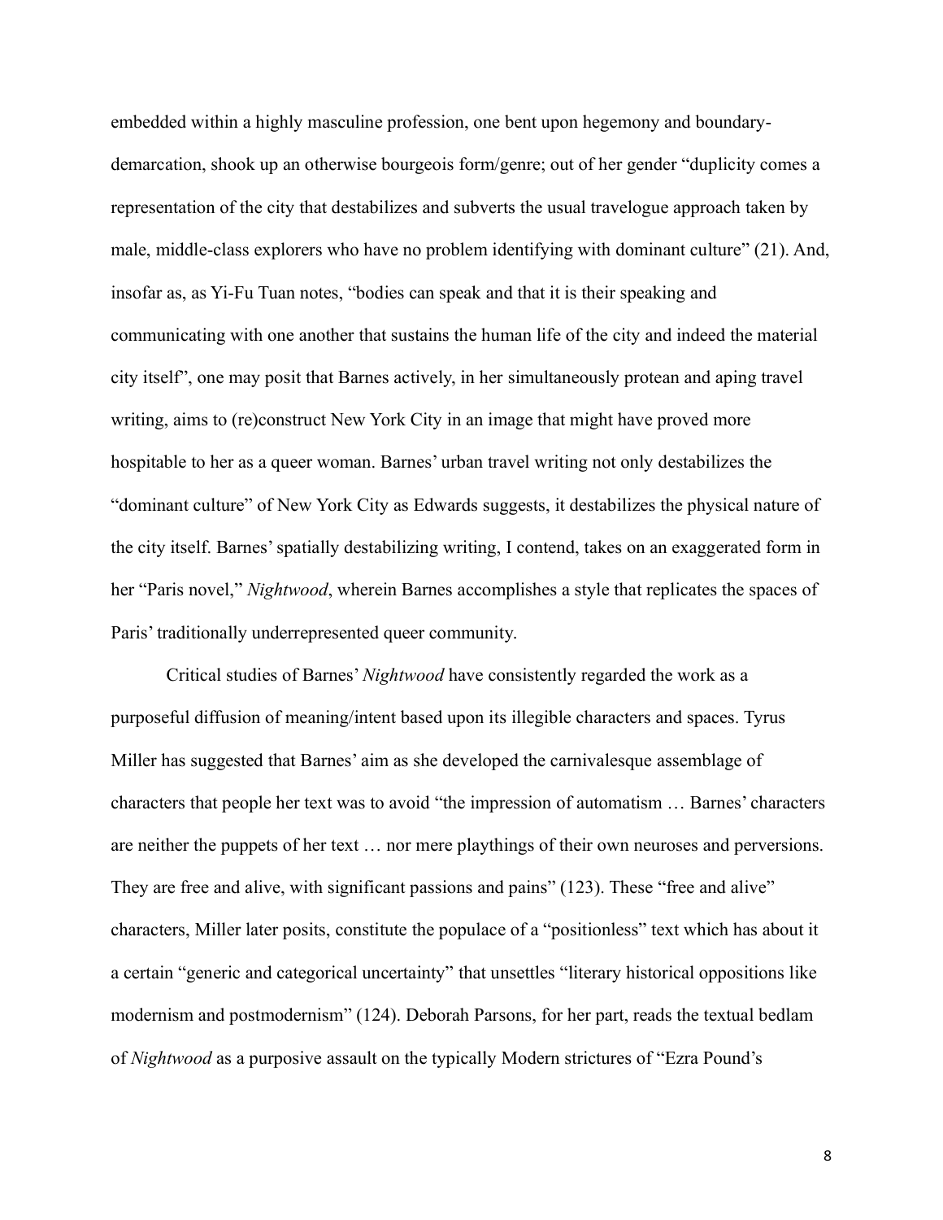embedded within a highly masculine profession, one bent upon hegemony and boundary-demarcation, shook up an otherwise bourgeois form/genre; out of her gender "duplicity comes a representation of the city that destabilizes and subverts the usual travelogue approach taken by male, middle-class explorers who have no problem identifying with dominant culture" (21). And, insofar as, as Yi-Fu Tuan notes, "bodies can speak and that it is their speaking and communicating with one another that sustains the human life of the city and indeed the material city itself", one may posit that Barnes actively, in her simultaneously protean and aping travel writing, aims to (re)construct New York City in an image that might have proved more hospitable to her as a queer woman. Barnes' urban travel writing not only destabilizes the "dominant culture" of New York City as Edwards suggests, it destabilizes the physical nature of the city itself. Barnes' spatially destabilizing writing, I contend, takes on an exaggerated form in her "Paris novel," *Nightwood*, wherein Barnes accomplishes a style that replicates the spaces of Paris' traditionally underrepresented queer community.

Critical studies of Barnes' *Nightwood* have consistently regarded the work as a purposeful diffusion of meaning/intent based upon its illegible characters and spaces. Tyrus Miller has suggested that Barnes' aim as she developed the carnivalesque assemblage of characters that people her text was to avoid "the impression of automatism … Barnes' characters are neither the puppets of her text … nor mere playthings of their own neuroses and perversions. They are free and alive, with significant passions and pains" (123). These "free and alive" characters, Miller later posits, constitute the populace of a "positionless" text which has about it a certain "generic and categorical uncertainty" that unsettles "literary historical oppositions like modernism and postmodernism" (124). Deborah Parsons, for her part, reads the textual bedlam of *Nightwood* as a purposive assault on the typically Modern strictures of "Ezra Pound's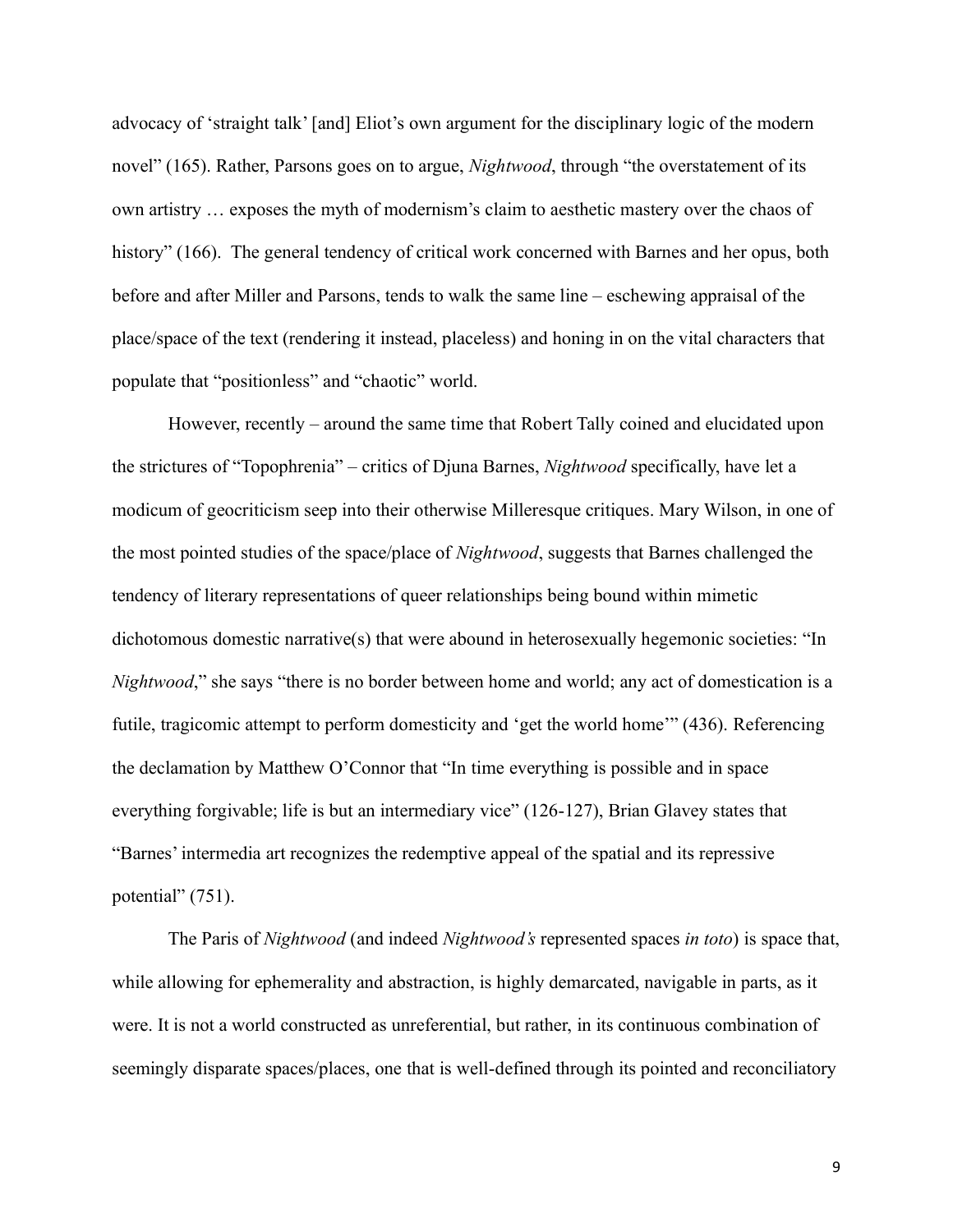advocacy of 'straight talk' [and] Eliot's own argument for the disciplinary logic of the modern novel" (165). Rather, Parsons goes on to argue, *Nightwood*, through "the overstatement of its own artistry … exposes the myth of modernism's claim to aesthetic mastery over the chaos of history" (166). The general tendency of critical work concerned with Barnes and her opus, both before and after Miller and Parsons, tends to walk the same line – eschewing appraisal of the place/space of the text (rendering it instead, placeless) and honing in on the vital characters that populate that "positionless" and "chaotic" world.

However, recently – around the same time that Robert Tally coined and elucidated upon the strictures of "Topophrenia" – critics of Djuna Barnes, *Nightwood* specifically, have let a modicum of geocriticism seep into their otherwise Milleresque critiques. Mary Wilson, in one of the most pointed studies of the space/place of *Nightwood*, suggests that Barnes challenged the tendency of literary representations of queer relationships being bound within mimetic dichotomous domestic narrative(s) that were abound in heterosexually hegemonic societies: "In *Nightwood*," she says "there is no border between home and world; any act of domestication is a futile, tragicomic attempt to perform domesticity and 'get the world home'" (436). Referencing the declamation by Matthew O'Connor that "In time everything is possible and in space everything forgivable; life is but an intermediary vice" (126-127), Brian Glavey states that "Barnes' intermedia art recognizes the redemptive appeal of the spatial and its repressive potential" (751).

The Paris of *Nightwood* (and indeed *Nightwood's* represented spaces *in toto*) is space that, while allowing for ephemerality and abstraction, is highly demarcated, navigable in parts, as it were. It is not a world constructed as unreferential, but rather, in its continuous combination of seemingly disparate spaces/places, one that is well-defined through its pointed and reconciliatory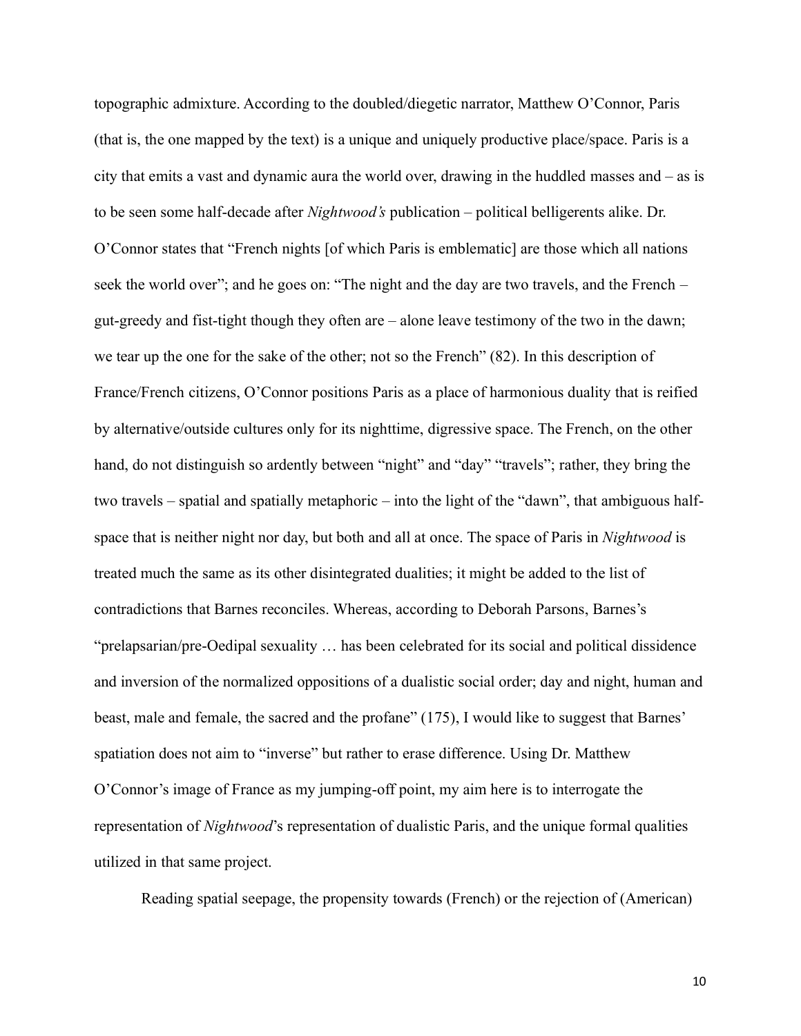topographic admixture. According to the doubled/diegetic narrator, Matthew O'Connor, Paris (that is, the one mapped by the text) is a unique and uniquely productive place/space. Paris is a city that emits a vast and dynamic aura the world over, drawing in the huddled masses and – as is to be seen some half-decade after *Nightwood's* publication – political belligerents alike. Dr. O'Connor states that "French nights [of which Paris is emblematic] are those which all nations seek the world over"; and he goes on: "The night and the day are two travels, and the French – gut-greedy and fist-tight though they often are – alone leave testimony of the two in the dawn; we tear up the one for the sake of the other; not so the French" (82). In this description of France/French citizens, O'Connor positions Paris as a place of harmonious duality that is reified by alternative/outside cultures only for its nighttime, digressive space. The French, on the other hand, do not distinguish so ardently between "night" and "day" "travels"; rather, they bring the two travels – spatial and spatially metaphoric – into the light of the "dawn", that ambiguous half-space that is neither night nor day, but both and all at once. The space of Paris in *Nightwood* is treated much the same as its other disintegrated dualities; it might be added to the list of contradictions that Barnes reconciles. Whereas, according to Deborah Parsons, Barnes's "prelapsarian/pre-Oedipal sexuality … has been celebrated for its social and political dissidence and inversion of the normalized oppositions of a dualistic social order; day and night, human and beast, male and female, the sacred and the profane" (175), I would like to suggest that Barnes' spatiation does not aim to "inverse" but rather to erase difference. Using Dr. Matthew O'Connor's image of France as my jumping-off point, my aim here is to interrogate the representation of *Nightwood*'s representation of dualistic Paris, and the unique formal qualities utilized in that same project.

Reading spatial seepage, the propensity towards (French) or the rejection of (American)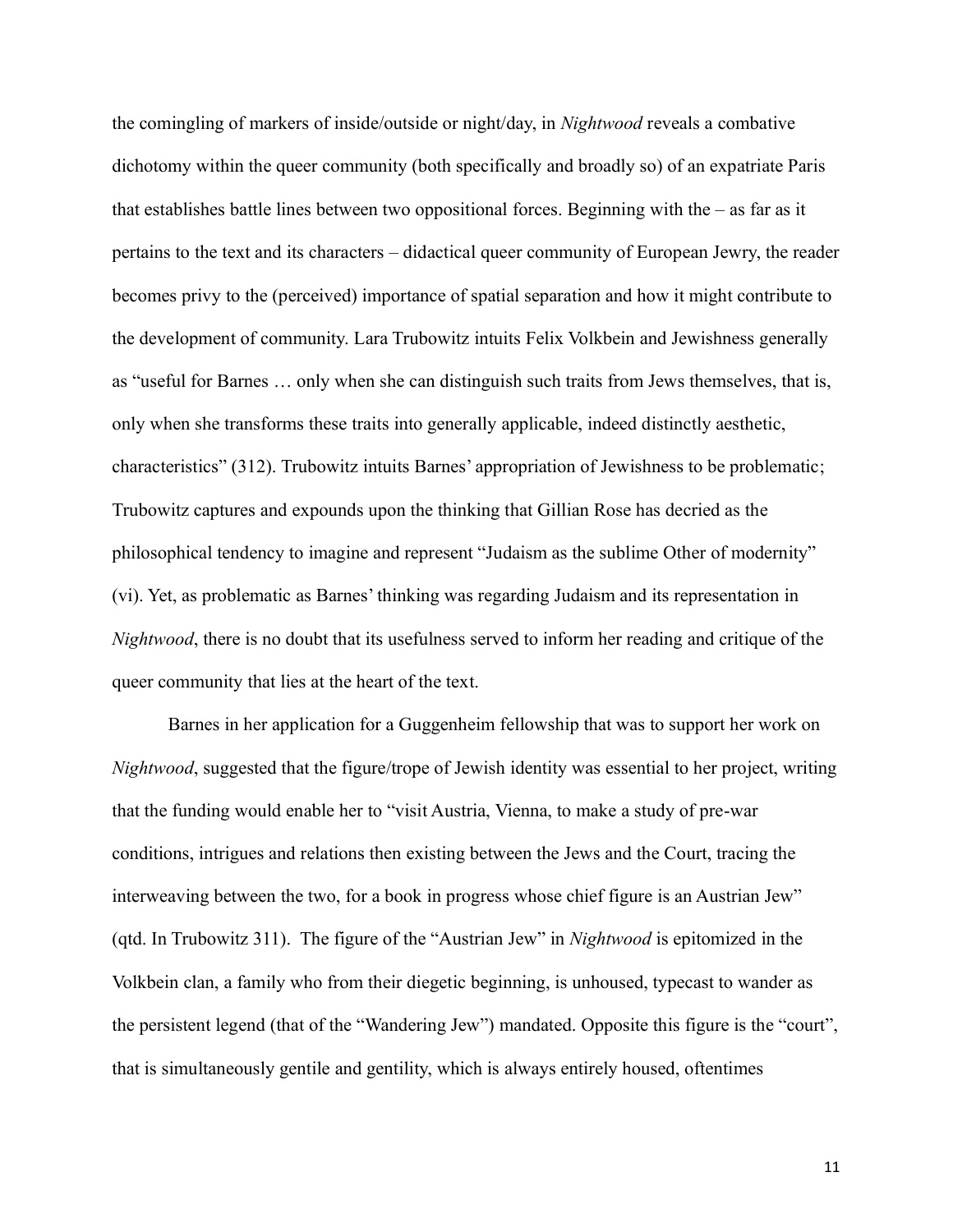the comingling of markers of inside/outside or night/day, in *Nightwood* reveals a combative dichotomy within the queer community (both specifically and broadly so) of an expatriate Paris that establishes battle lines between two oppositional forces. Beginning with the – as far as it pertains to the text and its characters – didactical queer community of European Jewry, the reader becomes privy to the (perceived) importance of spatial separation and how it might contribute to the development of community. Lara Trubowitz intuits Felix Volkbein and Jewishness generally as "useful for Barnes … only when she can distinguish such traits from Jews themselves, that is, only when she transforms these traits into generally applicable, indeed distinctly aesthetic, characteristics" (312). Trubowitz intuits Barnes' appropriation of Jewishness to be problematic; Trubowitz captures and expounds upon the thinking that Gillian Rose has decried as the philosophical tendency to imagine and represent "Judaism as the sublime Other of modernity" (vi). Yet, as problematic as Barnes' thinking was regarding Judaism and its representation in *Nightwood*, there is no doubt that its usefulness served to inform her reading and critique of the queer community that lies at the heart of the text.

Barnes in her application for a Guggenheim fellowship that was to support her work on *Nightwood*, suggested that the figure/trope of Jewish identity was essential to her project, writing that the funding would enable her to "visit Austria, Vienna, to make a study of pre-war conditions, intrigues and relations then existing between the Jews and the Court, tracing the interweaving between the two, for a book in progress whose chief figure is an Austrian Jew" (qtd. In Trubowitz 311). The figure of the "Austrian Jew" in *Nightwood* is epitomized in the Volkbein clan, a family who from their diegetic beginning, is unhoused, typecast to wander as the persistent legend (that of the "Wandering Jew") mandated. Opposite this figure is the "court", that is simultaneously gentile and gentility, which is always entirely housed, oftentimes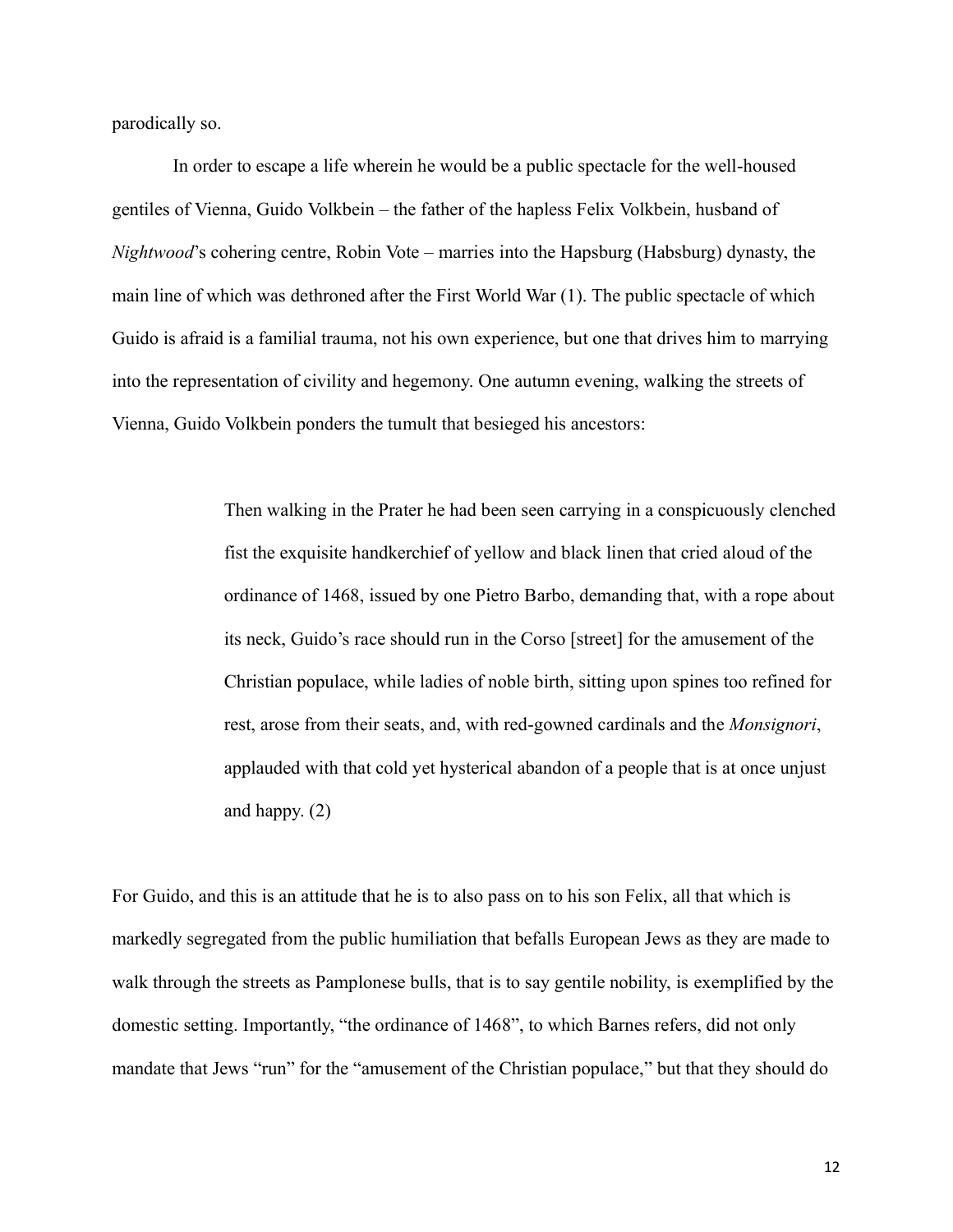parodically so.

In order to escape a life wherein he would be a public spectacle for the well-housed gentiles of Vienna, Guido Volkbein – the father of the hapless Felix Volkbein, husband of *Nightwood*'s cohering centre, Robin Vote – marries into the Hapsburg (Habsburg) dynasty, the main line of which was dethroned after the First World War (1). The public spectacle of which Guido is afraid is a familial trauma, not his own experience, but one that drives him to marrying into the representation of civility and hegemony. One autumn evening, walking the streets of Vienna, Guido Volkbein ponders the tumult that besieged his ancestors:

> Then walking in the Prater he had been seen carrying in a conspicuously clenched fist the exquisite handkerchief of yellow and black linen that cried aloud of the ordinance of 1468, issued by one Pietro Barbo, demanding that, with a rope about its neck, Guido's race should run in the Corso [street] for the amusement of the Christian populace, while ladies of noble birth, sitting upon spines too refined for rest, arose from their seats, and, with red-gowned cardinals and the *Monsignori*, applauded with that cold yet hysterical abandon of a people that is at once unjust and happy. (2)

For Guido, and this is an attitude that he is to also pass on to his son Felix, all that which is markedly segregated from the public humiliation that befalls European Jews as they are made to walk through the streets as Pamplonese bulls, that is to say gentile nobility, is exemplified by the domestic setting. Importantly, "the ordinance of 1468", to which Barnes refers, did not only mandate that Jews "run" for the "amusement of the Christian populace," but that they should do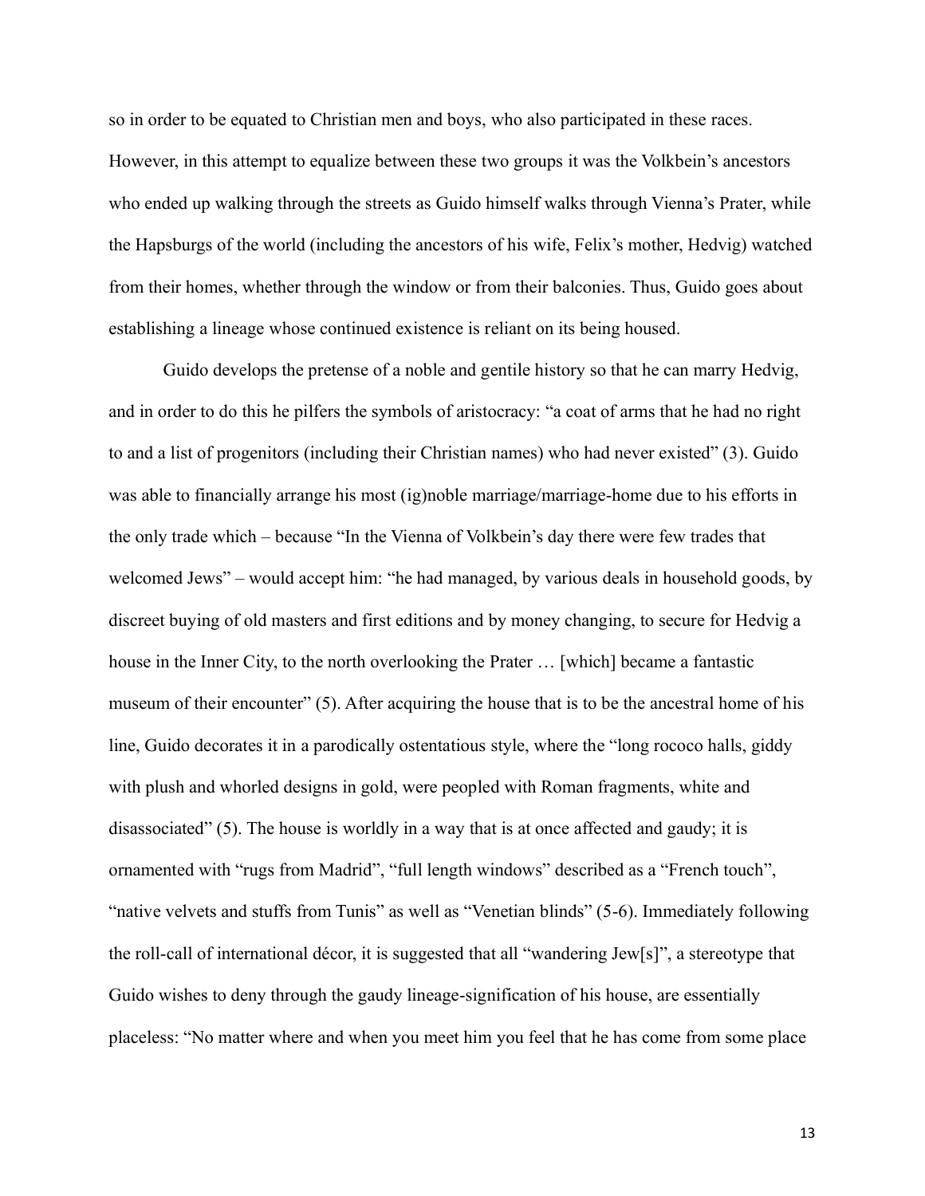so in order to be equated to Christian men and boys, who also participated in these races. However, in this attempt to equalize between these two groups it was the Volkbein's ancestors who ended up walking through the streets as Guido himself walks through Vienna's Prater, while the Hapsburgs of the world (including the ancestors of his wife, Felix's mother, Hedvig) watched from their homes, whether through the window or from their balconies. Thus, Guido goes about establishing a lineage whose continued existence is reliant on its being housed.

Guido develops the pretense of a noble and gentile history so that he can marry Hedvig, and in order to do this he pilfers the symbols of aristocracy: "a coat of arms that he had no right to and a list of progenitors (including their Christian names) who had never existed" (3). Guido was able to financially arrange his most (ig)noble marriage/marriage-home due to his efforts in the only trade which – because "In the Vienna of Volkbein's day there were few trades that welcomed Jews" – would accept him: "he had managed, by various deals in household goods, by discreet buying of old masters and first editions and by money changing, to secure for Hedvig a house in the Inner City, to the north overlooking the Prater … [which] became a fantastic museum of their encounter" (5). After acquiring the house that is to be the ancestral home of his line, Guido decorates it in a parodically ostentatious style, where the "long rococo halls, giddy with plush and whorled designs in gold, were peopled with Roman fragments, white and disassociated" (5). The house is worldly in a way that is at once affected and gaudy; it is ornamented with "rugs from Madrid", "full length windows" described as a "French touch", "native velvets and stuffs from Tunis" as well as "Venetian blinds" (5-6). Immediately following the roll-call of international décor, it is suggested that all "wandering Jew[s]", a stereotype that Guido wishes to deny through the gaudy lineage-signification of his house, are essentially placeless: "No matter where and when you meet him you feel that he has come from some place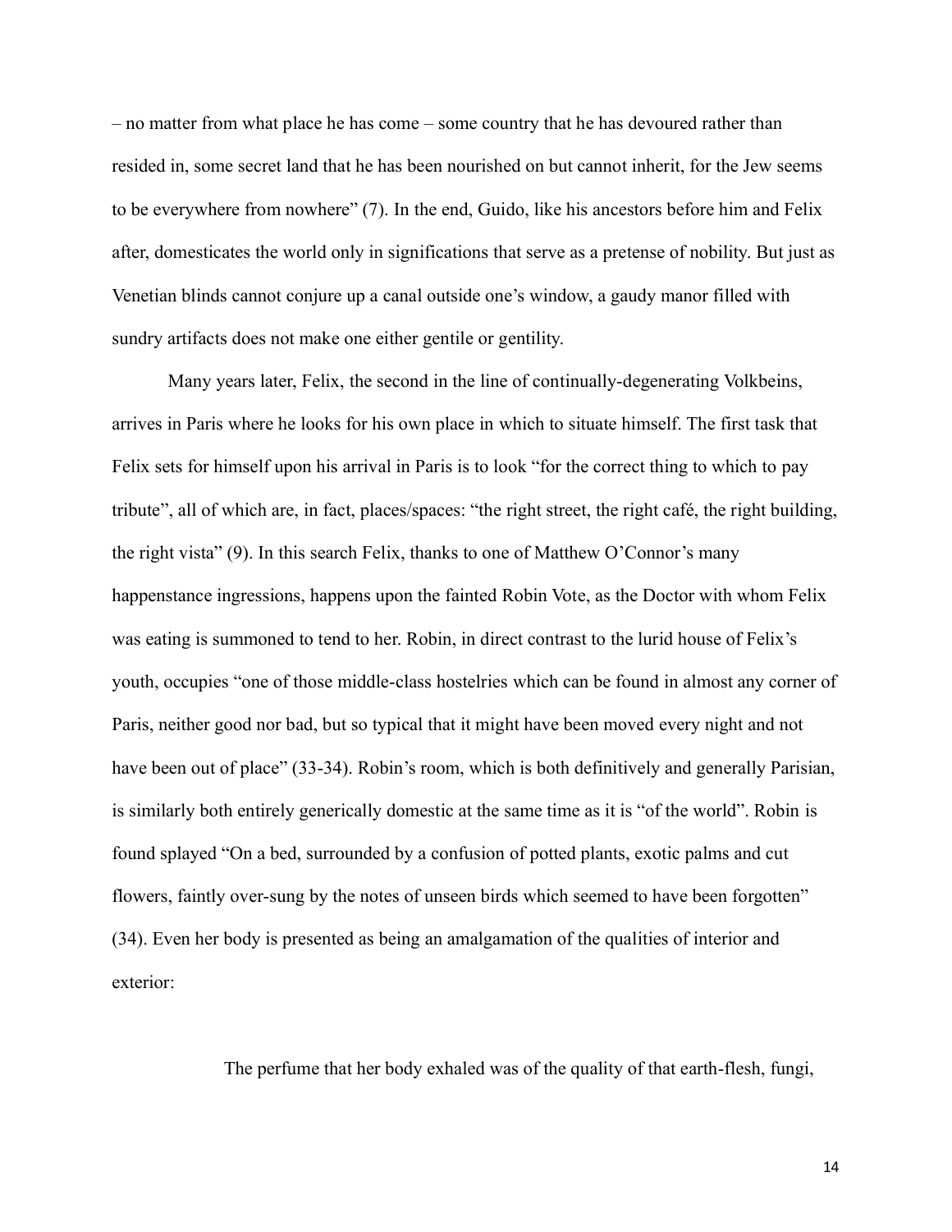– no matter from what place he has come – some country that he has devoured rather than resided in, some secret land that he has been nourished on but cannot inherit, for the Jew seems to be everywhere from nowhere" (7). In the end, Guido, like his ancestors before him and Felix after, domesticates the world only in significations that serve as a pretense of nobility. But just as Venetian blinds cannot conjure up a canal outside one's window, a gaudy manor filled with sundry artifacts does not make one either gentile or gentility.

Many years later, Felix, the second in the line of continually-degenerating Volkbeins, arrives in Paris where he looks for his own place in which to situate himself. The first task that Felix sets for himself upon his arrival in Paris is to look "for the correct thing to which to pay tribute", all of which are, in fact, places/spaces: "the right street, the right café, the right building, the right vista" (9). In this search Felix, thanks to one of Matthew O'Connor's many happenstance ingressions, happens upon the fainted Robin Vote, as the Doctor with whom Felix was eating is summoned to tend to her. Robin, in direct contrast to the lurid house of Felix's youth, occupies "one of those middle-class hostelries which can be found in almost any corner of Paris, neither good nor bad, but so typical that it might have been moved every night and not have been out of place" (33-34). Robin's room, which is both definitively and generally Parisian, is similarly both entirely generically domestic at the same time as it is "of the world". Robin is found splayed "On a bed, surrounded by a confusion of potted plants, exotic palms and cut flowers, faintly over-sung by the notes of unseen birds which seemed to have been forgotten" (34). Even her body is presented as being an amalgamation of the qualities of interior and exterior:

> The perfume that her body exhaled was of the quality of that earth-flesh, fungi,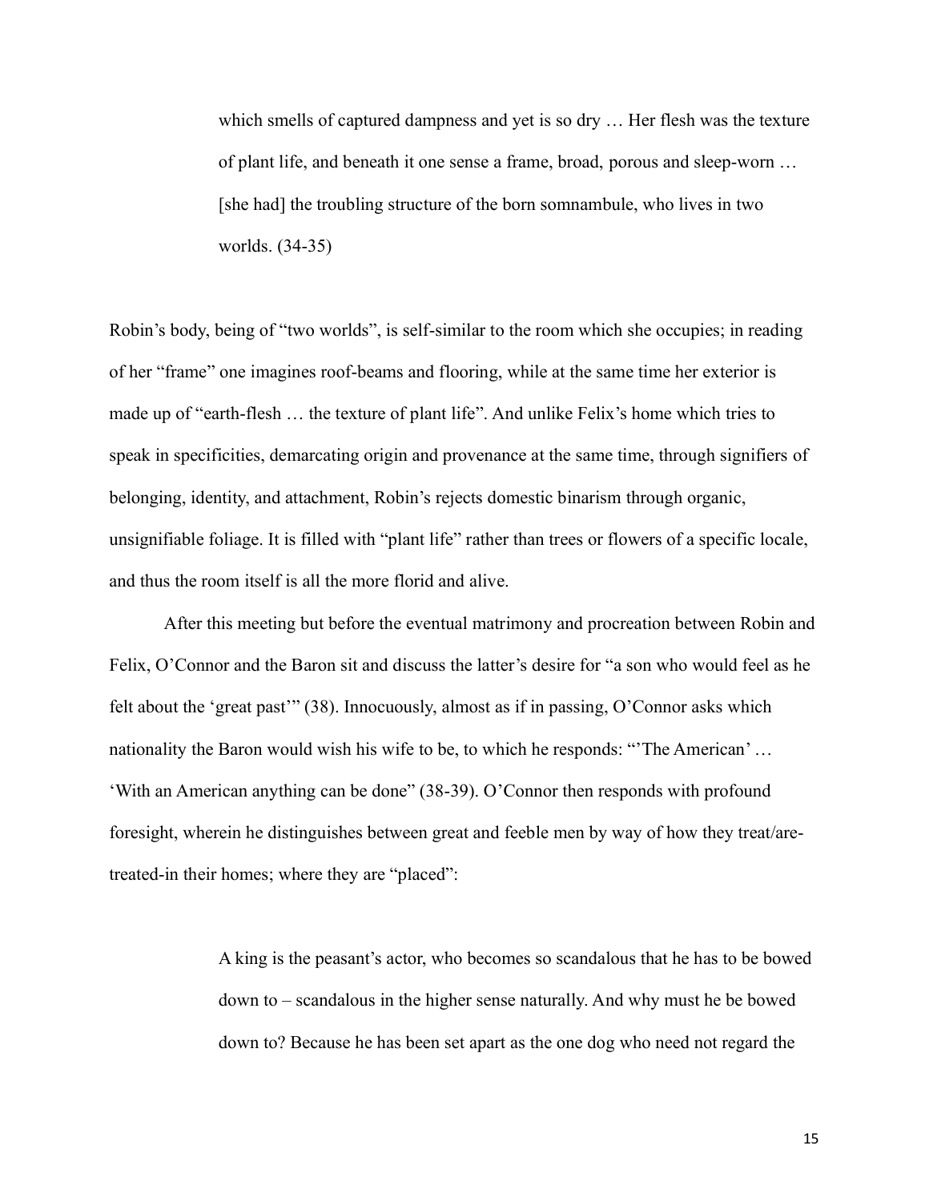> which smells of captured dampness and yet is so dry … Her flesh was the texture of plant life, and beneath it one sense a frame, broad, porous and sleep-worn … [she had] the troubling structure of the born somnambule, who lives in two worlds. (34-35)

Robin's body, being of "two worlds", is self-similar to the room which she occupies; in reading of her "frame" one imagines roof-beams and flooring, while at the same time her exterior is made up of "earth-flesh … the texture of plant life". And unlike Felix's home which tries to speak in specificities, demarcating origin and provenance at the same time, through signifiers of belonging, identity, and attachment, Robin's rejects domestic binarism through organic, unsignifiable foliage. It is filled with "plant life" rather than trees or flowers of a specific locale, and thus the room itself is all the more florid and alive.

After this meeting but before the eventual matrimony and procreation between Robin and Felix, O'Connor and the Baron sit and discuss the latter's desire for "a son who would feel as he felt about the 'great past'" (38). Innocuously, almost as if in passing, O'Connor asks which nationality the Baron would wish his wife to be, to which he responds: "'The American' … 'With an American anything can be done" (38-39). O'Connor then responds with profound foresight, wherein he distinguishes between great and feeble men by way of how they treat/are-treated-in their homes; where they are "placed":

> A king is the peasant's actor, who becomes so scandalous that he has to be bowed down to – scandalous in the higher sense naturally. And why must he be bowed down to? Because he has been set apart as the one dog who need not regard the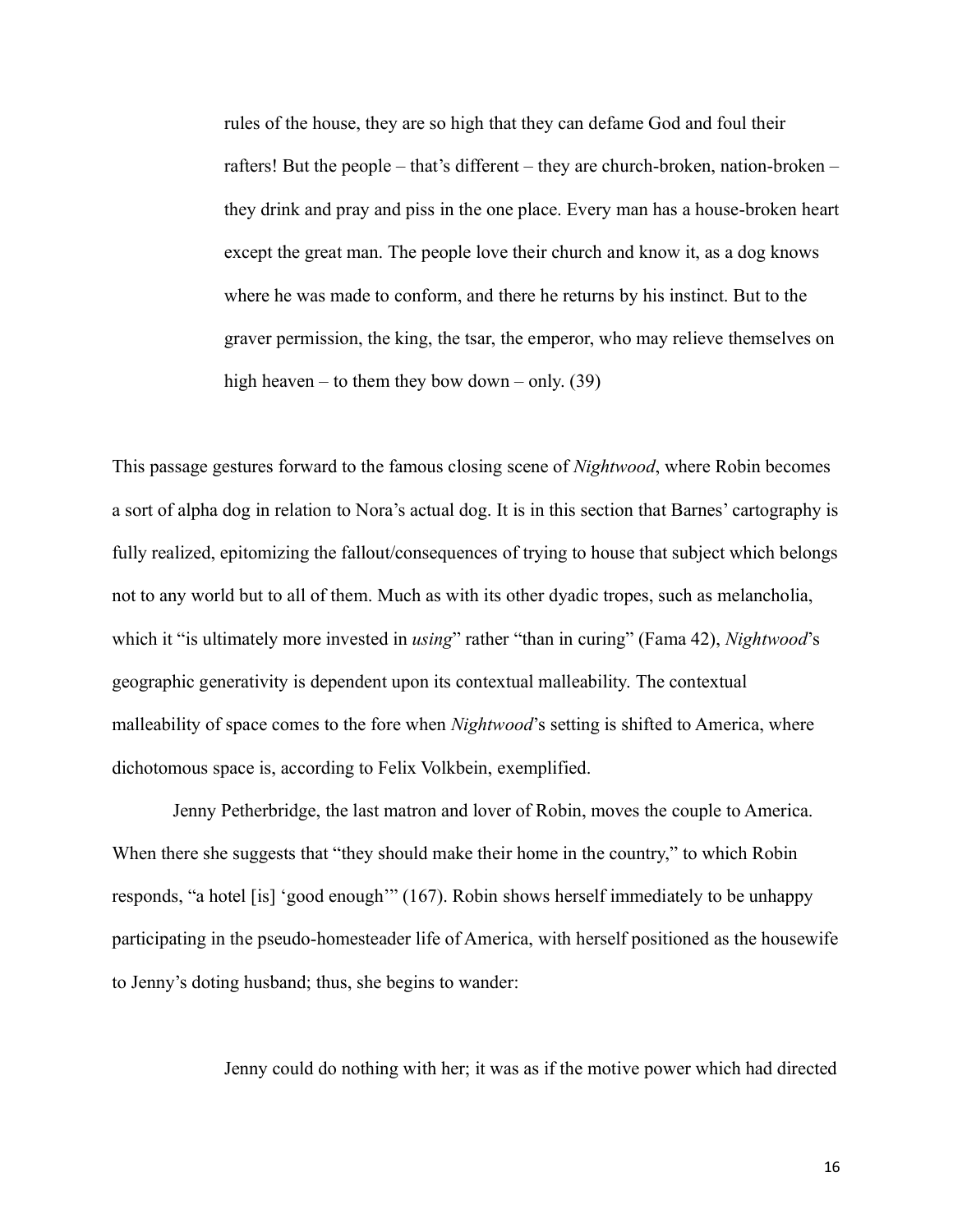> rules of the house, they are so high that they can defame God and foul their rafters! But the people – that's different – they are church-broken, nation-broken – they drink and pray and piss in the one place. Every man has a house-broken heart except the great man. The people love their church and know it, as a dog knows where he was made to conform, and there he returns by his instinct. But to the graver permission, the king, the tsar, the emperor, who may relieve themselves on high heaven – to them they bow down – only. (39)

This passage gestures forward to the famous closing scene of *Nightwood*, where Robin becomes a sort of alpha dog in relation to Nora's actual dog. It is in this section that Barnes' cartography is fully realized, epitomizing the fallout/consequences of trying to house that subject which belongs not to any world but to all of them. Much as with its other dyadic tropes, such as melancholia, which it "is ultimately more invested in *using*" rather "than in curing" (Fama 42), *Nightwood*'s geographic generativity is dependent upon its contextual malleability. The contextual malleability of space comes to the fore when *Nightwood*'s setting is shifted to America, where dichotomous space is, according to Felix Volkbein, exemplified.

Jenny Petherbridge, the last matron and lover of Robin, moves the couple to America. When there she suggests that "they should make their home in the country," to which Robin responds, "a hotel [is] 'good enough'" (167). Robin shows herself immediately to be unhappy participating in the pseudo-homesteader life of America, with herself positioned as the housewife to Jenny's doting husband; thus, she begins to wander:

> Jenny could do nothing with her; it was as if the motive power which had directed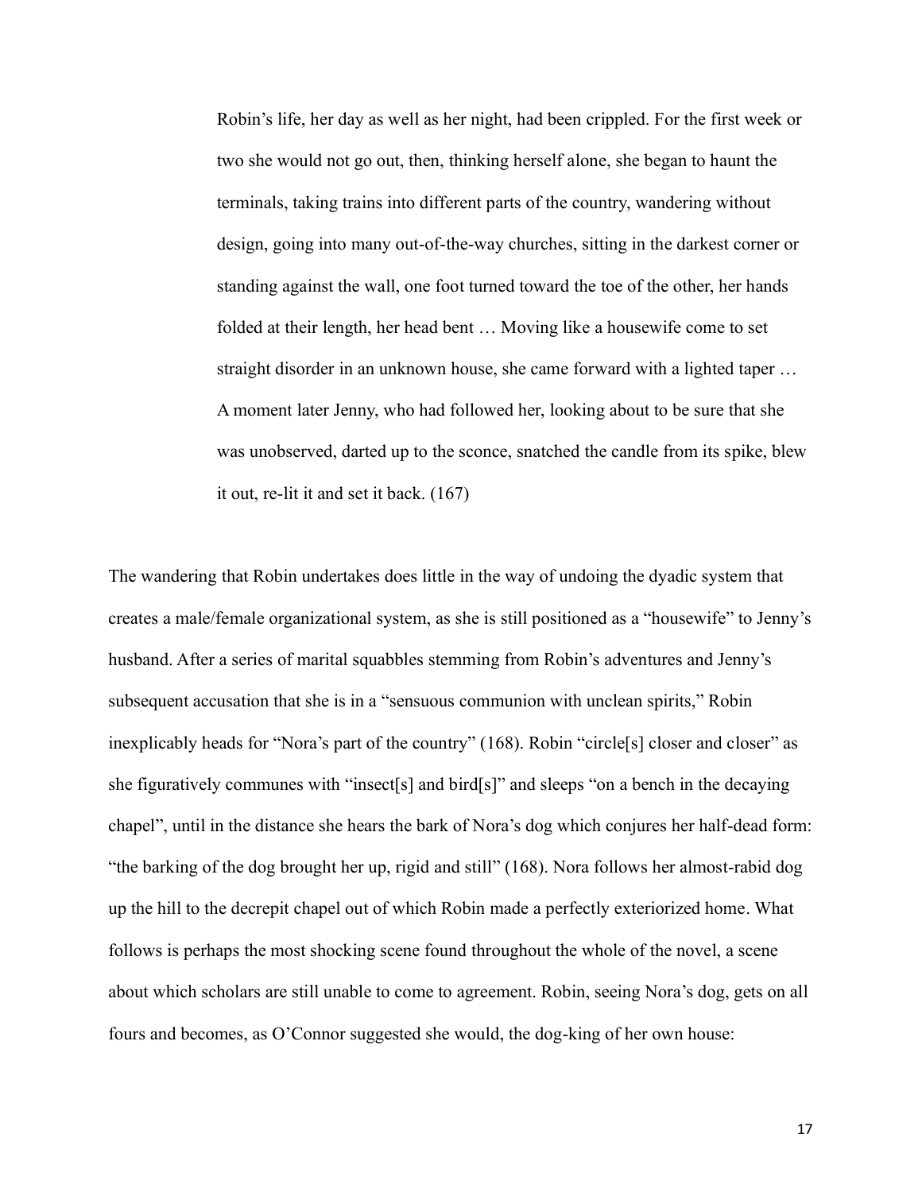> Robin's life, her day as well as her night, had been crippled. For the first week or two she would not go out, then, thinking herself alone, she began to haunt the terminals, taking trains into different parts of the country, wandering without design, going into many out-of-the-way churches, sitting in the darkest corner or standing against the wall, one foot turned toward the toe of the other, her hands folded at their length, her head bent … Moving like a housewife come to set straight disorder in an unknown house, she came forward with a lighted taper … A moment later Jenny, who had followed her, looking about to be sure that she was unobserved, darted up to the sconce, snatched the candle from its spike, blew it out, re-lit it and set it back. (167)

The wandering that Robin undertakes does little in the way of undoing the dyadic system that creates a male/female organizational system, as she is still positioned as a "housewife" to Jenny's husband. After a series of marital squabbles stemming from Robin's adventures and Jenny's subsequent accusation that she is in a "sensuous communion with unclean spirits," Robin inexplicably heads for "Nora's part of the country" (168). Robin "circle[s] closer and closer" as she figuratively communes with "insect[s] and bird[s]" and sleeps "on a bench in the decaying chapel", until in the distance she hears the bark of Nora's dog which conjures her half-dead form: "the barking of the dog brought her up, rigid and still" (168). Nora follows her almost-rabid dog up the hill to the decrepit chapel out of which Robin made a perfectly exteriorized home. What follows is perhaps the most shocking scene found throughout the whole of the novel, a scene about which scholars are still unable to come to agreement. Robin, seeing Nora's dog, gets on all fours and becomes, as O'Connor suggested she would, the dog-king of her own house: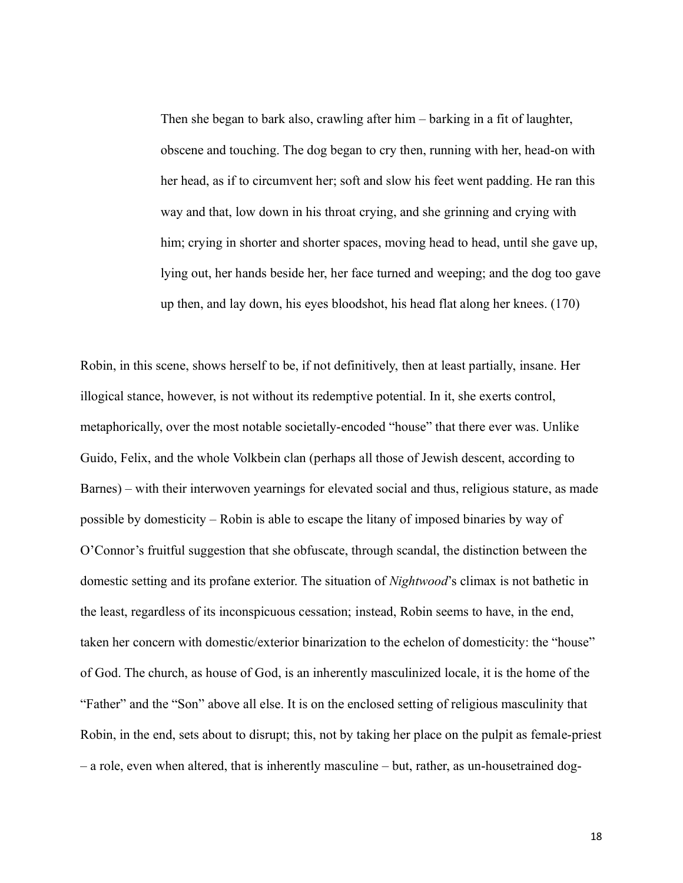> Then she began to bark also, crawling after him – barking in a fit of laughter, obscene and touching. The dog began to cry then, running with her, head-on with her head, as if to circumvent her; soft and slow his feet went padding. He ran this way and that, low down in his throat crying, and she grinning and crying with him; crying in shorter and shorter spaces, moving head to head, until she gave up, lying out, her hands beside her, her face turned and weeping; and the dog too gave up then, and lay down, his eyes bloodshot, his head flat along her knees. (170)

Robin, in this scene, shows herself to be, if not definitively, then at least partially, insane. Her illogical stance, however, is not without its redemptive potential. In it, she exerts control, metaphorically, over the most notable societally-encoded "house" that there ever was. Unlike Guido, Felix, and the whole Volkbein clan (perhaps all those of Jewish descent, according to Barnes) – with their interwoven yearnings for elevated social and thus, religious stature, as made possible by domesticity – Robin is able to escape the litany of imposed binaries by way of O'Connor's fruitful suggestion that she obfuscate, through scandal, the distinction between the domestic setting and its profane exterior. The situation of *Nightwood*'s climax is not bathetic in the least, regardless of its inconspicuous cessation; instead, Robin seems to have, in the end, taken her concern with domestic/exterior binarization to the echelon of domesticity: the "house" of God. The church, as house of God, is an inherently masculinized locale, it is the home of the "Father" and the "Son" above all else. It is on the enclosed setting of religious masculinity that Robin, in the end, sets about to disrupt; this, not by taking her place on the pulpit as female-priest – a role, even when altered, that is inherently masculine – but, rather, as un-housetrained dog-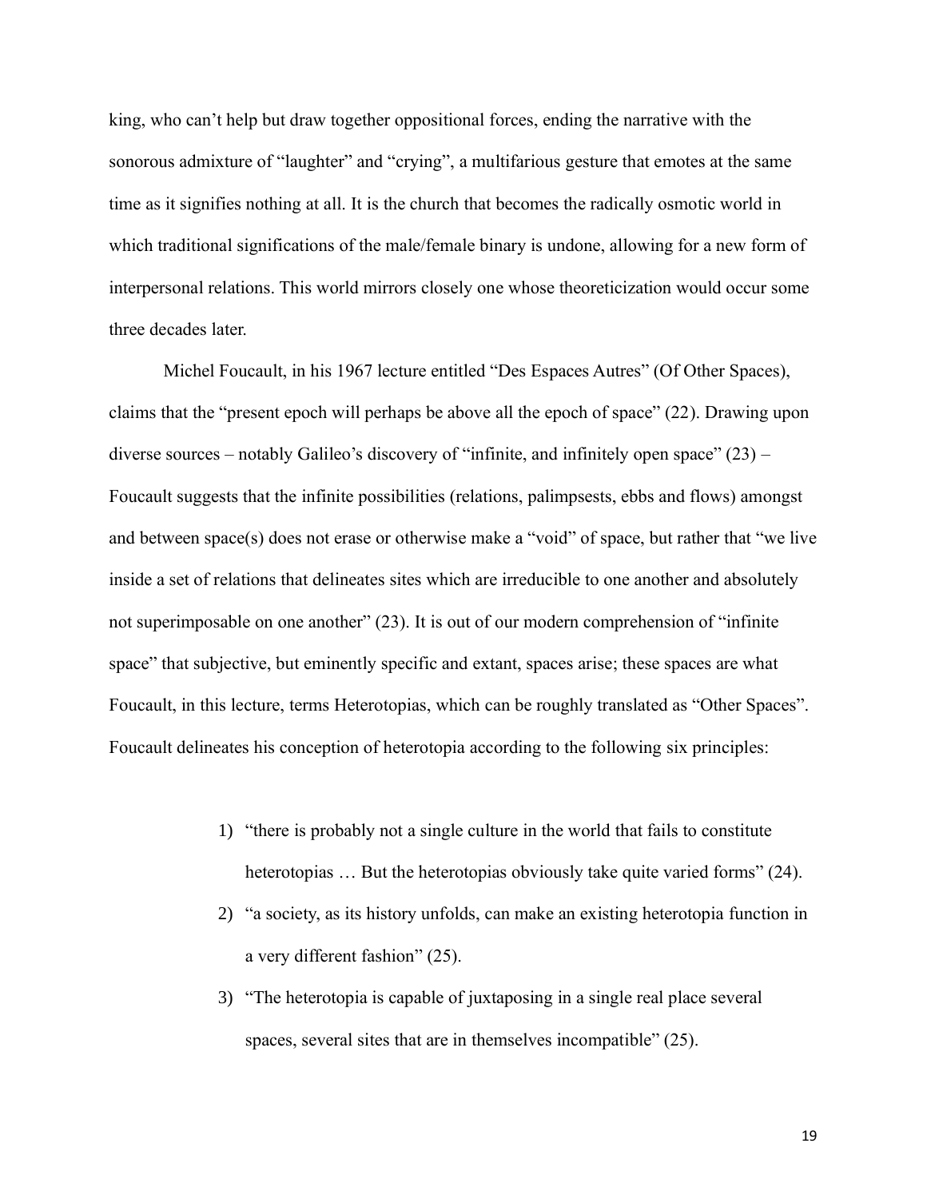king, who can't help but draw together oppositional forces, ending the narrative with the sonorous admixture of "laughter" and "crying", a multifarious gesture that emotes at the same time as it signifies nothing at all. It is the church that becomes the radically osmotic world in which traditional significations of the male/female binary is undone, allowing for a new form of interpersonal relations. This world mirrors closely one whose theoreticization would occur some three decades later.

Michel Foucault, in his 1967 lecture entitled "Des Espaces Autres" (Of Other Spaces), claims that the "present epoch will perhaps be above all the epoch of space" (22). Drawing upon diverse sources – notably Galileo's discovery of "infinite, and infinitely open space" (23) – Foucault suggests that the infinite possibilities (relations, palimpsests, ebbs and flows) amongst and between space(s) does not erase or otherwise make a "void" of space, but rather that "we live inside a set of relations that delineates sites which are irreducible to one another and absolutely not superimposable on one another" (23). It is out of our modern comprehension of "infinite space" that subjective, but eminently specific and extant, spaces arise; these spaces are what Foucault, in this lecture, terms Heterotopias, which can be roughly translated as "Other Spaces". Foucault delineates his conception of heterotopia according to the following six principles:

1) "there is probably not a single culture in the world that fails to constitute heterotopias … But the heterotopias obviously take quite varied forms" (24).
2) "a society, as its history unfolds, can make an existing heterotopia function in a very different fashion" (25).
3) "The heterotopia is capable of juxtaposing in a single real place several spaces, several sites that are in themselves incompatible" (25).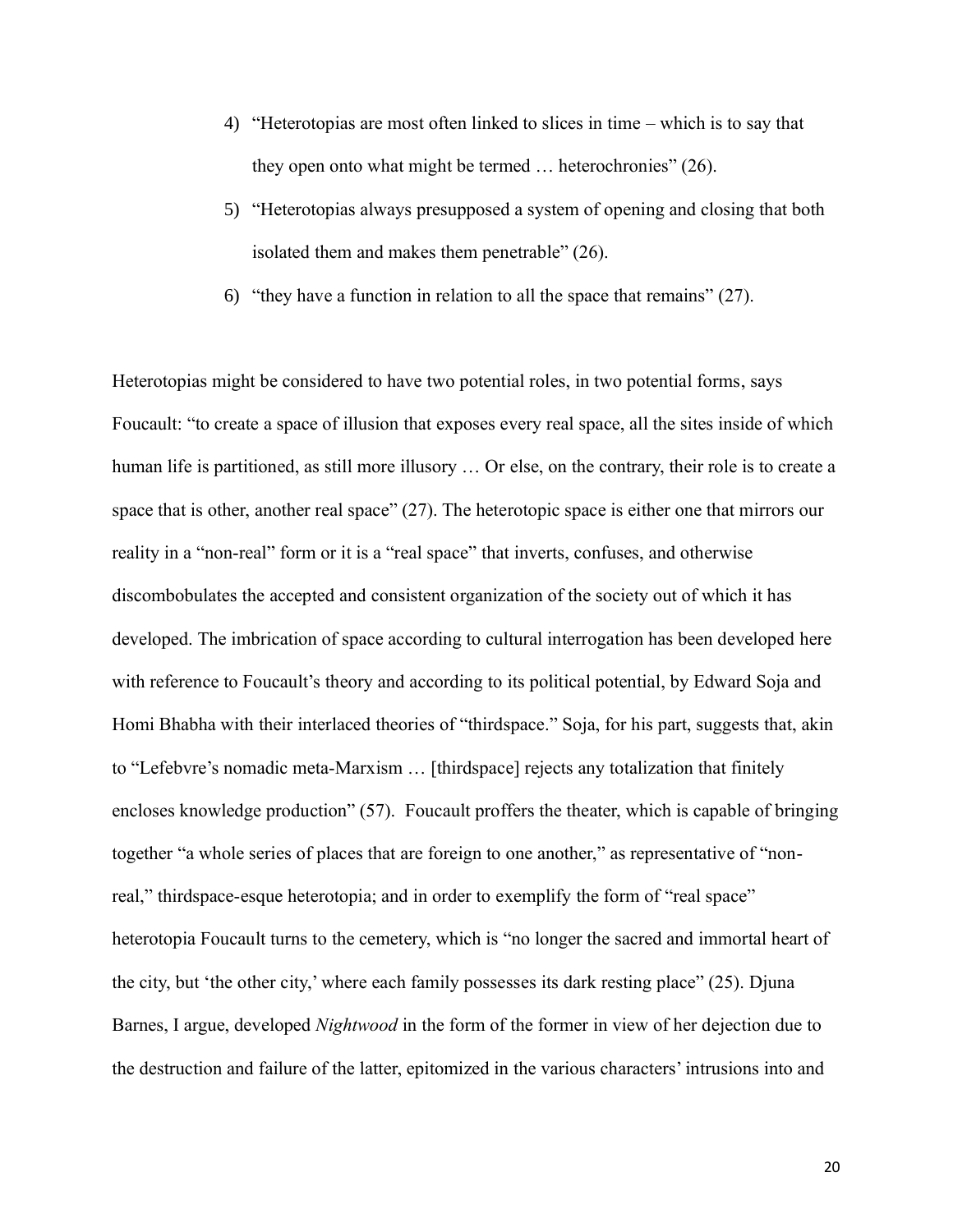4) "Heterotopias are most often linked to slices in time – which is to say that they open onto what might be termed … heterochronies" (26).
5) "Heterotopias always presupposed a system of opening and closing that both isolated them and makes them penetrable" (26).
6) "they have a function in relation to all the space that remains" (27).

Heterotopias might be considered to have two potential roles, in two potential forms, says Foucault: "to create a space of illusion that exposes every real space, all the sites inside of which human life is partitioned, as still more illusory … Or else, on the contrary, their role is to create a space that is other, another real space" (27). The heterotopic space is either one that mirrors our reality in a "non-real" form or it is a "real space" that inverts, confuses, and otherwise discombobulates the accepted and consistent organization of the society out of which it has developed. The imbrication of space according to cultural interrogation has been developed here with reference to Foucault's theory and according to its political potential, by Edward Soja and Homi Bhabha with their interlaced theories of "thirdspace." Soja, for his part, suggests that, akin to "Lefebvre's nomadic meta-Marxism … [thirdspace] rejects any totalization that finitely encloses knowledge production" (57). Foucault proffers the theater, which is capable of bringing together "a whole series of places that are foreign to one another," as representative of "non-real," thirdspace-esque heterotopia; and in order to exemplify the form of "real space" heterotopia Foucault turns to the cemetery, which is "no longer the sacred and immortal heart of the city, but 'the other city,' where each family possesses its dark resting place" (25). Djuna Barnes, I argue, developed *Nightwood* in the form of the former in view of her dejection due to the destruction and failure of the latter, epitomized in the various characters' intrusions into and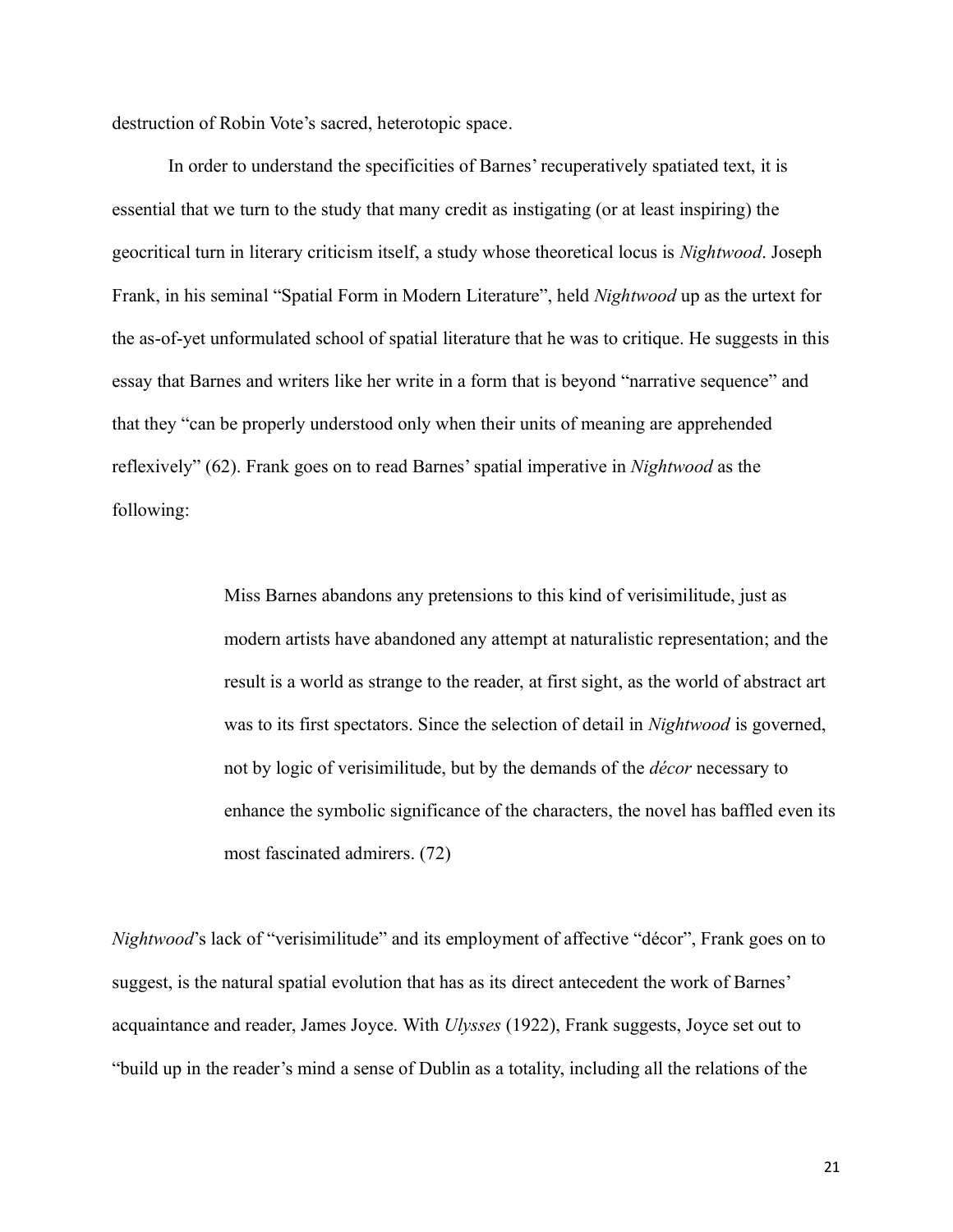destruction of Robin Vote's sacred, heterotopic space.

In order to understand the specificities of Barnes' recuperatively spatiated text, it is essential that we turn to the study that many credit as instigating (or at least inspiring) the geocritical turn in literary criticism itself, a study whose theoretical locus is *Nightwood*. Joseph Frank, in his seminal "Spatial Form in Modern Literature", held *Nightwood* up as the urtext for the as-of-yet unformulated school of spatial literature that he was to critique. He suggests in this essay that Barnes and writers like her write in a form that is beyond "narrative sequence" and that they "can be properly understood only when their units of meaning are apprehended reflexively" (62). Frank goes on to read Barnes' spatial imperative in *Nightwood* as the following:

> Miss Barnes abandons any pretensions to this kind of verisimilitude, just as modern artists have abandoned any attempt at naturalistic representation; and the result is a world as strange to the reader, at first sight, as the world of abstract art was to its first spectators. Since the selection of detail in *Nightwood* is governed, not by logic of verisimilitude, but by the demands of the *décor* necessary to enhance the symbolic significance of the characters, the novel has baffled even its most fascinated admirers. (72)

*Nightwood*'s lack of "verisimilitude" and its employment of affective "décor", Frank goes on to suggest, is the natural spatial evolution that has as its direct antecedent the work of Barnes' acquaintance and reader, James Joyce. With *Ulysses* (1922), Frank suggests, Joyce set out to "build up in the reader's mind a sense of Dublin as a totality, including all the relations of the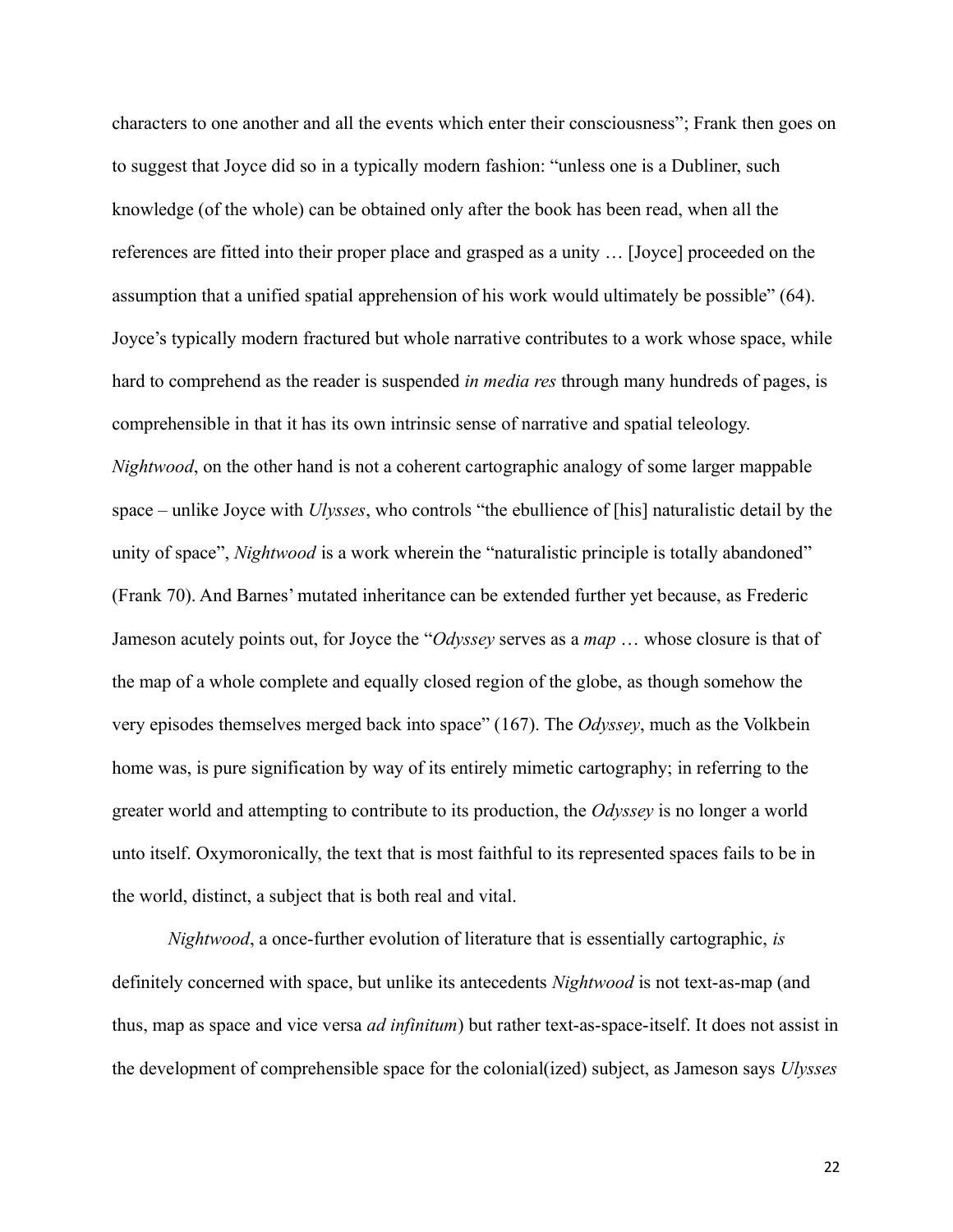characters to one another and all the events which enter their consciousness"; Frank then goes on to suggest that Joyce did so in a typically modern fashion: "unless one is a Dubliner, such knowledge (of the whole) can be obtained only after the book has been read, when all the references are fitted into their proper place and grasped as a unity … [Joyce] proceeded on the assumption that a unified spatial apprehension of his work would ultimately be possible" (64). Joyce's typically modern fractured but whole narrative contributes to a work whose space, while hard to comprehend as the reader is suspended *in media res* through many hundreds of pages, is comprehensible in that it has its own intrinsic sense of narrative and spatial teleology. *Nightwood*, on the other hand is not a coherent cartographic analogy of some larger mappable space – unlike Joyce with *Ulysses*, who controls "the ebullience of [his] naturalistic detail by the unity of space", *Nightwood* is a work wherein the "naturalistic principle is totally abandoned" (Frank 70). And Barnes' mutated inheritance can be extended further yet because, as Frederic Jameson acutely points out, for Joyce the "*Odyssey* serves as a *map* … whose closure is that of the map of a whole complete and equally closed region of the globe, as though somehow the very episodes themselves merged back into space" (167). The *Odyssey*, much as the Volkbein home was, is pure signification by way of its entirely mimetic cartography; in referring to the greater world and attempting to contribute to its production, the *Odyssey* is no longer a world unto itself. Oxymoronically, the text that is most faithful to its represented spaces fails to be in the world, distinct, a subject that is both real and vital.

*Nightwood*, a once-further evolution of literature that is essentially cartographic, *is* definitely concerned with space, but unlike its antecedents *Nightwood* is not text-as-map (and thus, map as space and vice versa *ad infinitum*) but rather text-as-space-itself. It does not assist in the development of comprehensible space for the colonial(ized) subject, as Jameson says *Ulysses*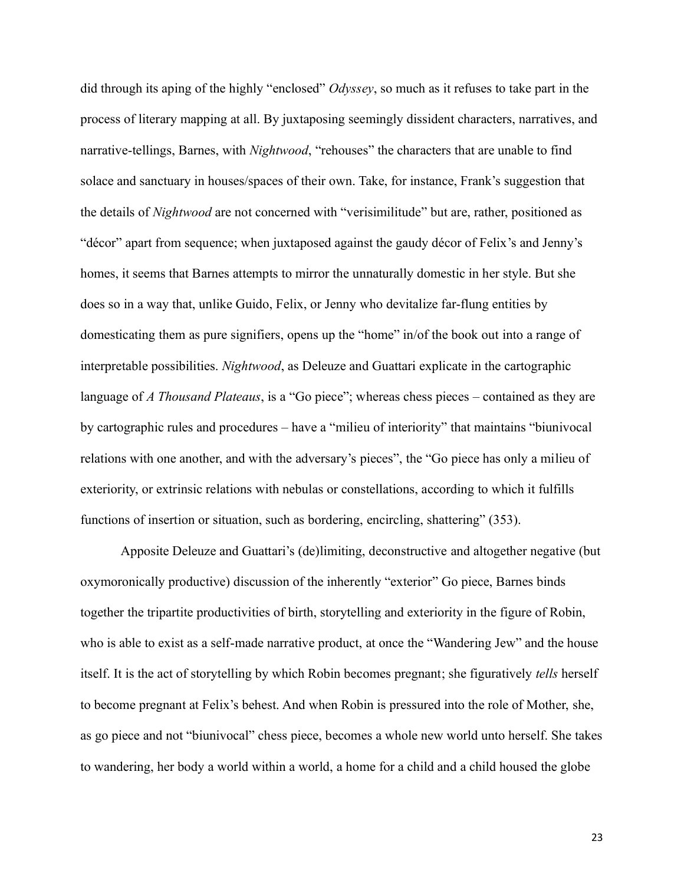did through its aping of the highly "enclosed" *Odyssey*, so much as it refuses to take part in the process of literary mapping at all. By juxtaposing seemingly dissident characters, narratives, and narrative-tellings, Barnes, with *Nightwood*, "rehouses" the characters that are unable to find solace and sanctuary in houses/spaces of their own. Take, for instance, Frank's suggestion that the details of *Nightwood* are not concerned with "verisimilitude" but are, rather, positioned as "décor" apart from sequence; when juxtaposed against the gaudy décor of Felix's and Jenny's homes, it seems that Barnes attempts to mirror the unnaturally domestic in her style. But she does so in a way that, unlike Guido, Felix, or Jenny who devitalize far-flung entities by domesticating them as pure signifiers, opens up the "home" in/of the book out into a range of interpretable possibilities. *Nightwood*, as Deleuze and Guattari explicate in the cartographic language of *A Thousand Plateaus*, is a "Go piece"; whereas chess pieces – contained as they are by cartographic rules and procedures – have a "milieu of interiority" that maintains "biunivocal relations with one another, and with the adversary's pieces", the "Go piece has only a milieu of exteriority, or extrinsic relations with nebulas or constellations, according to which it fulfills functions of insertion or situation, such as bordering, encircling, shattering" (353).

Apposite Deleuze and Guattari's (de)limiting, deconstructive and altogether negative (but oxymoronically productive) discussion of the inherently "exterior" Go piece, Barnes binds together the tripartite productivities of birth, storytelling and exteriority in the figure of Robin, who is able to exist as a self-made narrative product, at once the "Wandering Jew" and the house itself. It is the act of storytelling by which Robin becomes pregnant; she figuratively *tells* herself to become pregnant at Felix's behest. And when Robin is pressured into the role of Mother, she, as go piece and not "biunivocal" chess piece, becomes a whole new world unto herself. She takes to wandering, her body a world within a world, a home for a child and a child housed the globe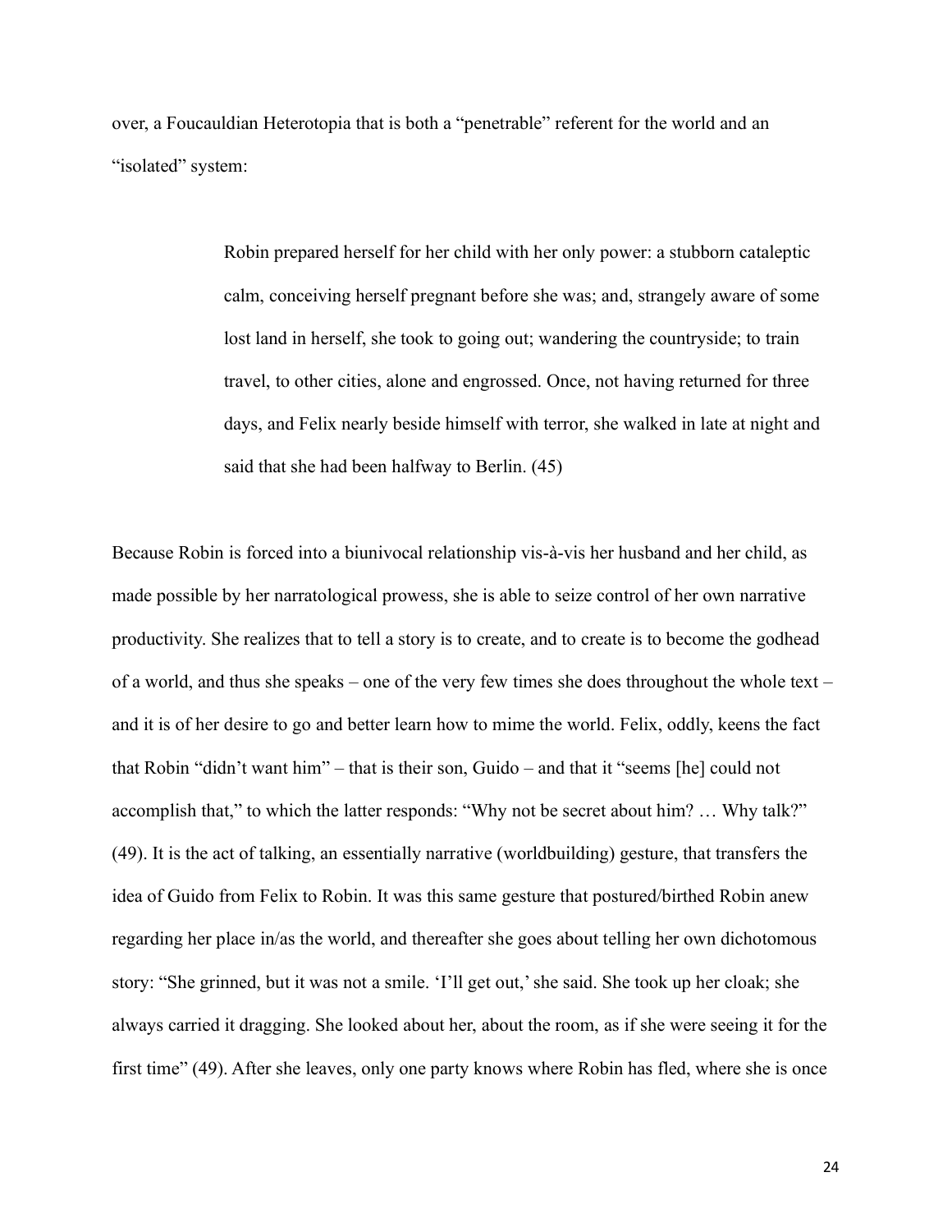over, a Foucauldian Heterotopia that is both a "penetrable" referent for the world and an "isolated" system:

> Robin prepared herself for her child with her only power: a stubborn cataleptic calm, conceiving herself pregnant before she was; and, strangely aware of some lost land in herself, she took to going out; wandering the countryside; to train travel, to other cities, alone and engrossed. Once, not having returned for three days, and Felix nearly beside himself with terror, she walked in late at night and said that she had been halfway to Berlin. (45)

Because Robin is forced into a biunivocal relationship vis-à-vis her husband and her child, as made possible by her narratological prowess, she is able to seize control of her own narrative productivity. She realizes that to tell a story is to create, and to create is to become the godhead of a world, and thus she speaks – one of the very few times she does throughout the whole text – and it is of her desire to go and better learn how to mime the world. Felix, oddly, keens the fact that Robin "didn't want him" – that is their son, Guido – and that it "seems [he] could not accomplish that," to which the latter responds: "Why not be secret about him? … Why talk?" (49). It is the act of talking, an essentially narrative (worldbuilding) gesture, that transfers the idea of Guido from Felix to Robin. It was this same gesture that postured/birthed Robin anew regarding her place in/as the world, and thereafter she goes about telling her own dichotomous story: "She grinned, but it was not a smile. 'I'll get out,' she said. She took up her cloak; she always carried it dragging. She looked about her, about the room, as if she were seeing it for the first time" (49). After she leaves, only one party knows where Robin has fled, where she is once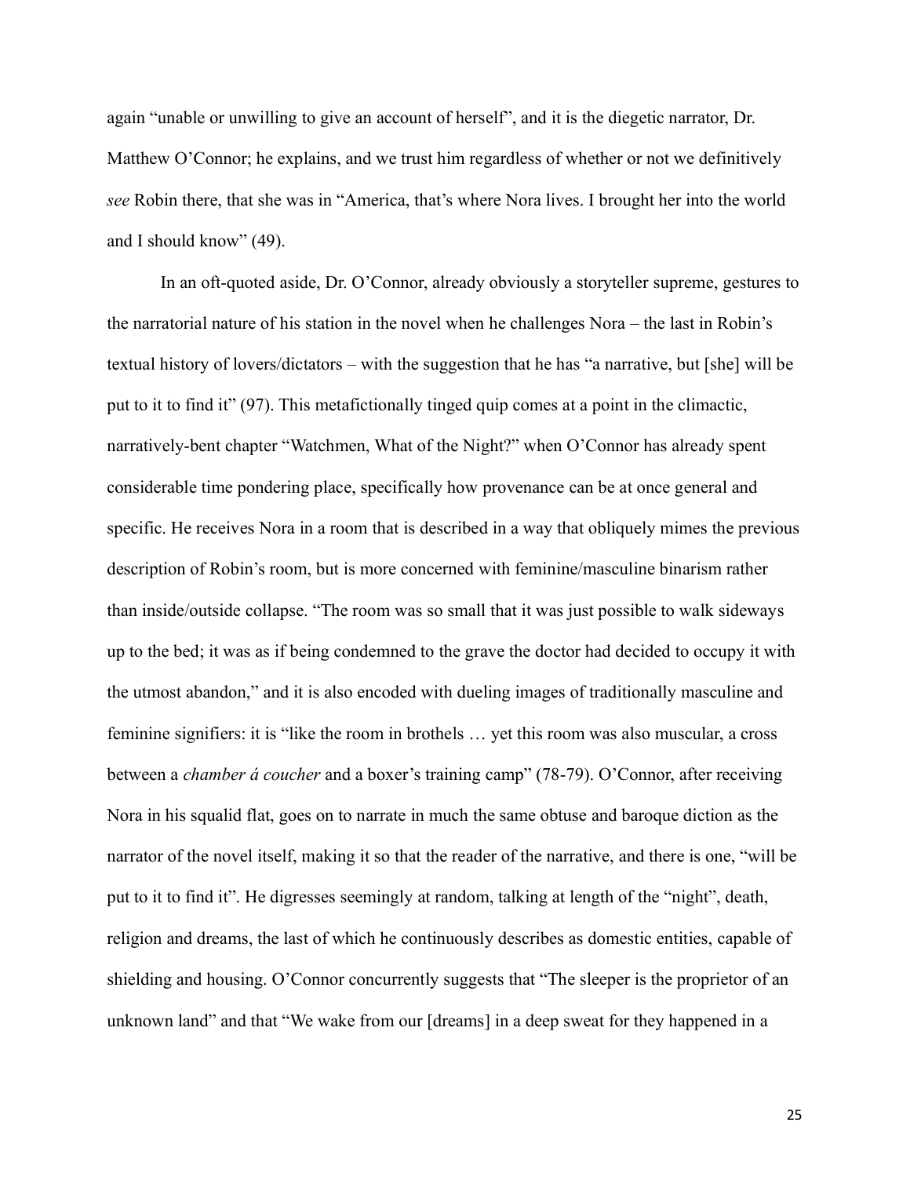again "unable or unwilling to give an account of herself", and it is the diegetic narrator, Dr. Matthew O'Connor; he explains, and we trust him regardless of whether or not we definitively *see* Robin there, that she was in "America, that's where Nora lives. I brought her into the world and I should know" (49).

In an oft-quoted aside, Dr. O'Connor, already obviously a storyteller supreme, gestures to the narratorial nature of his station in the novel when he challenges Nora – the last in Robin's textual history of lovers/dictators – with the suggestion that he has "a narrative, but [she] will be put to it to find it" (97). This metafictionally tinged quip comes at a point in the climactic, narratively-bent chapter "Watchmen, What of the Night?" when O'Connor has already spent considerable time pondering place, specifically how provenance can be at once general and specific. He receives Nora in a room that is described in a way that obliquely mimes the previous description of Robin's room, but is more concerned with feminine/masculine binarism rather than inside/outside collapse. "The room was so small that it was just possible to walk sideways up to the bed; it was as if being condemned to the grave the doctor had decided to occupy it with the utmost abandon," and it is also encoded with dueling images of traditionally masculine and feminine signifiers: it is "like the room in brothels … yet this room was also muscular, a cross between a *chamber á coucher* and a boxer's training camp" (78-79). O'Connor, after receiving Nora in his squalid flat, goes on to narrate in much the same obtuse and baroque diction as the narrator of the novel itself, making it so that the reader of the narrative, and there is one, "will be put to it to find it". He digresses seemingly at random, talking at length of the "night", death, religion and dreams, the last of which he continuously describes as domestic entities, capable of shielding and housing. O'Connor concurrently suggests that "The sleeper is the proprietor of an unknown land" and that "We wake from our [dreams] in a deep sweat for they happened in a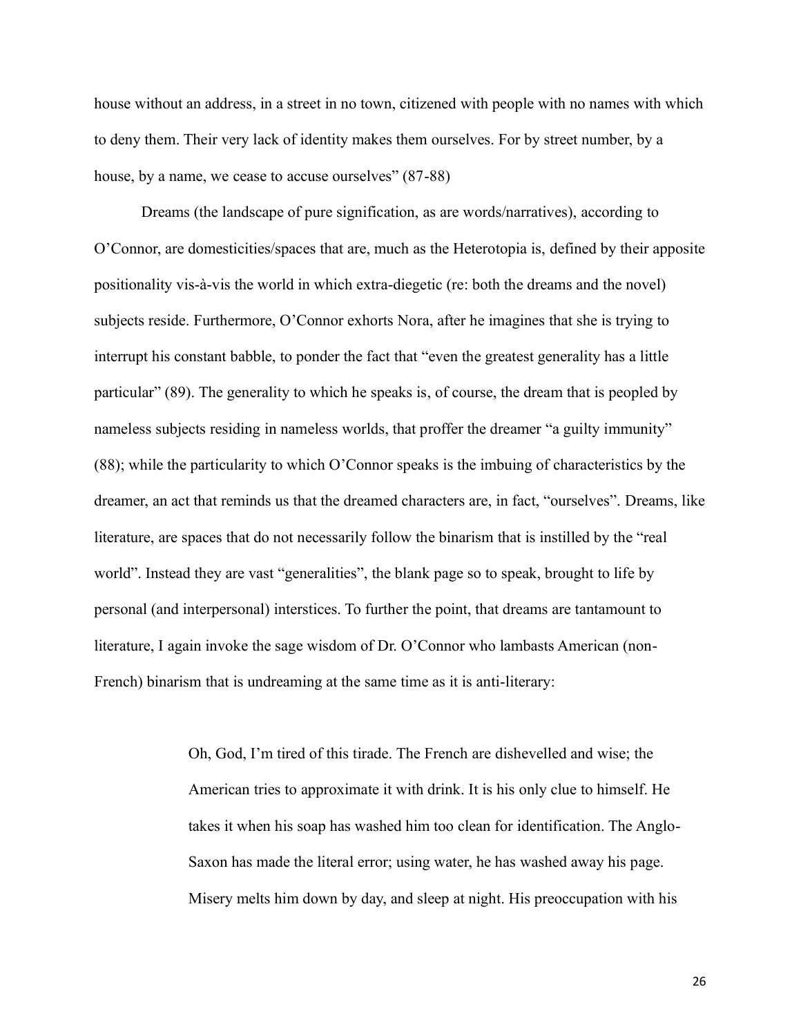house without an address, in a street in no town, citizened with people with no names with which to deny them. Their very lack of identity makes them ourselves. For by street number, by a house, by a name, we cease to accuse ourselves" (87-88)

Dreams (the landscape of pure signification, as are words/narratives), according to O'Connor, are domesticities/spaces that are, much as the Heterotopia is, defined by their apposite positionality vis-à-vis the world in which extra-diegetic (re: both the dreams and the novel) subjects reside. Furthermore, O'Connor exhorts Nora, after he imagines that she is trying to interrupt his constant babble, to ponder the fact that "even the greatest generality has a little particular" (89). The generality to which he speaks is, of course, the dream that is peopled by nameless subjects residing in nameless worlds, that proffer the dreamer "a guilty immunity" (88); while the particularity to which O'Connor speaks is the imbuing of characteristics by the dreamer, an act that reminds us that the dreamed characters are, in fact, "ourselves". Dreams, like literature, are spaces that do not necessarily follow the binarism that is instilled by the "real world". Instead they are vast "generalities", the blank page so to speak, brought to life by personal (and interpersonal) interstices. To further the point, that dreams are tantamount to literature, I again invoke the sage wisdom of Dr. O'Connor who lambasts American (non-French) binarism that is undreaming at the same time as it is anti-literary:

> Oh, God, I'm tired of this tirade. The French are dishevelled and wise; the American tries to approximate it with drink. It is his only clue to himself. He takes it when his soap has washed him too clean for identification. The Anglo-Saxon has made the literal error; using water, he has washed away his page. Misery melts him down by day, and sleep at night. His preoccupation with his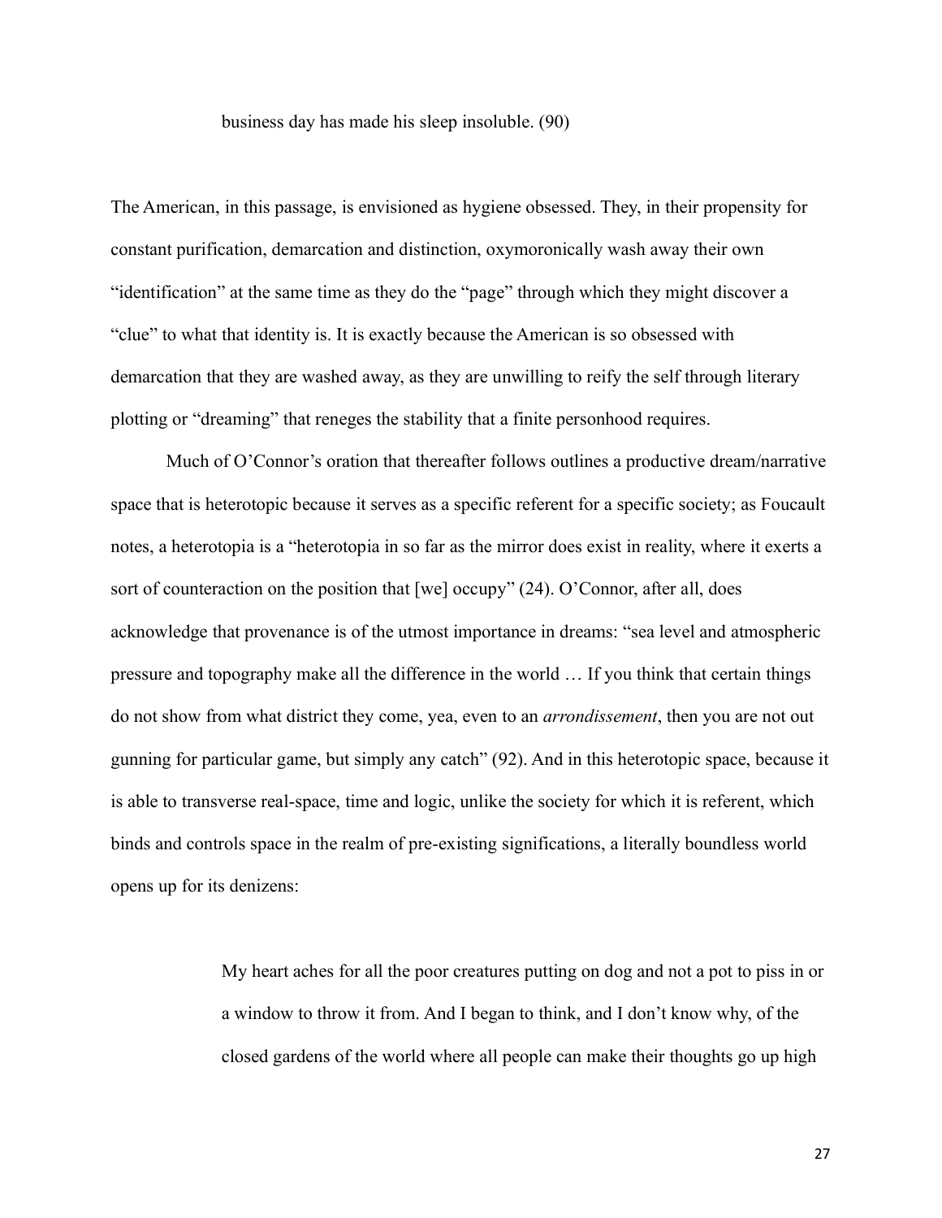> business day has made his sleep insoluble. (90)

The American, in this passage, is envisioned as hygiene obsessed. They, in their propensity for constant purification, demarcation and distinction, oxymoronically wash away their own “identification” at the same time as they do the “page” through which they might discover a “clue” to what that identity is. It is exactly because the American is so obsessed with demarcation that they are washed away, as they are unwilling to reify the self through literary plotting or “dreaming” that reneges the stability that a finite personhood requires.

Much of O’Connor’s oration that thereafter follows outlines a productive dream/narrative space that is heterotopic because it serves as a specific referent for a specific society; as Foucault notes, a heterotopia is a “heterotopia in so far as the mirror does exist in reality, where it exerts a sort of counteraction on the position that [we] occupy” (24). O’Connor, after all, does acknowledge that provenance is of the utmost importance in dreams: “sea level and atmospheric pressure and topography make all the difference in the world … If you think that certain things do not show from what district they come, yea, even to an *arrondissement*, then you are not out gunning for particular game, but simply any catch” (92). And in this heterotopic space, because it is able to transverse real-space, time and logic, unlike the society for which it is referent, which binds and controls space in the realm of pre-existing significations, a literally boundless world opens up for its denizens:

> My heart aches for all the poor creatures putting on dog and not a pot to piss in or a window to throw it from. And I began to think, and I don’t know why, of the closed gardens of the world where all people can make their thoughts go up high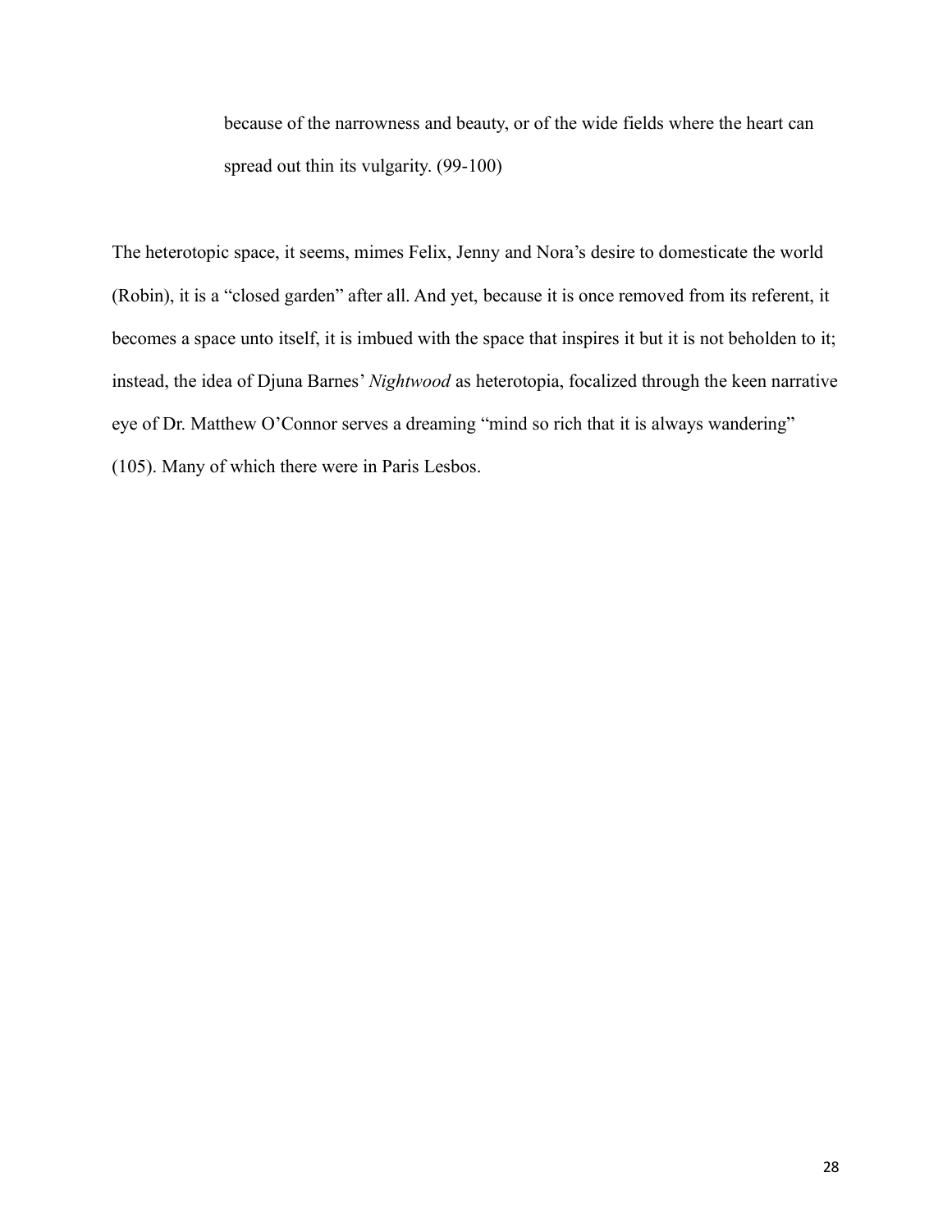> because of the narrowness and beauty, or of the wide fields where the heart can spread out thin its vulgarity. (99-100)

The heterotopic space, it seems, mimes Felix, Jenny and Nora's desire to domesticate the world (Robin), it is a "closed garden" after all. And yet, because it is once removed from its referent, it becomes a space unto itself, it is imbued with the space that inspires it but it is not beholden to it; instead, the idea of Djuna Barnes' *Nightwood* as heterotopia, focalized through the keen narrative eye of Dr. Matthew O'Connor serves a dreaming "mind so rich that it is always wandering" (105). Many of which there were in Paris Lesbos.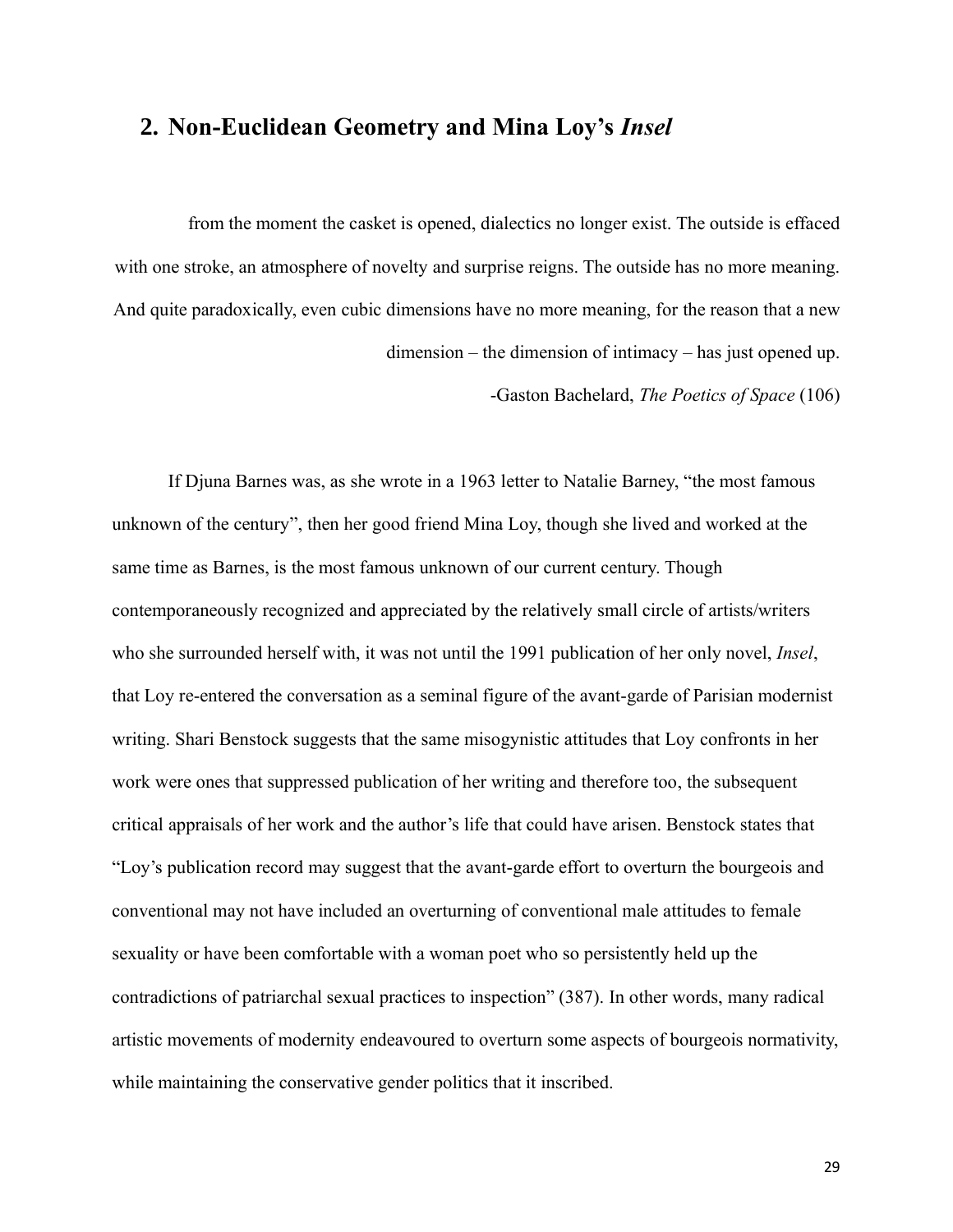## 2. Non-Euclidean Geometry and Mina Loy's *Insel*

> from the moment the casket is opened, dialectics no longer exist. The outside is effaced with one stroke, an atmosphere of novelty and surprise reigns. The outside has no more meaning. And quite paradoxically, even cubic dimensions have no more meaning, for the reason that a new dimension – the dimension of intimacy – has just opened up.
>
> -Gaston Bachelard, *The Poetics of Space* (106)

If Djuna Barnes was, as she wrote in a 1963 letter to Natalie Barney, "the most famous unknown of the century", then her good friend Mina Loy, though she lived and worked at the same time as Barnes, is the most famous unknown of our current century. Though contemporaneously recognized and appreciated by the relatively small circle of artists/writers who she surrounded herself with, it was not until the 1991 publication of her only novel, *Insel*, that Loy re-entered the conversation as a seminal figure of the avant-garde of Parisian modernist writing. Shari Benstock suggests that the same misogynistic attitudes that Loy confronts in her work were ones that suppressed publication of her writing and therefore too, the subsequent critical appraisals of her work and the author's life that could have arisen. Benstock states that "Loy's publication record may suggest that the avant-garde effort to overturn the bourgeois and conventional may not have included an overturning of conventional male attitudes to female sexuality or have been comfortable with a woman poet who so persistently held up the contradictions of patriarchal sexual practices to inspection" (387). In other words, many radical artistic movements of modernity endeavoured to overturn some aspects of bourgeois normativity, while maintaining the conservative gender politics that it inscribed.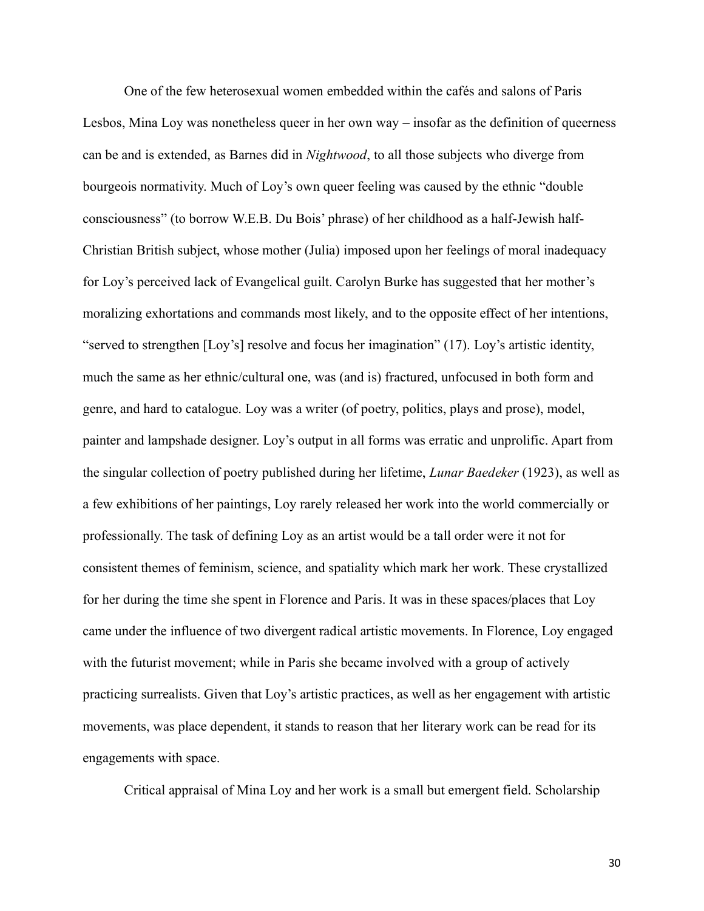One of the few heterosexual women embedded within the cafés and salons of Paris Lesbos, Mina Loy was nonetheless queer in her own way – insofar as the definition of queerness can be and is extended, as Barnes did in *Nightwood*, to all those subjects who diverge from bourgeois normativity. Much of Loy's own queer feeling was caused by the ethnic "double consciousness" (to borrow W.E.B. Du Bois' phrase) of her childhood as a half-Jewish half-Christian British subject, whose mother (Julia) imposed upon her feelings of moral inadequacy for Loy's perceived lack of Evangelical guilt. Carolyn Burke has suggested that her mother's moralizing exhortations and commands most likely, and to the opposite effect of her intentions, "served to strengthen [Loy's] resolve and focus her imagination" (17). Loy's artistic identity, much the same as her ethnic/cultural one, was (and is) fractured, unfocused in both form and genre, and hard to catalogue. Loy was a writer (of poetry, politics, plays and prose), model, painter and lampshade designer. Loy's output in all forms was erratic and unprolific. Apart from the singular collection of poetry published during her lifetime, *Lunar Baedeker* (1923), as well as a few exhibitions of her paintings, Loy rarely released her work into the world commercially or professionally. The task of defining Loy as an artist would be a tall order were it not for consistent themes of feminism, science, and spatiality which mark her work. These crystallized for her during the time she spent in Florence and Paris. It was in these spaces/places that Loy came under the influence of two divergent radical artistic movements. In Florence, Loy engaged with the futurist movement; while in Paris she became involved with a group of actively practicing surrealists. Given that Loy's artistic practices, as well as her engagement with artistic movements, was place dependent, it stands to reason that her literary work can be read for its engagements with space.

Critical appraisal of Mina Loy and her work is a small but emergent field. Scholarship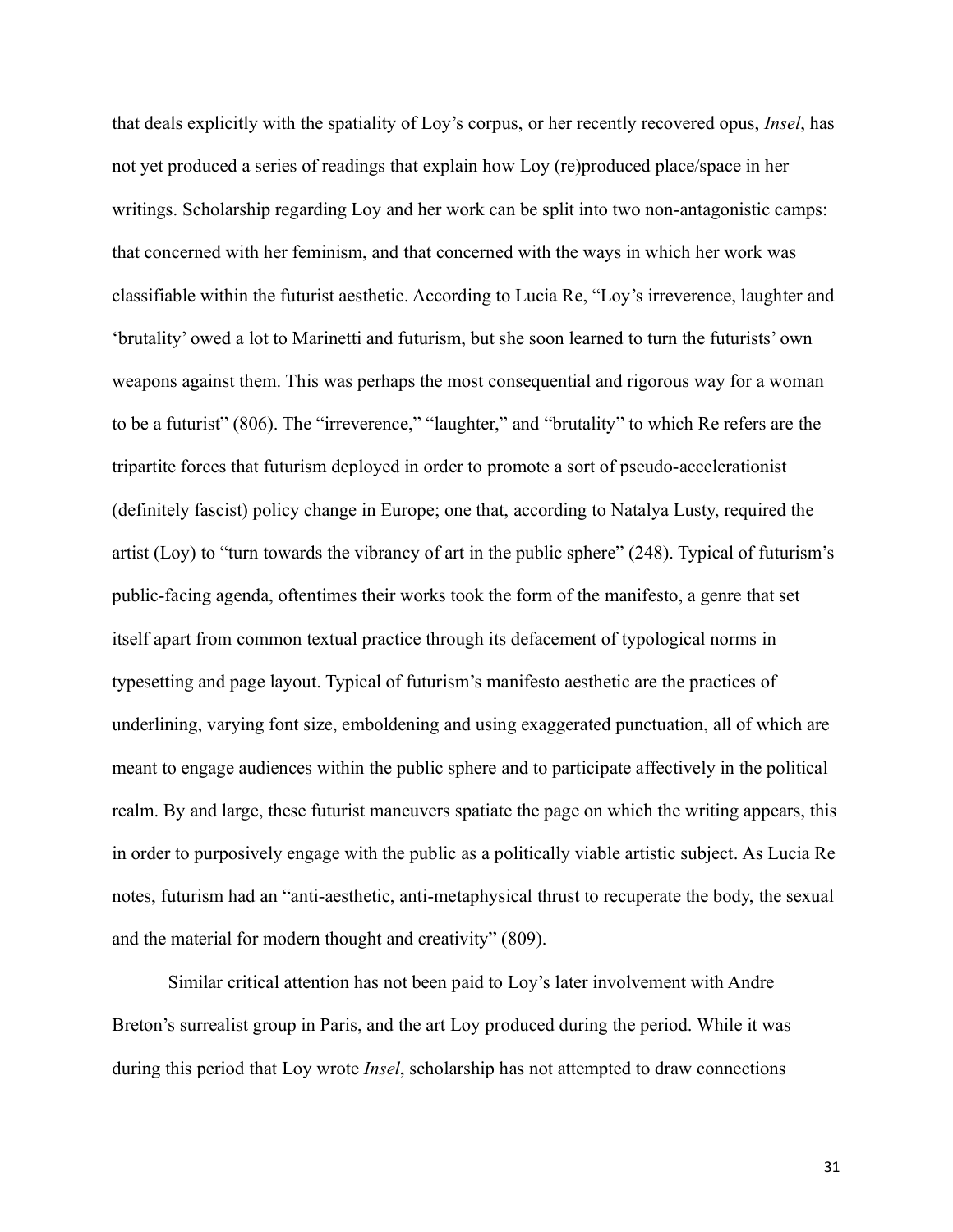that deals explicitly with the spatiality of Loy's corpus, or her recently recovered opus, *Insel*, has not yet produced a series of readings that explain how Loy (re)produced place/space in her writings. Scholarship regarding Loy and her work can be split into two non-antagonistic camps: that concerned with her feminism, and that concerned with the ways in which her work was classifiable within the futurist aesthetic. According to Lucia Re, "Loy's irreverence, laughter and 'brutality' owed a lot to Marinetti and futurism, but she soon learned to turn the futurists' own weapons against them. This was perhaps the most consequential and rigorous way for a woman to be a futurist" (806). The "irreverence," "laughter," and "brutality" to which Re refers are the tripartite forces that futurism deployed in order to promote a sort of pseudo-accelerationist (definitely fascist) policy change in Europe; one that, according to Natalya Lusty, required the artist (Loy) to "turn towards the vibrancy of art in the public sphere" (248). Typical of futurism's public-facing agenda, oftentimes their works took the form of the manifesto, a genre that set itself apart from common textual practice through its defacement of typological norms in typesetting and page layout. Typical of futurism's manifesto aesthetic are the practices of underlining, varying font size, emboldening and using exaggerated punctuation, all of which are meant to engage audiences within the public sphere and to participate affectively in the political realm. By and large, these futurist maneuvers spatiate the page on which the writing appears, this in order to purposively engage with the public as a politically viable artistic subject. As Lucia Re notes, futurism had an "anti-aesthetic, anti-metaphysical thrust to recuperate the body, the sexual and the material for modern thought and creativity" (809).

Similar critical attention has not been paid to Loy's later involvement with Andre Breton's surrealist group in Paris, and the art Loy produced during the period. While it was during this period that Loy wrote *Insel*, scholarship has not attempted to draw connections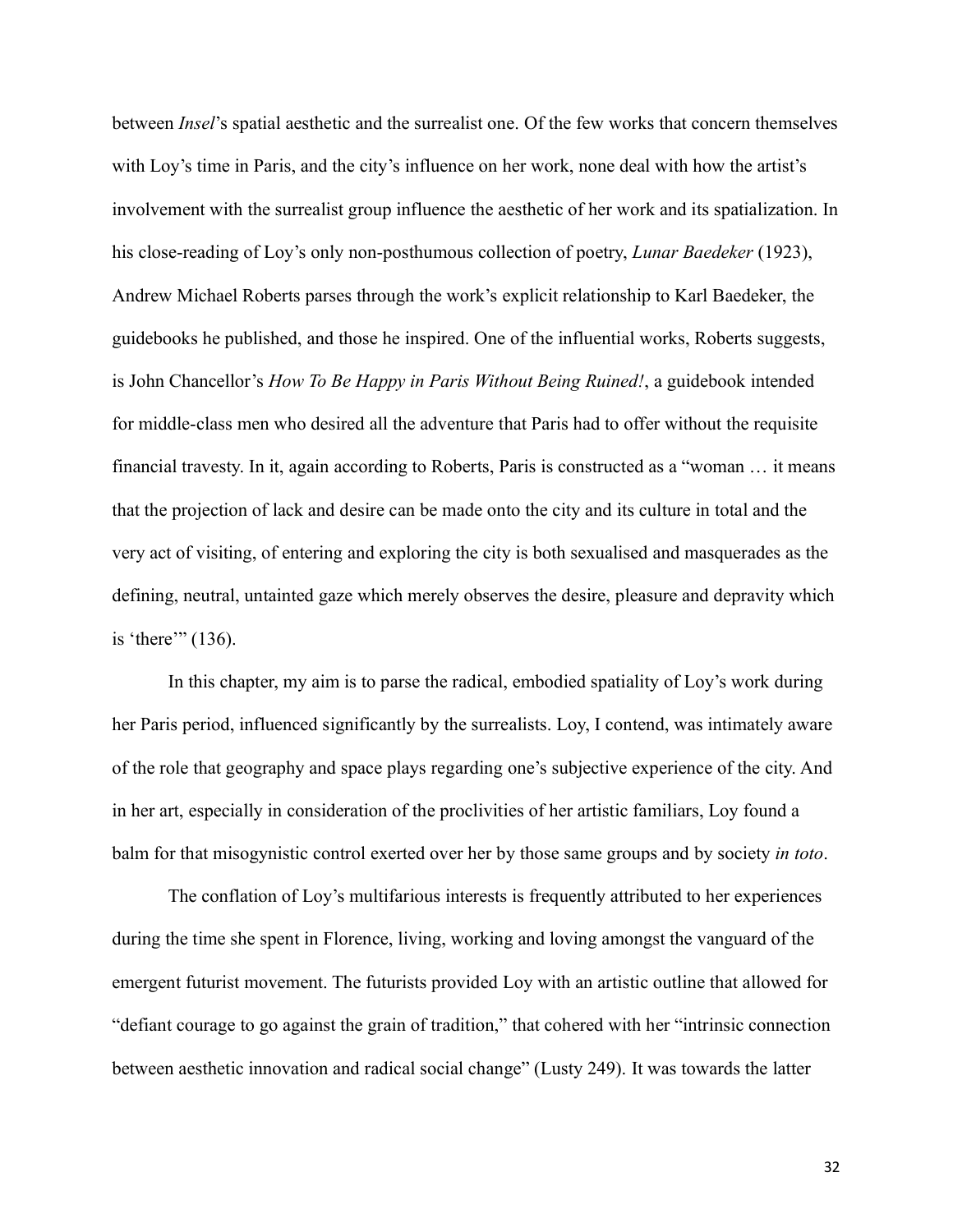between *Insel*'s spatial aesthetic and the surrealist one. Of the few works that concern themselves with Loy's time in Paris, and the city's influence on her work, none deal with how the artist's involvement with the surrealist group influence the aesthetic of her work and its spatialization. In his close-reading of Loy's only non-posthumous collection of poetry, *Lunar Baedeker* (1923), Andrew Michael Roberts parses through the work's explicit relationship to Karl Baedeker, the guidebooks he published, and those he inspired. One of the influential works, Roberts suggests, is John Chancellor's *How To Be Happy in Paris Without Being Ruined!*, a guidebook intended for middle-class men who desired all the adventure that Paris had to offer without the requisite financial travesty. In it, again according to Roberts, Paris is constructed as a "woman … it means that the projection of lack and desire can be made onto the city and its culture in total and the very act of visiting, of entering and exploring the city is both sexualised and masquerades as the defining, neutral, untainted gaze which merely observes the desire, pleasure and depravity which is 'there'" (136).

In this chapter, my aim is to parse the radical, embodied spatiality of Loy's work during her Paris period, influenced significantly by the surrealists. Loy, I contend, was intimately aware of the role that geography and space plays regarding one's subjective experience of the city. And in her art, especially in consideration of the proclivities of her artistic familiars, Loy found a balm for that misogynistic control exerted over her by those same groups and by society *in toto*.

The conflation of Loy's multifarious interests is frequently attributed to her experiences during the time she spent in Florence, living, working and loving amongst the vanguard of the emergent futurist movement. The futurists provided Loy with an artistic outline that allowed for "defiant courage to go against the grain of tradition," that cohered with her "intrinsic connection between aesthetic innovation and radical social change" (Lusty 249). It was towards the latter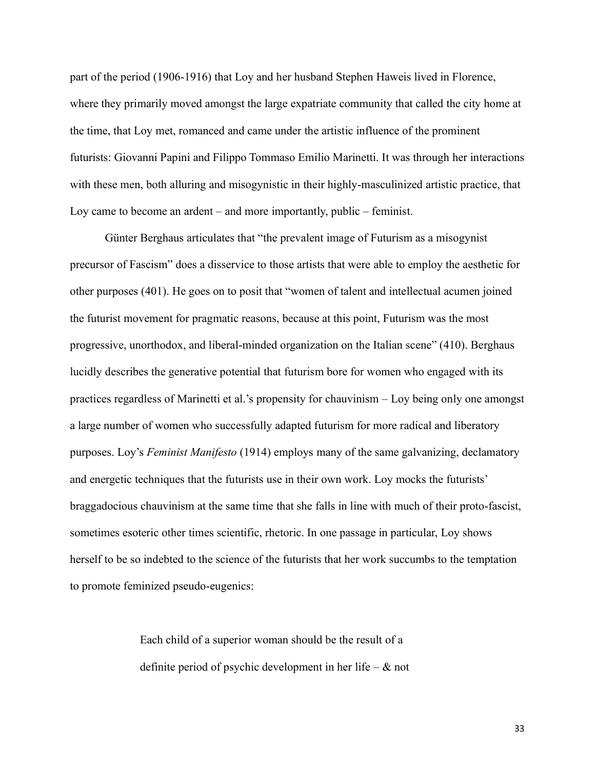part of the period (1906-1916) that Loy and her husband Stephen Haweis lived in Florence, where they primarily moved amongst the large expatriate community that called the city home at the time, that Loy met, romanced and came under the artistic influence of the prominent futurists: Giovanni Papini and Filippo Tommaso Emilio Marinetti. It was through her interactions with these men, both alluring and misogynistic in their highly-masculinized artistic practice, that Loy came to become an ardent – and more importantly, public – feminist.

Günter Berghaus articulates that "the prevalent image of Futurism as a misogynist precursor of Fascism" does a disservice to those artists that were able to employ the aesthetic for other purposes (401). He goes on to posit that "women of talent and intellectual acumen joined the futurist movement for pragmatic reasons, because at this point, Futurism was the most progressive, unorthodox, and liberal-minded organization on the Italian scene" (410). Berghaus lucidly describes the generative potential that futurism bore for women who engaged with its practices regardless of Marinetti et al.'s propensity for chauvinism – Loy being only one amongst a large number of women who successfully adapted futurism for more radical and liberatory purposes. Loy's *Feminist Manifesto* (1914) employs many of the same galvanizing, declamatory and energetic techniques that the futurists use in their own work. Loy mocks the futurists' braggadocious chauvinism at the same time that she falls in line with much of their proto-fascist, sometimes esoteric other times scientific, rhetoric. In one passage in particular, Loy shows herself to be so indebted to the science of the futurists that her work succumbs to the temptation to promote feminized pseudo-eugenics:

> Each child of a superior woman should be the result of a
> definite period of psychic development in her life – & not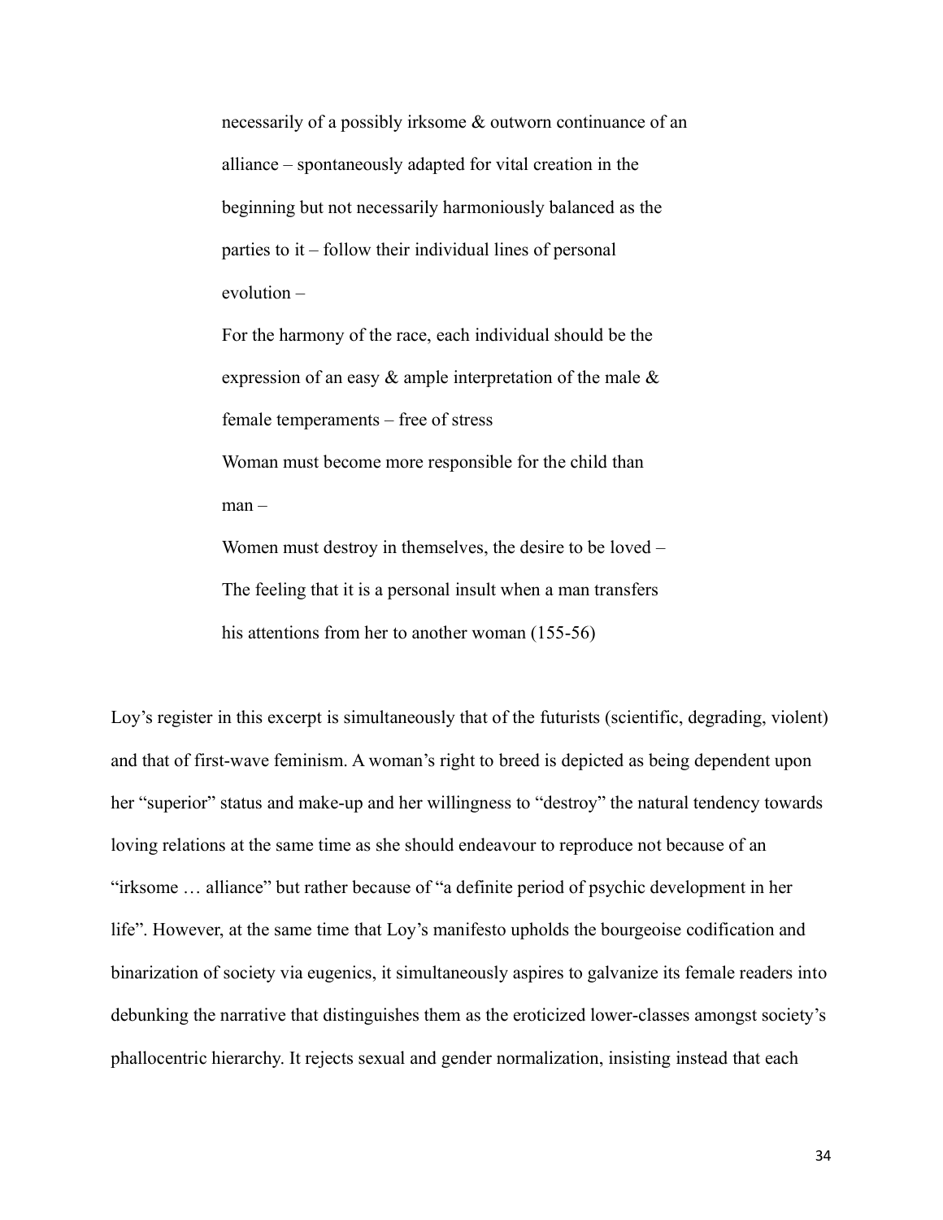> necessarily of a possibly irksome & outworn continuance of an alliance – spontaneously adapted for vital creation in the beginning but not necessarily harmoniously balanced as the parties to it – follow their individual lines of personal evolution –
>
> For the harmony of the race, each individual should be the expression of an easy & ample interpretation of the male & female temperaments – free of stress
>
> Woman must become more responsible for the child than man –
>
> Women must destroy in themselves, the desire to be loved –
>
> The feeling that it is a personal insult when a man transfers his attentions from her to another woman (155-56)

Loy's register in this excerpt is simultaneously that of the futurists (scientific, degrading, violent) and that of first-wave feminism. A woman's right to breed is depicted as being dependent upon her "superior" status and make-up and her willingness to "destroy" the natural tendency towards loving relations at the same time as she should endeavour to reproduce not because of an "irksome … alliance" but rather because of "a definite period of psychic development in her life". However, at the same time that Loy's manifesto upholds the bourgeoise codification and binarization of society via eugenics, it simultaneously aspires to galvanize its female readers into debunking the narrative that distinguishes them as the eroticized lower-classes amongst society's phallocentric hierarchy. It rejects sexual and gender normalization, insisting instead that each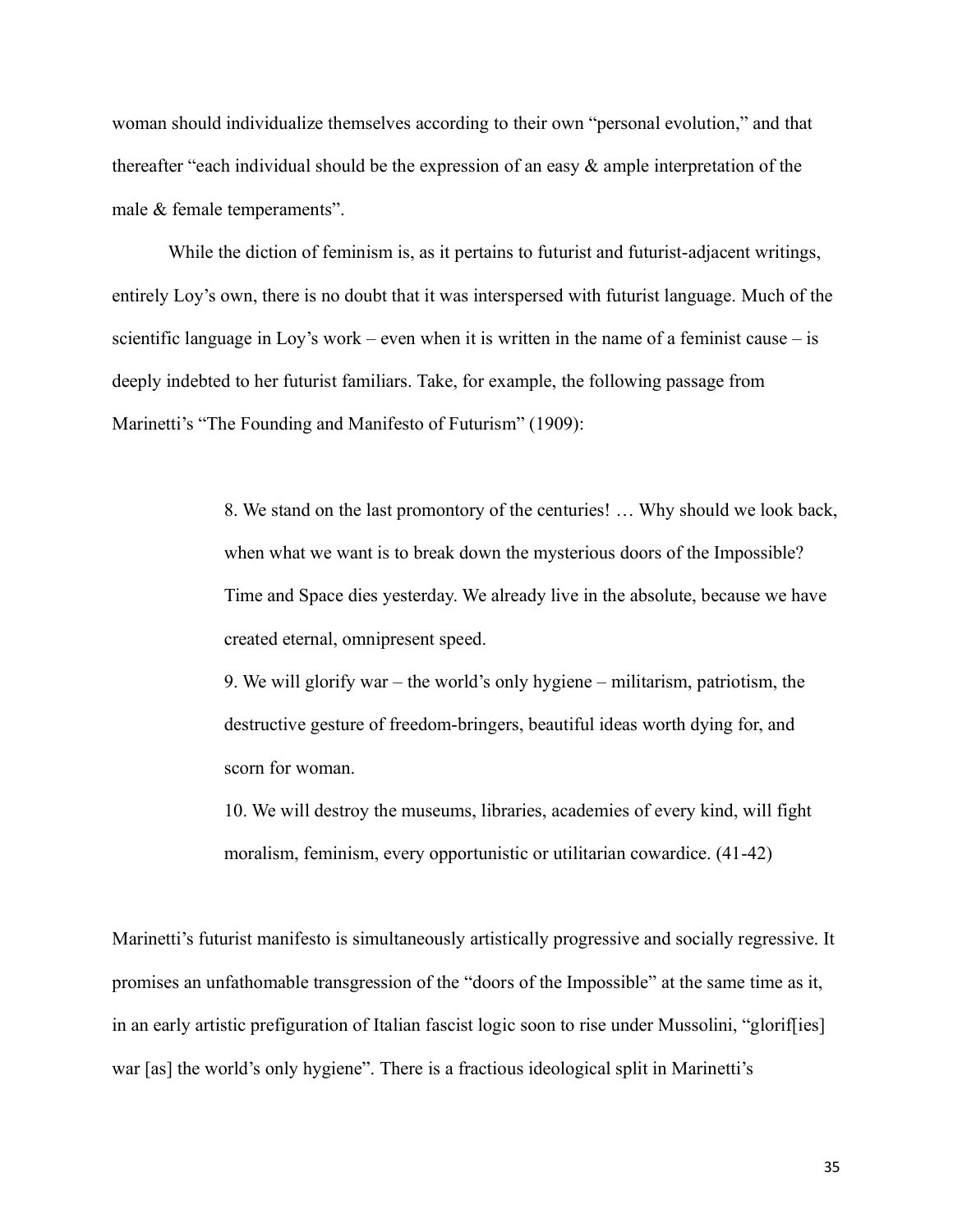woman should individualize themselves according to their own "personal evolution," and that thereafter "each individual should be the expression of an easy & ample interpretation of the male & female temperaments".

While the diction of feminism is, as it pertains to futurist and futurist-adjacent writings, entirely Loy's own, there is no doubt that it was interspersed with futurist language. Much of the scientific language in Loy's work – even when it is written in the name of a feminist cause – is deeply indebted to her futurist familiars. Take, for example, the following passage from Marinetti's "The Founding and Manifesto of Futurism" (1909):

> 8. We stand on the last promontory of the centuries! … Why should we look back, when what we want is to break down the mysterious doors of the Impossible? Time and Space dies yesterday. We already live in the absolute, because we have created eternal, omnipresent speed.
>
> 9. We will glorify war – the world's only hygiene – militarism, patriotism, the destructive gesture of freedom-bringers, beautiful ideas worth dying for, and scorn for woman.
>
> 10. We will destroy the museums, libraries, academies of every kind, will fight moralism, feminism, every opportunistic or utilitarian cowardice. (41-42)

Marinetti's futurist manifesto is simultaneously artistically progressive and socially regressive. It promises an unfathomable transgression of the "doors of the Impossible" at the same time as it, in an early artistic prefiguration of Italian fascist logic soon to rise under Mussolini, "glorif[ies] war [as] the world's only hygiene". There is a fractious ideological split in Marinetti's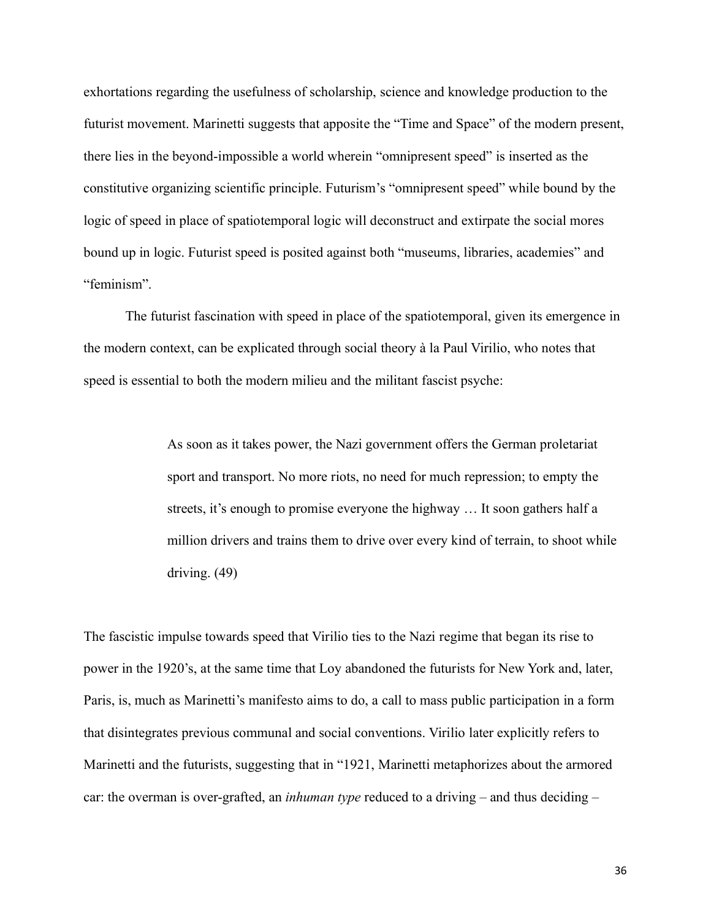exhortations regarding the usefulness of scholarship, science and knowledge production to the futurist movement. Marinetti suggests that apposite the "Time and Space" of the modern present, there lies in the beyond-impossible a world wherein "omnipresent speed" is inserted as the constitutive organizing scientific principle. Futurism's "omnipresent speed" while bound by the logic of speed in place of spatiotemporal logic will deconstruct and extirpate the social mores bound up in logic. Futurist speed is posited against both "museums, libraries, academies" and "feminism".

The futurist fascination with speed in place of the spatiotemporal, given its emergence in the modern context, can be explicated through social theory à la Paul Virilio, who notes that speed is essential to both the modern milieu and the militant fascist psyche:

> As soon as it takes power, the Nazi government offers the German proletariat sport and transport. No more riots, no need for much repression; to empty the streets, it's enough to promise everyone the highway … It soon gathers half a million drivers and trains them to drive over every kind of terrain, to shoot while driving. (49)

The fascistic impulse towards speed that Virilio ties to the Nazi regime that began its rise to power in the 1920's, at the same time that Loy abandoned the futurists for New York and, later, Paris, is, much as Marinetti's manifesto aims to do, a call to mass public participation in a form that disintegrates previous communal and social conventions. Virilio later explicitly refers to Marinetti and the futurists, suggesting that in "1921, Marinetti metaphorizes about the armored car: the overman is over-grafted, an *inhuman type* reduced to a driving – and thus deciding –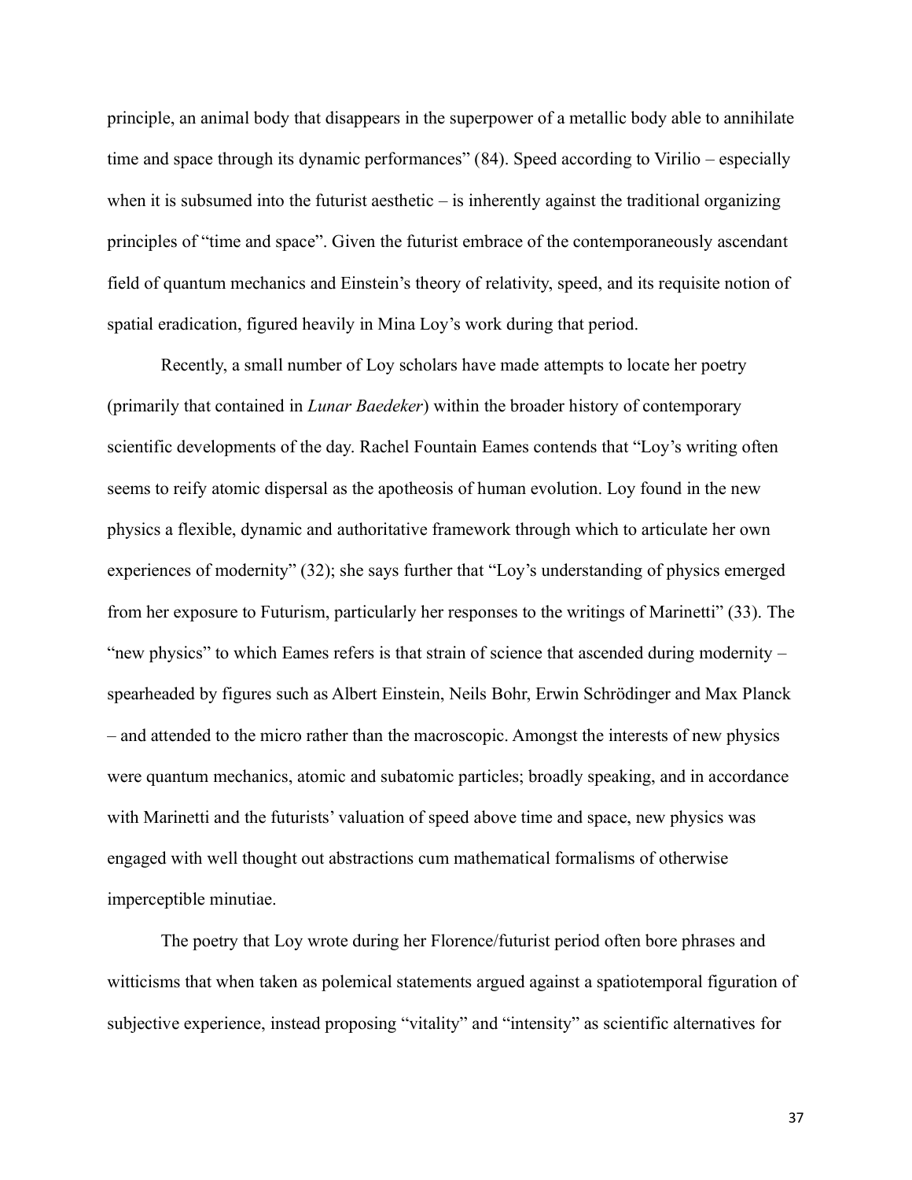principle, an animal body that disappears in the superpower of a metallic body able to annihilate time and space through its dynamic performances" (84). Speed according to Virilio – especially when it is subsumed into the futurist aesthetic – is inherently against the traditional organizing principles of "time and space". Given the futurist embrace of the contemporaneously ascendant field of quantum mechanics and Einstein's theory of relativity, speed, and its requisite notion of spatial eradication, figured heavily in Mina Loy's work during that period.

Recently, a small number of Loy scholars have made attempts to locate her poetry (primarily that contained in *Lunar Baedeker*) within the broader history of contemporary scientific developments of the day. Rachel Fountain Eames contends that "Loy's writing often seems to reify atomic dispersal as the apotheosis of human evolution. Loy found in the new physics a flexible, dynamic and authoritative framework through which to articulate her own experiences of modernity" (32); she says further that "Loy's understanding of physics emerged from her exposure to Futurism, particularly her responses to the writings of Marinetti" (33). The "new physics" to which Eames refers is that strain of science that ascended during modernity – spearheaded by figures such as Albert Einstein, Neils Bohr, Erwin Schrödinger and Max Planck – and attended to the micro rather than the macroscopic. Amongst the interests of new physics were quantum mechanics, atomic and subatomic particles; broadly speaking, and in accordance with Marinetti and the futurists' valuation of speed above time and space, new physics was engaged with well thought out abstractions cum mathematical formalisms of otherwise imperceptible minutiae.

The poetry that Loy wrote during her Florence/futurist period often bore phrases and witticisms that when taken as polemical statements argued against a spatiotemporal figuration of subjective experience, instead proposing "vitality" and "intensity" as scientific alternatives for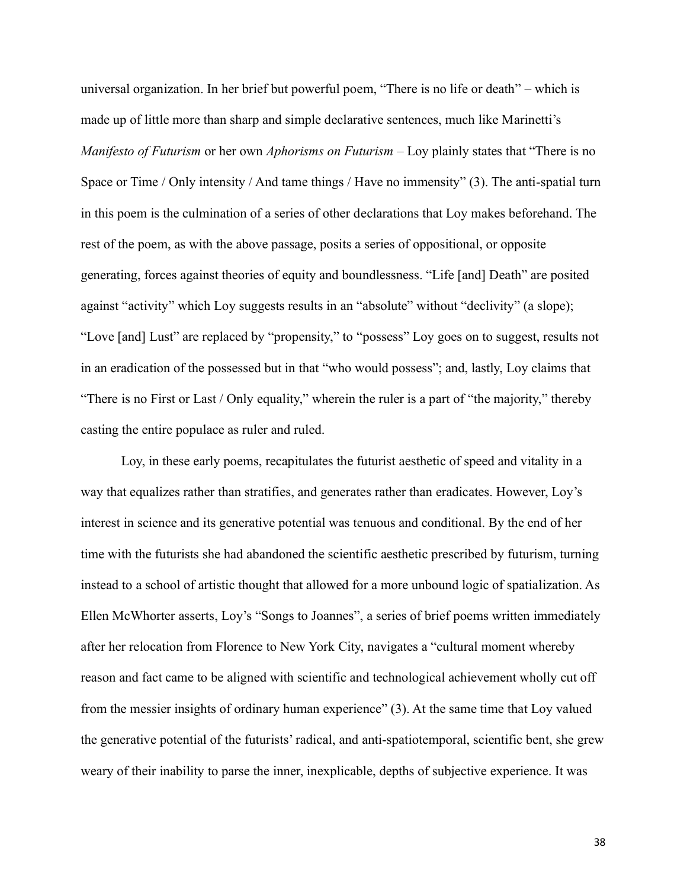universal organization. In her brief but powerful poem, “There is no life or death” – which is made up of little more than sharp and simple declarative sentences, much like Marinetti’s *Manifesto of Futurism* or her own *Aphorisms on Futurism* – Loy plainly states that “There is no Space or Time / Only intensity / And tame things / Have no immensity” (3). The anti-spatial turn in this poem is the culmination of a series of other declarations that Loy makes beforehand. The rest of the poem, as with the above passage, posits a series of oppositional, or opposite generating, forces against theories of equity and boundlessness. “Life [and] Death” are posited against “activity” which Loy suggests results in an “absolute” without “declivity” (a slope); “Love [and] Lust” are replaced by “propensity,” to “possess” Loy goes on to suggest, results not in an eradication of the possessed but in that “who would possess”; and, lastly, Loy claims that “There is no First or Last / Only equality,” wherein the ruler is a part of “the majority,” thereby casting the entire populace as ruler and ruled.

Loy, in these early poems, recapitulates the futurist aesthetic of speed and vitality in a way that equalizes rather than stratifies, and generates rather than eradicates. However, Loy’s interest in science and its generative potential was tenuous and conditional. By the end of her time with the futurists she had abandoned the scientific aesthetic prescribed by futurism, turning instead to a school of artistic thought that allowed for a more unbound logic of spatialization. As Ellen McWhorter asserts, Loy’s “Songs to Joannes”, a series of brief poems written immediately after her relocation from Florence to New York City, navigates a “cultural moment whereby reason and fact came to be aligned with scientific and technological achievement wholly cut off from the messier insights of ordinary human experience” (3). At the same time that Loy valued the generative potential of the futurists’ radical, and anti-spatiotemporal, scientific bent, she grew weary of their inability to parse the inner, inexplicable, depths of subjective experience. It was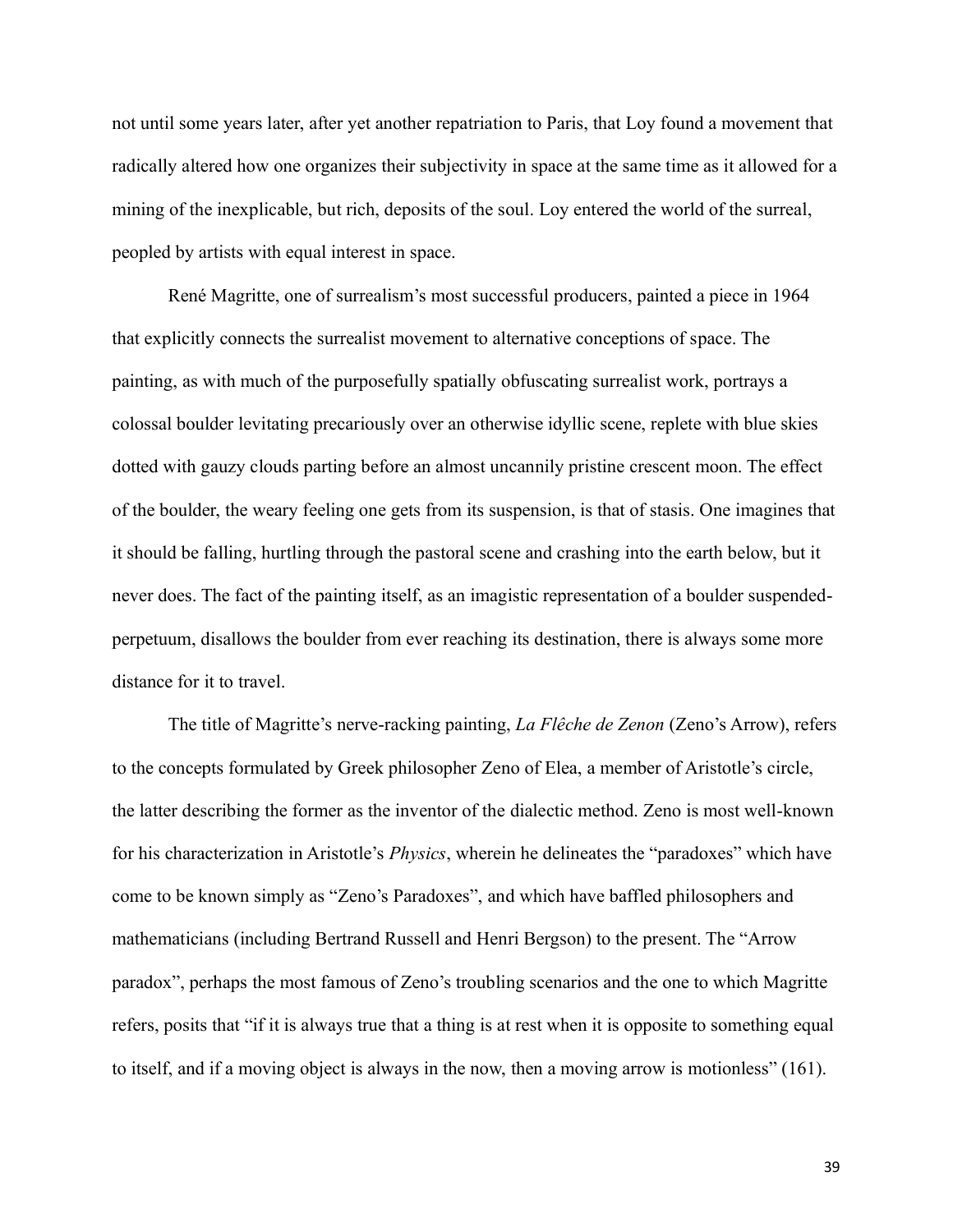not until some years later, after yet another repatriation to Paris, that Loy found a movement that radically altered how one organizes their subjectivity in space at the same time as it allowed for a mining of the inexplicable, but rich, deposits of the soul. Loy entered the world of the surreal, peopled by artists with equal interest in space.

René Magritte, one of surrealism's most successful producers, painted a piece in 1964 that explicitly connects the surrealist movement to alternative conceptions of space. The painting, as with much of the purposefully spatially obfuscating surrealist work, portrays a colossal boulder levitating precariously over an otherwise idyllic scene, replete with blue skies dotted with gauzy clouds parting before an almost uncannily pristine crescent moon. The effect of the boulder, the weary feeling one gets from its suspension, is that of stasis. One imagines that it should be falling, hurtling through the pastoral scene and crashing into the earth below, but it never does. The fact of the painting itself, as an imagistic representation of a boulder suspended-perpetuum, disallows the boulder from ever reaching its destination, there is always some more distance for it to travel.

The title of Magritte's nerve-racking painting, *La Flêche de Zenon* (Zeno's Arrow), refers to the concepts formulated by Greek philosopher Zeno of Elea, a member of Aristotle's circle, the latter describing the former as the inventor of the dialectic method. Zeno is most well-known for his characterization in Aristotle's *Physics*, wherein he delineates the "paradoxes" which have come to be known simply as "Zeno's Paradoxes", and which have baffled philosophers and mathematicians (including Bertrand Russell and Henri Bergson) to the present. The "Arrow paradox", perhaps the most famous of Zeno's troubling scenarios and the one to which Magritte refers, posits that "if it is always true that a thing is at rest when it is opposite to something equal to itself, and if a moving object is always in the now, then a moving arrow is motionless" (161).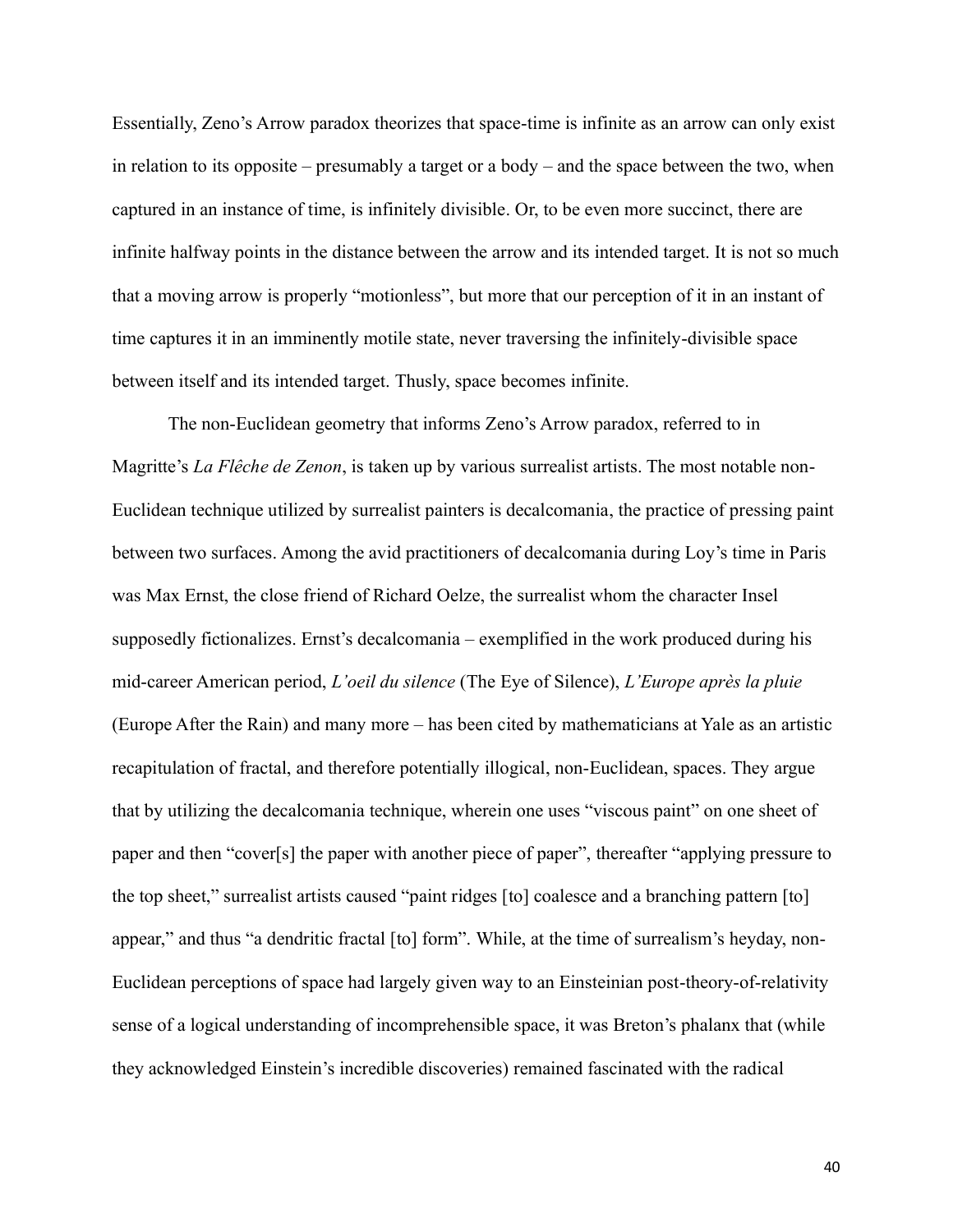Essentially, Zeno's Arrow paradox theorizes that space-time is infinite as an arrow can only exist in relation to its opposite – presumably a target or a body – and the space between the two, when captured in an instance of time, is infinitely divisible. Or, to be even more succinct, there are infinite halfway points in the distance between the arrow and its intended target. It is not so much that a moving arrow is properly "motionless", but more that our perception of it in an instant of time captures it in an imminently motile state, never traversing the infinitely-divisible space between itself and its intended target. Thusly, space becomes infinite.

The non-Euclidean geometry that informs Zeno's Arrow paradox, referred to in Magritte's *La Flêche de Zenon*, is taken up by various surrealist artists. The most notable non-Euclidean technique utilized by surrealist painters is decalcomania, the practice of pressing paint between two surfaces. Among the avid practitioners of decalcomania during Loy's time in Paris was Max Ernst, the close friend of Richard Oelze, the surrealist whom the character Insel supposedly fictionalizes. Ernst's decalcomania – exemplified in the work produced during his mid-career American period, *L'oeil du silence* (The Eye of Silence), *L'Europe après la pluie* (Europe After the Rain) and many more – has been cited by mathematicians at Yale as an artistic recapitulation of fractal, and therefore potentially illogical, non-Euclidean, spaces. They argue that by utilizing the decalcomania technique, wherein one uses "viscous paint" on one sheet of paper and then "cover[s] the paper with another piece of paper", thereafter "applying pressure to the top sheet," surrealist artists caused "paint ridges [to] coalesce and a branching pattern [to] appear," and thus "a dendritic fractal [to] form". While, at the time of surrealism's heyday, non-Euclidean perceptions of space had largely given way to an Einsteinian post-theory-of-relativity sense of a logical understanding of incomprehensible space, it was Breton's phalanx that (while they acknowledged Einstein's incredible discoveries) remained fascinated with the radical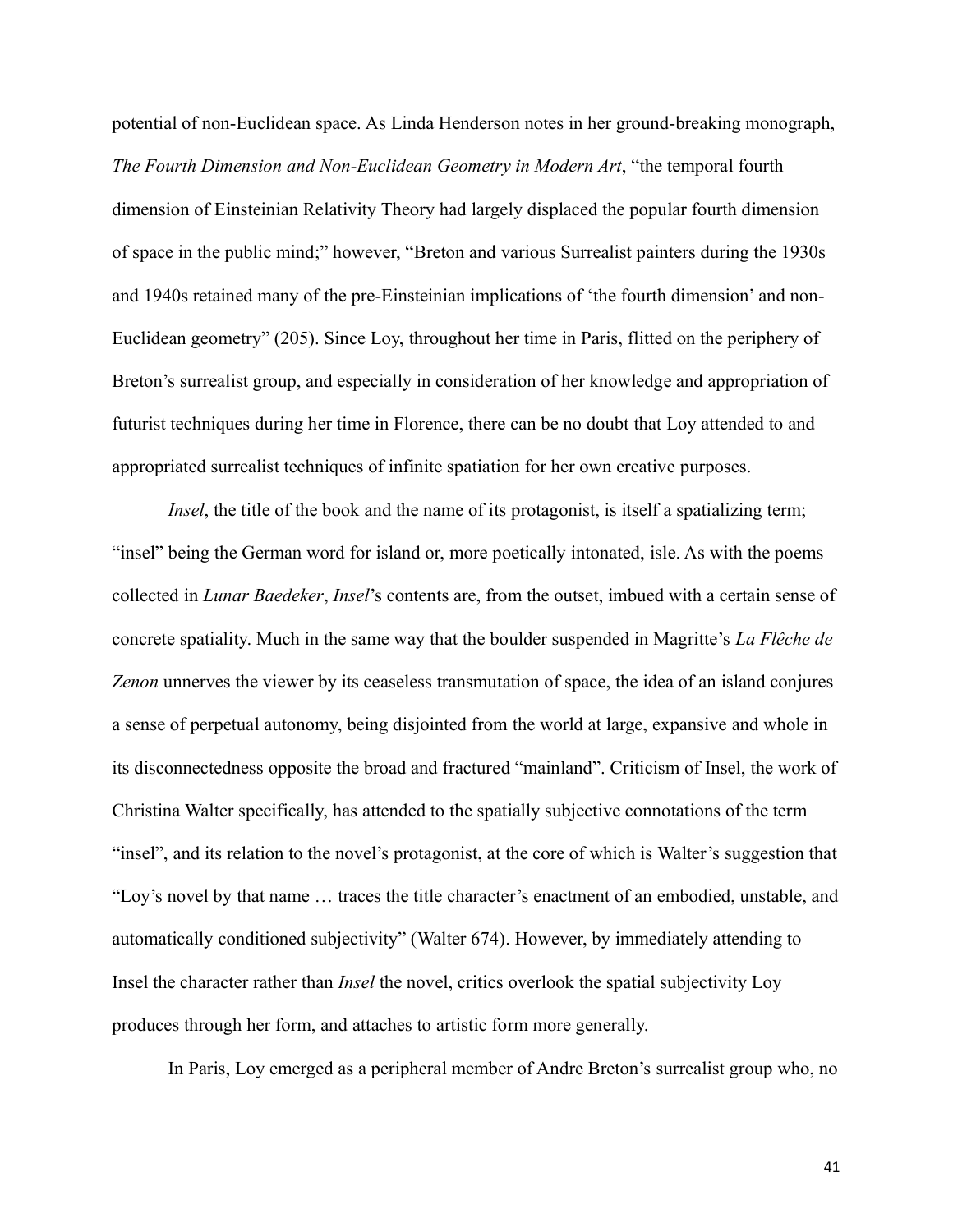potential of non-Euclidean space. As Linda Henderson notes in her ground-breaking monograph, *The Fourth Dimension and Non-Euclidean Geometry in Modern Art*, "the temporal fourth dimension of Einsteinian Relativity Theory had largely displaced the popular fourth dimension of space in the public mind;" however, "Breton and various Surrealist painters during the 1930s and 1940s retained many of the pre-Einsteinian implications of 'the fourth dimension' and non-Euclidean geometry" (205). Since Loy, throughout her time in Paris, flitted on the periphery of Breton's surrealist group, and especially in consideration of her knowledge and appropriation of futurist techniques during her time in Florence, there can be no doubt that Loy attended to and appropriated surrealist techniques of infinite spatiation for her own creative purposes.

*Insel*, the title of the book and the name of its protagonist, is itself a spatializing term; "insel" being the German word for island or, more poetically intonated, isle. As with the poems collected in *Lunar Baedeker*, *Insel*'s contents are, from the outset, imbued with a certain sense of concrete spatiality. Much in the same way that the boulder suspended in Magritte's *La Flêche de Zenon* unnerves the viewer by its ceaseless transmutation of space, the idea of an island conjures a sense of perpetual autonomy, being disjointed from the world at large, expansive and whole in its disconnectedness opposite the broad and fractured "mainland". Criticism of Insel, the work of Christina Walter specifically, has attended to the spatially subjective connotations of the term "insel", and its relation to the novel's protagonist, at the core of which is Walter's suggestion that "Loy's novel by that name … traces the title character's enactment of an embodied, unstable, and automatically conditioned subjectivity" (Walter 674). However, by immediately attending to Insel the character rather than *Insel* the novel, critics overlook the spatial subjectivity Loy produces through her form, and attaches to artistic form more generally.

In Paris, Loy emerged as a peripheral member of Andre Breton's surrealist group who, no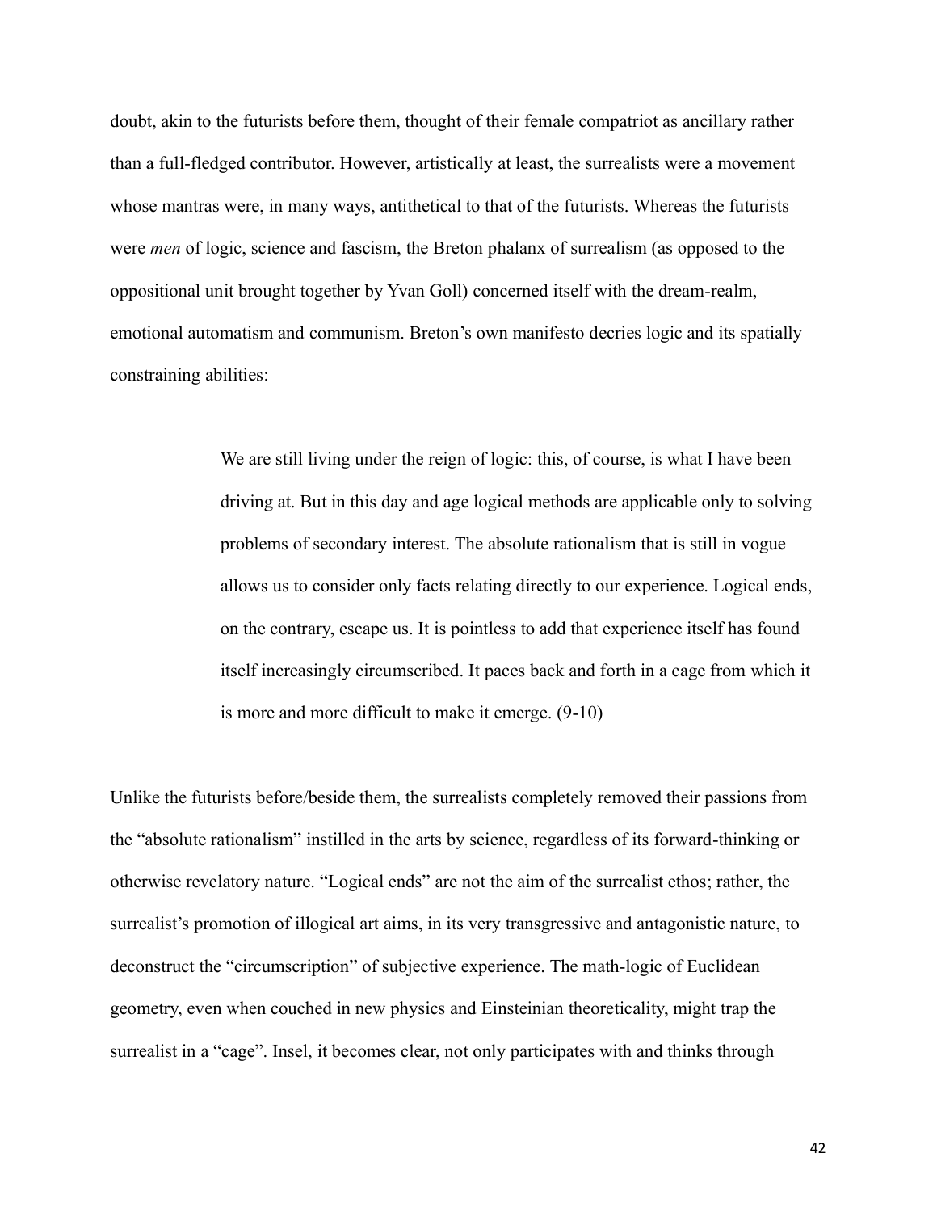doubt, akin to the futurists before them, thought of their female compatriot as ancillary rather than a full-fledged contributor. However, artistically at least, the surrealists were a movement whose mantras were, in many ways, antithetical to that of the futurists. Whereas the futurists were *men* of logic, science and fascism, the Breton phalanx of surrealism (as opposed to the oppositional unit brought together by Yvan Goll) concerned itself with the dream-realm, emotional automatism and communism. Breton's own manifesto decries logic and its spatially constraining abilities:

> We are still living under the reign of logic: this, of course, is what I have been driving at. But in this day and age logical methods are applicable only to solving problems of secondary interest. The absolute rationalism that is still in vogue allows us to consider only facts relating directly to our experience. Logical ends, on the contrary, escape us. It is pointless to add that experience itself has found itself increasingly circumscribed. It paces back and forth in a cage from which it is more and more difficult to make it emerge. (9-10)

Unlike the futurists before/beside them, the surrealists completely removed their passions from the "absolute rationalism" instilled in the arts by science, regardless of its forward-thinking or otherwise revelatory nature. "Logical ends" are not the aim of the surrealist ethos; rather, the surrealist's promotion of illogical art aims, in its very transgressive and antagonistic nature, to deconstruct the "circumscription" of subjective experience. The math-logic of Euclidean geometry, even when couched in new physics and Einsteinian theoreticality, might trap the surrealist in a "cage". Insel, it becomes clear, not only participates with and thinks through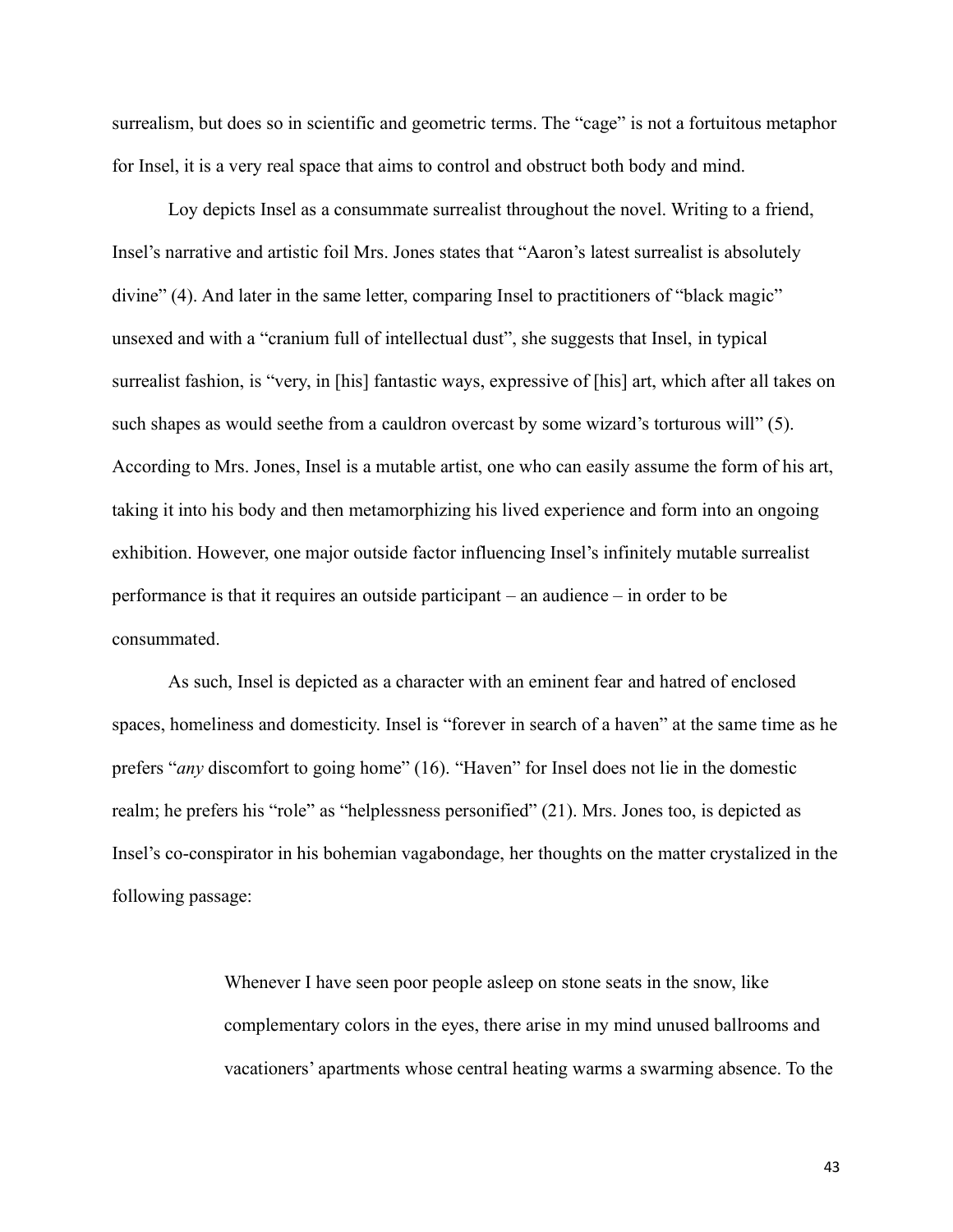surrealism, but does so in scientific and geometric terms. The "cage" is not a fortuitous metaphor for Insel, it is a very real space that aims to control and obstruct both body and mind.

Loy depicts Insel as a consummate surrealist throughout the novel. Writing to a friend, Insel's narrative and artistic foil Mrs. Jones states that "Aaron's latest surrealist is absolutely divine" (4). And later in the same letter, comparing Insel to practitioners of "black magic" unsexed and with a "cranium full of intellectual dust", she suggests that Insel, in typical surrealist fashion, is "very, in [his] fantastic ways, expressive of [his] art, which after all takes on such shapes as would seethe from a cauldron overcast by some wizard's torturous will" (5). According to Mrs. Jones, Insel is a mutable artist, one who can easily assume the form of his art, taking it into his body and then metamorphizing his lived experience and form into an ongoing exhibition. However, one major outside factor influencing Insel's infinitely mutable surrealist performance is that it requires an outside participant – an audience – in order to be consummated.

As such, Insel is depicted as a character with an eminent fear and hatred of enclosed spaces, homeliness and domesticity. Insel is "forever in search of a haven" at the same time as he prefers "*any* discomfort to going home" (16). "Haven" for Insel does not lie in the domestic realm; he prefers his "role" as "helplessness personified" (21). Mrs. Jones too, is depicted as Insel's co-conspirator in his bohemian vagabondage, her thoughts on the matter crystalized in the following passage:

> Whenever I have seen poor people asleep on stone seats in the snow, like complementary colors in the eyes, there arise in my mind unused ballrooms and vacationers' apartments whose central heating warms a swarming absence. To the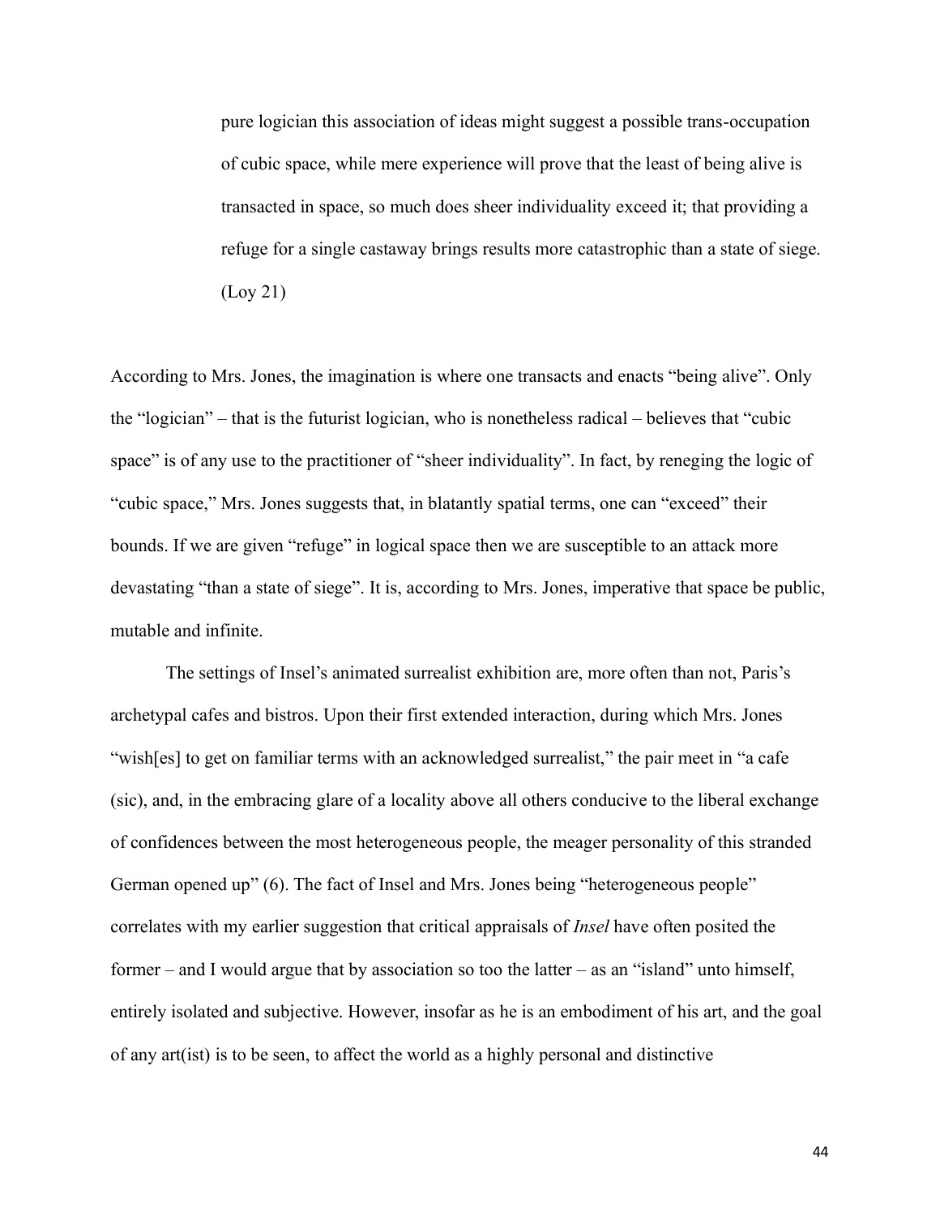> pure logician this association of ideas might suggest a possible trans-occupation of cubic space, while mere experience will prove that the least of being alive is transacted in space, so much does sheer individuality exceed it; that providing a refuge for a single castaway brings results more catastrophic than a state of siege. (Loy 21)

According to Mrs. Jones, the imagination is where one transacts and enacts "being alive". Only the "logician" – that is the futurist logician, who is nonetheless radical – believes that "cubic space" is of any use to the practitioner of "sheer individuality". In fact, by reneging the logic of "cubic space," Mrs. Jones suggests that, in blatantly spatial terms, one can "exceed" their bounds. If we are given "refuge" in logical space then we are susceptible to an attack more devastating "than a state of siege". It is, according to Mrs. Jones, imperative that space be public, mutable and infinite.

The settings of Insel's animated surrealist exhibition are, more often than not, Paris's archetypal cafes and bistros. Upon their first extended interaction, during which Mrs. Jones "wish[es] to get on familiar terms with an acknowledged surrealist," the pair meet in "a cafe (sic), and, in the embracing glare of a locality above all others conducive to the liberal exchange of confidences between the most heterogeneous people, the meager personality of this stranded German opened up" (6). The fact of Insel and Mrs. Jones being "heterogeneous people" correlates with my earlier suggestion that critical appraisals of *Insel* have often posited the former – and I would argue that by association so too the latter – as an "island" unto himself, entirely isolated and subjective. However, insofar as he is an embodiment of his art, and the goal of any art(ist) is to be seen, to affect the world as a highly personal and distinctive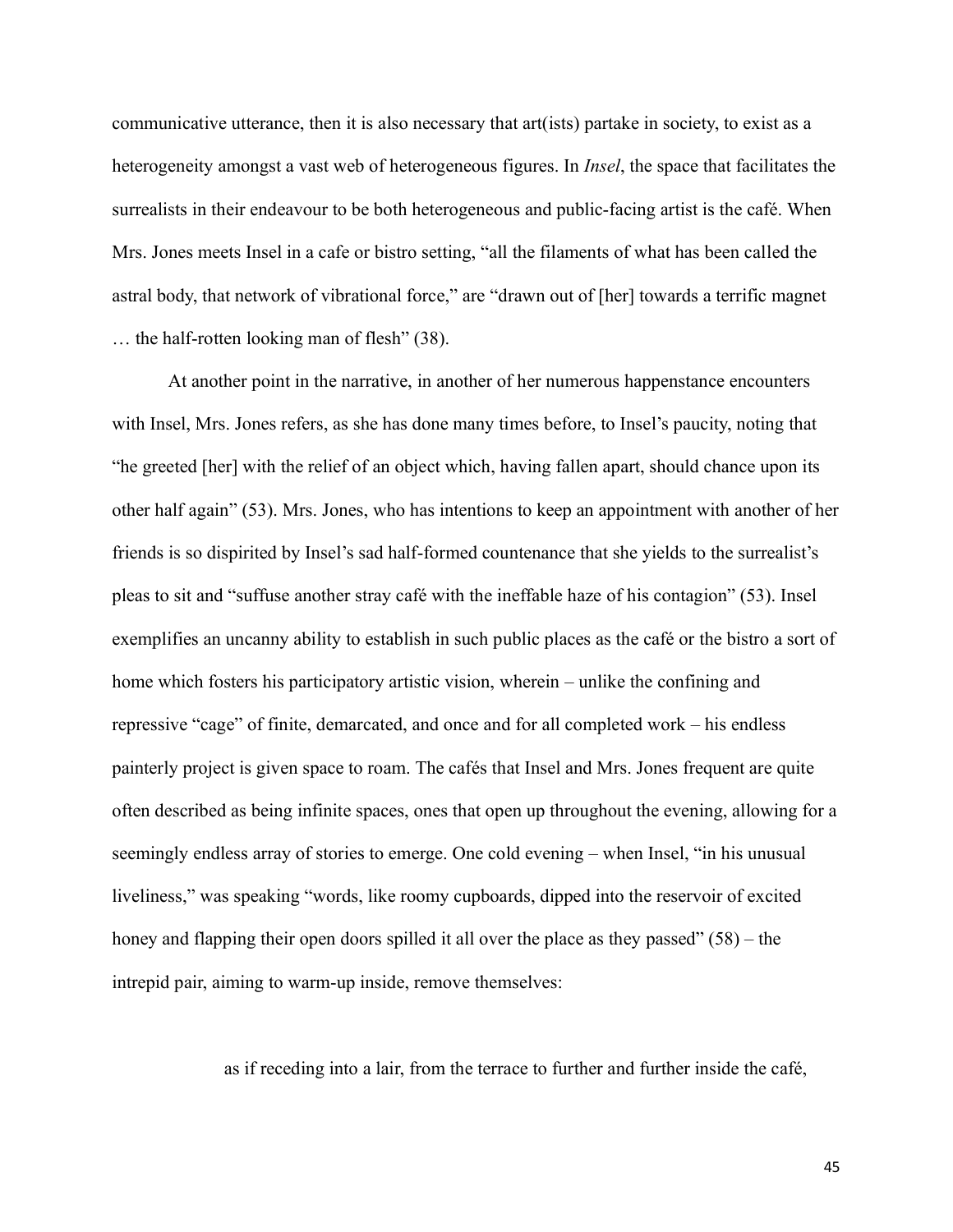communicative utterance, then it is also necessary that art(ists) partake in society, to exist as a heterogeneity amongst a vast web of heterogeneous figures. In *Insel*, the space that facilitates the surrealists in their endeavour to be both heterogeneous and public-facing artist is the café. When Mrs. Jones meets Insel in a cafe or bistro setting, "all the filaments of what has been called the astral body, that network of vibrational force," are "drawn out of [her] towards a terrific magnet … the half-rotten looking man of flesh" (38).

At another point in the narrative, in another of her numerous happenstance encounters with Insel, Mrs. Jones refers, as she has done many times before, to Insel's paucity, noting that "he greeted [her] with the relief of an object which, having fallen apart, should chance upon its other half again" (53). Mrs. Jones, who has intentions to keep an appointment with another of her friends is so dispirited by Insel's sad half-formed countenance that she yields to the surrealist's pleas to sit and "suffuse another stray café with the ineffable haze of his contagion" (53). Insel exemplifies an uncanny ability to establish in such public places as the café or the bistro a sort of home which fosters his participatory artistic vision, wherein – unlike the confining and repressive "cage" of finite, demarcated, and once and for all completed work – his endless painterly project is given space to roam. The cafés that Insel and Mrs. Jones frequent are quite often described as being infinite spaces, ones that open up throughout the evening, allowing for a seemingly endless array of stories to emerge. One cold evening – when Insel, "in his unusual liveliness," was speaking "words, like roomy cupboards, dipped into the reservoir of excited honey and flapping their open doors spilled it all over the place as they passed" (58) – the intrepid pair, aiming to warm-up inside, remove themselves:

> as if receding into a lair, from the terrace to further and further inside the café,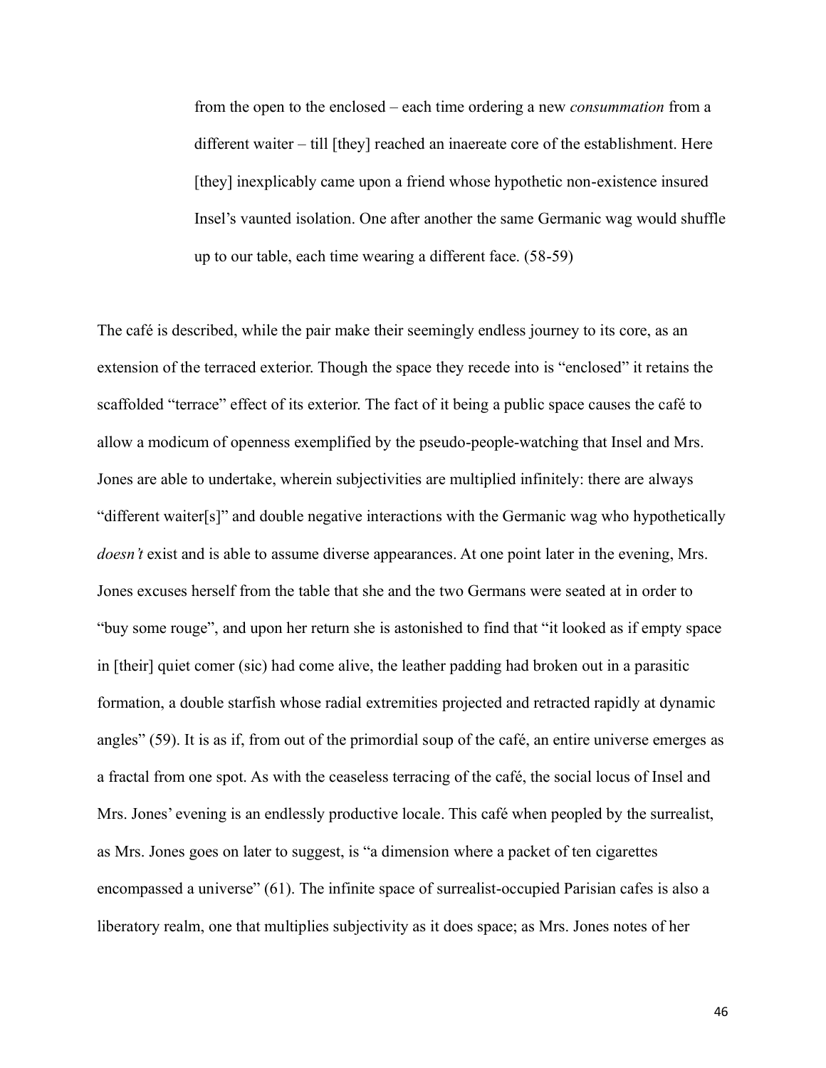> from the open to the enclosed – each time ordering a new *consummation* from a different waiter – till [they] reached an inaereate core of the establishment. Here [they] inexplicably came upon a friend whose hypothetic non-existence insured Insel's vaunted isolation. One after another the same Germanic wag would shuffle up to our table, each time wearing a different face. (58-59)

The café is described, while the pair make their seemingly endless journey to its core, as an extension of the terraced exterior. Though the space they recede into is "enclosed" it retains the scaffolded "terrace" effect of its exterior. The fact of it being a public space causes the café to allow a modicum of openness exemplified by the pseudo-people-watching that Insel and Mrs. Jones are able to undertake, wherein subjectivities are multiplied infinitely: there are always "different waiter[s]" and double negative interactions with the Germanic wag who hypothetically *doesn't* exist and is able to assume diverse appearances. At one point later in the evening, Mrs. Jones excuses herself from the table that she and the two Germans were seated at in order to "buy some rouge", and upon her return she is astonished to find that "it looked as if empty space in [their] quiet comer (sic) had come alive, the leather padding had broken out in a parasitic formation, a double starfish whose radial extremities projected and retracted rapidly at dynamic angles" (59). It is as if, from out of the primordial soup of the café, an entire universe emerges as a fractal from one spot. As with the ceaseless terracing of the café, the social locus of Insel and Mrs. Jones' evening is an endlessly productive locale. This café when peopled by the surrealist, as Mrs. Jones goes on later to suggest, is "a dimension where a packet of ten cigarettes encompassed a universe" (61). The infinite space of surrealist-occupied Parisian cafes is also a liberatory realm, one that multiplies subjectivity as it does space; as Mrs. Jones notes of her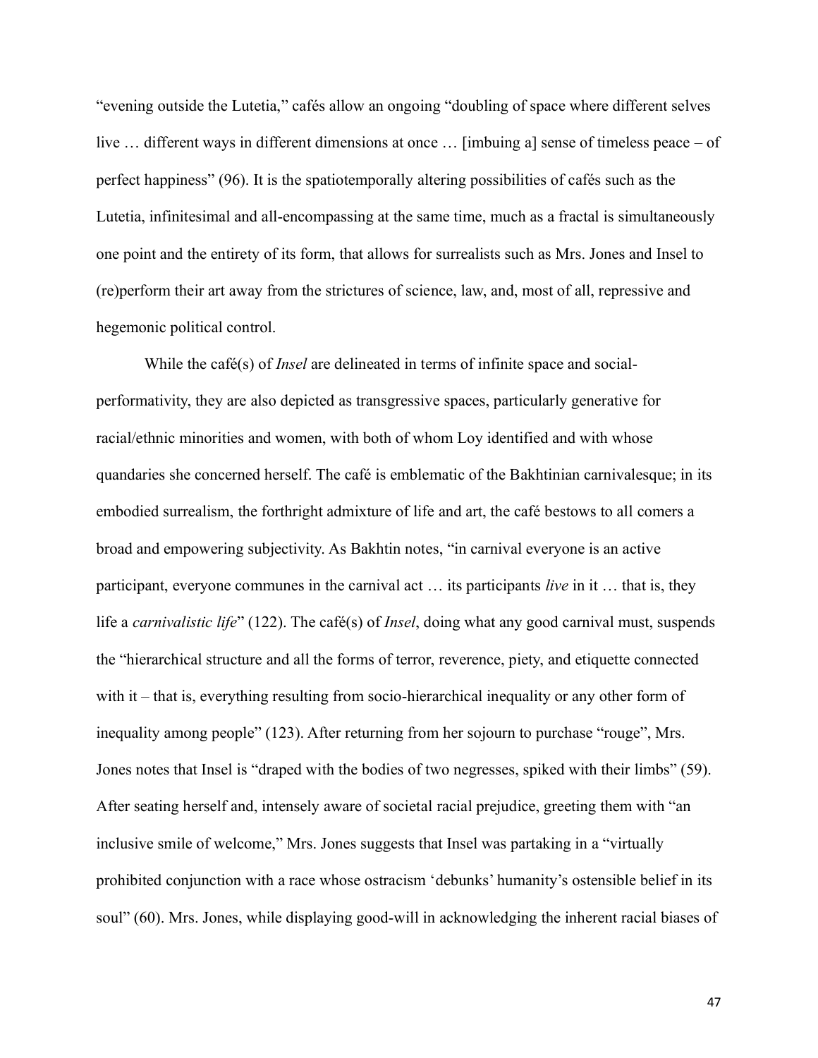"evening outside the Lutetia," cafés allow an ongoing "doubling of space where different selves live … different ways in different dimensions at once … [imbuing a] sense of timeless peace – of perfect happiness" (96). It is the spatiotemporally altering possibilities of cafés such as the Lutetia, infinitesimal and all-encompassing at the same time, much as a fractal is simultaneously one point and the entirety of its form, that allows for surrealists such as Mrs. Jones and Insel to (re)perform their art away from the strictures of science, law, and, most of all, repressive and hegemonic political control.

While the café(s) of *Insel* are delineated in terms of infinite space and social-performativity, they are also depicted as transgressive spaces, particularly generative for racial/ethnic minorities and women, with both of whom Loy identified and with whose quandaries she concerned herself. The café is emblematic of the Bakhtinian carnivalesque; in its embodied surrealism, the forthright admixture of life and art, the café bestows to all comers a broad and empowering subjectivity. As Bakhtin notes, "in carnival everyone is an active participant, everyone communes in the carnival act … its participants *live* in it … that is, they life a *carnivalistic life*" (122). The café(s) of *Insel*, doing what any good carnival must, suspends the "hierarchical structure and all the forms of terror, reverence, piety, and etiquette connected with it – that is, everything resulting from socio-hierarchical inequality or any other form of inequality among people" (123). After returning from her sojourn to purchase "rouge", Mrs. Jones notes that Insel is "draped with the bodies of two negresses, spiked with their limbs" (59). After seating herself and, intensely aware of societal racial prejudice, greeting them with "an inclusive smile of welcome," Mrs. Jones suggests that Insel was partaking in a "virtually prohibited conjunction with a race whose ostracism 'debunks' humanity's ostensible belief in its soul" (60). Mrs. Jones, while displaying good-will in acknowledging the inherent racial biases of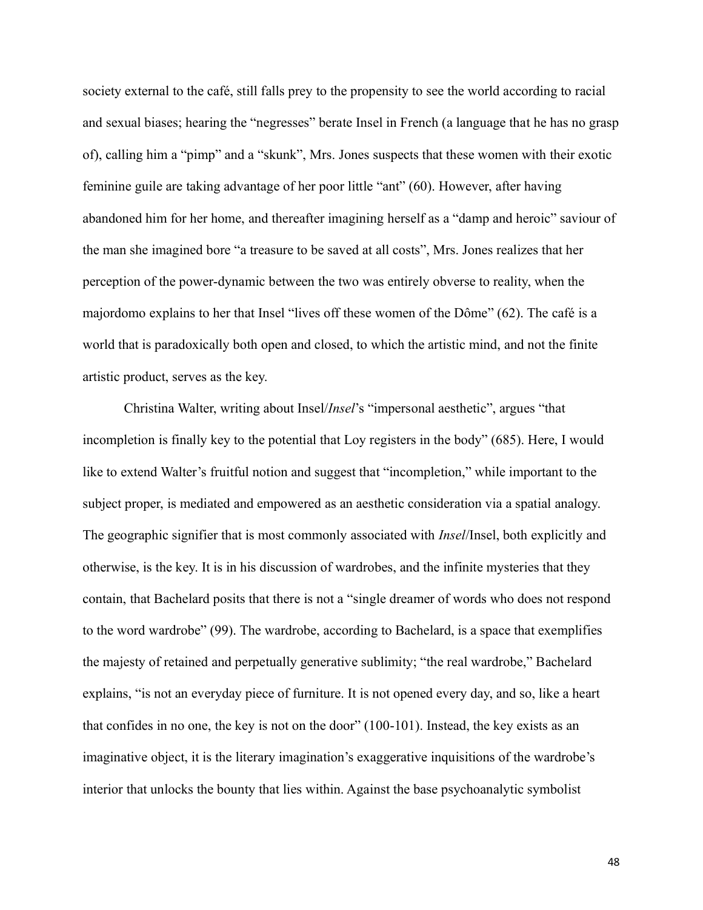society external to the café, still falls prey to the propensity to see the world according to racial and sexual biases; hearing the "negresses" berate Insel in French (a language that he has no grasp of), calling him a "pimp" and a "skunk", Mrs. Jones suspects that these women with their exotic feminine guile are taking advantage of her poor little "ant" (60). However, after having abandoned him for her home, and thereafter imagining herself as a "damp and heroic" saviour of the man she imagined bore "a treasure to be saved at all costs", Mrs. Jones realizes that her perception of the power-dynamic between the two was entirely obverse to reality, when the majordomo explains to her that Insel "lives off these women of the Dôme" (62). The café is a world that is paradoxically both open and closed, to which the artistic mind, and not the finite artistic product, serves as the key.

Christina Walter, writing about Insel/*Insel*'s "impersonal aesthetic", argues "that incompletion is finally key to the potential that Loy registers in the body" (685). Here, I would like to extend Walter's fruitful notion and suggest that "incompletion," while important to the subject proper, is mediated and empowered as an aesthetic consideration via a spatial analogy. The geographic signifier that is most commonly associated with *Insel*/Insel, both explicitly and otherwise, is the key. It is in his discussion of wardrobes, and the infinite mysteries that they contain, that Bachelard posits that there is not a "single dreamer of words who does not respond to the word wardrobe" (99). The wardrobe, according to Bachelard, is a space that exemplifies the majesty of retained and perpetually generative sublimity; "the real wardrobe," Bachelard explains, "is not an everyday piece of furniture. It is not opened every day, and so, like a heart that confides in no one, the key is not on the door" (100-101). Instead, the key exists as an imaginative object, it is the literary imagination's exaggerative inquisitions of the wardrobe's interior that unlocks the bounty that lies within. Against the base psychoanalytic symbolist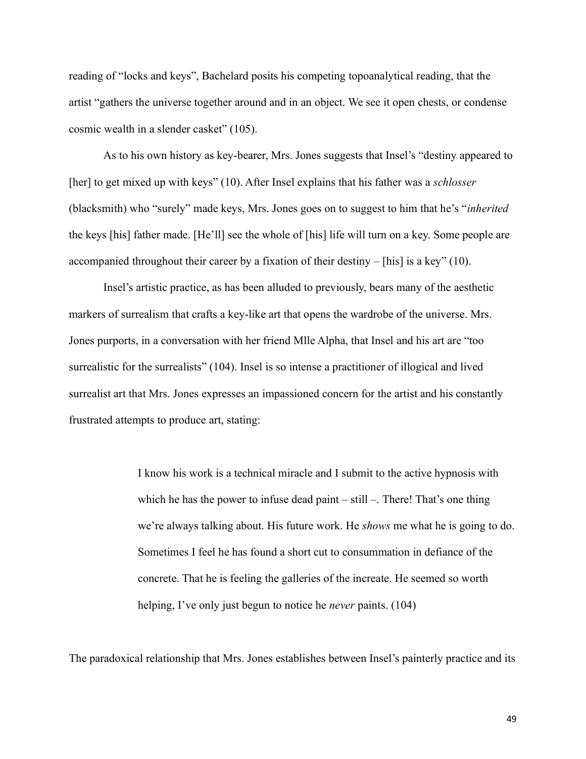reading of "locks and keys", Bachelard posits his competing topoanalytical reading, that the artist "gathers the universe together around and in an object. We see it open chests, or condense cosmic wealth in a slender casket" (105).

As to his own history as key-bearer, Mrs. Jones suggests that Insel's "destiny appeared to [her] to get mixed up with keys" (10). After Insel explains that his father was a *schlosser* (blacksmith) who "surely" made keys, Mrs. Jones goes on to suggest to him that he's "*inherited* the keys [his] father made. [He'll] see the whole of [his] life will turn on a key. Some people are accompanied throughout their career by a fixation of their destiny – [his] is a key" (10).

Insel's artistic practice, as has been alluded to previously, bears many of the aesthetic markers of surrealism that crafts a key-like art that opens the wardrobe of the universe. Mrs. Jones purports, in a conversation with her friend Mlle Alpha, that Insel and his art are "too surrealistic for the surrealists" (104). Insel is so intense a practitioner of illogical and lived surrealist art that Mrs. Jones expresses an impassioned concern for the artist and his constantly frustrated attempts to produce art, stating:

> I know his work is a technical miracle and I submit to the active hypnosis with which he has the power to infuse dead paint – still –. There! That's one thing we're always talking about. His future work. He *shows* me what he is going to do. Sometimes I feel he has found a short cut to consummation in defiance of the concrete. That he is feeling the galleries of the increate. He seemed so worth helping, I've only just begun to notice he *never* paints. (104)

The paradoxical relationship that Mrs. Jones establishes between Insel's painterly practice and its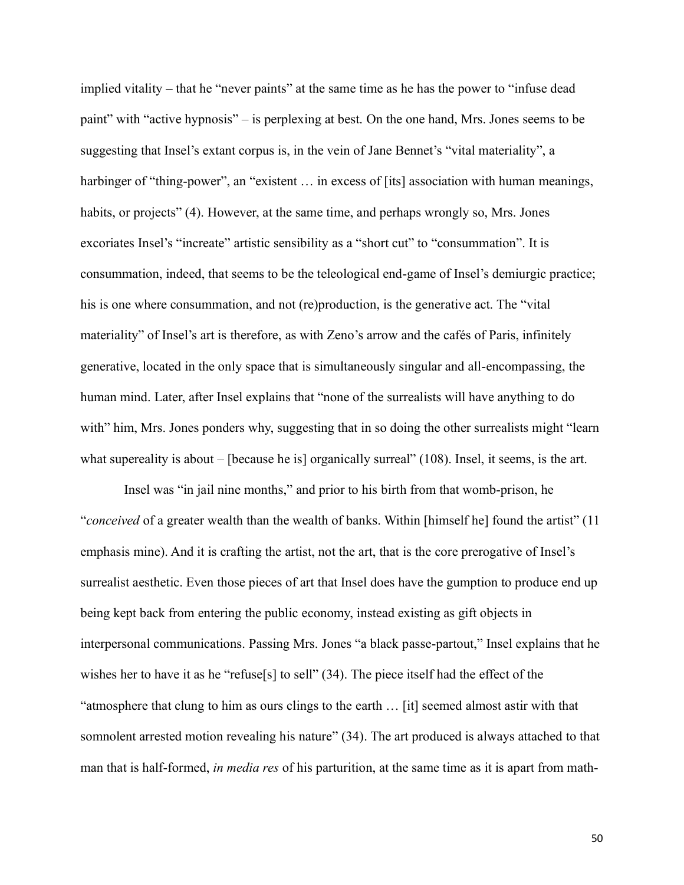implied vitality – that he "never paints" at the same time as he has the power to "infuse dead paint" with "active hypnosis" – is perplexing at best. On the one hand, Mrs. Jones seems to be suggesting that Insel's extant corpus is, in the vein of Jane Bennet's "vital materiality", a harbinger of "thing-power", an "existent … in excess of [its] association with human meanings, habits, or projects" (4). However, at the same time, and perhaps wrongly so, Mrs. Jones excoriates Insel's "increate" artistic sensibility as a "short cut" to "consummation". It is consummation, indeed, that seems to be the teleological end-game of Insel's demiurgic practice; his is one where consummation, and not (re)production, is the generative act. The "vital materiality" of Insel's art is therefore, as with Zeno's arrow and the cafés of Paris, infinitely generative, located in the only space that is simultaneously singular and all-encompassing, the human mind. Later, after Insel explains that "none of the surrealists will have anything to do with" him, Mrs. Jones ponders why, suggesting that in so doing the other surrealists might "learn what supereality is about – [because he is] organically surreal" (108). Insel, it seems, is the art.

Insel was "in jail nine months," and prior to his birth from that womb-prison, he "*conceived* of a greater wealth than the wealth of banks. Within [himself he] found the artist" (11 emphasis mine). And it is crafting the artist, not the art, that is the core prerogative of Insel's surrealist aesthetic. Even those pieces of art that Insel does have the gumption to produce end up being kept back from entering the public economy, instead existing as gift objects in interpersonal communications. Passing Mrs. Jones "a black passe-partout," Insel explains that he wishes her to have it as he "refuse[s] to sell" (34). The piece itself had the effect of the "atmosphere that clung to him as ours clings to the earth … [it] seemed almost astir with that somnolent arrested motion revealing his nature" (34). The art produced is always attached to that man that is half-formed, *in media res* of his parturition, at the same time as it is apart from math-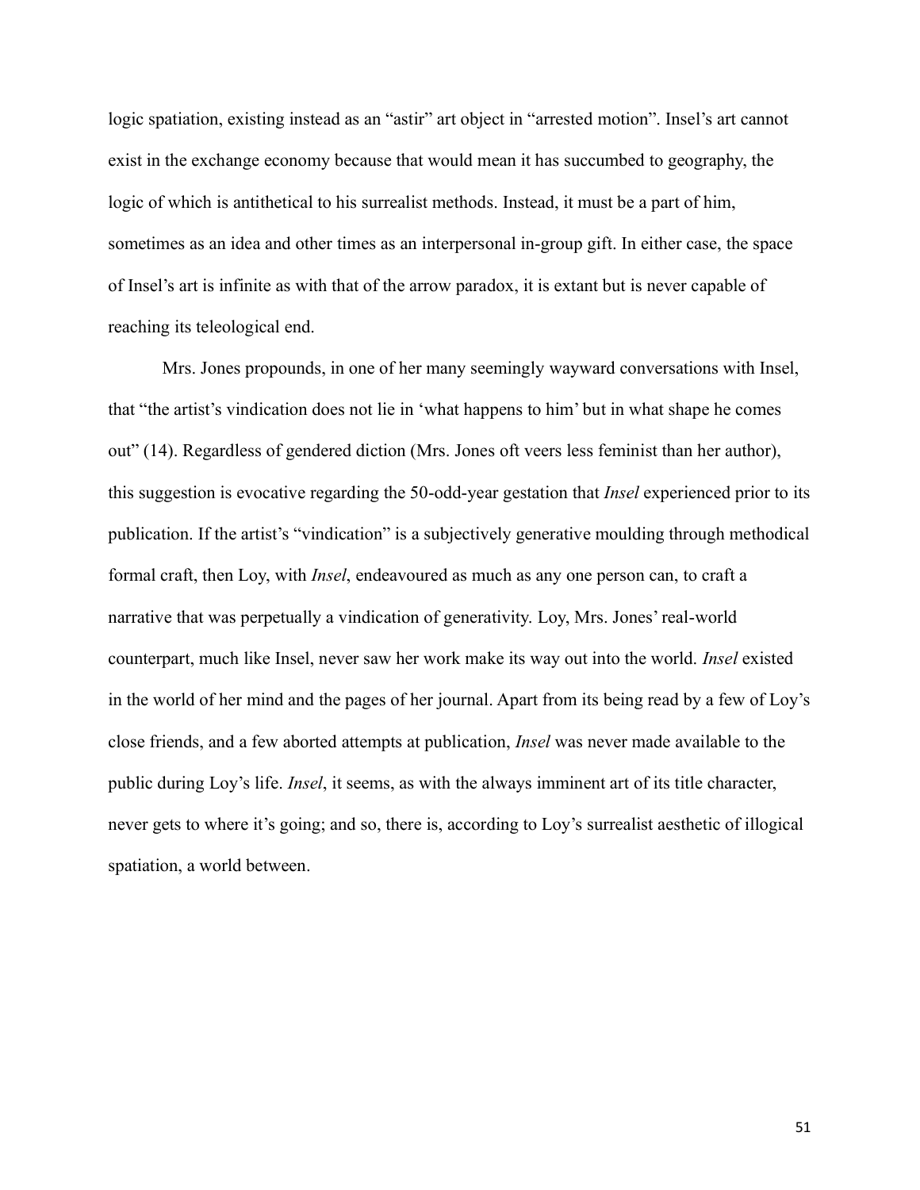logic spatiation, existing instead as an "astir" art object in "arrested motion". Insel's art cannot exist in the exchange economy because that would mean it has succumbed to geography, the logic of which is antithetical to his surrealist methods. Instead, it must be a part of him, sometimes as an idea and other times as an interpersonal in-group gift. In either case, the space of Insel's art is infinite as with that of the arrow paradox, it is extant but is never capable of reaching its teleological end.

Mrs. Jones propounds, in one of her many seemingly wayward conversations with Insel, that "the artist's vindication does not lie in 'what happens to him' but in what shape he comes out" (14). Regardless of gendered diction (Mrs. Jones oft veers less feminist than her author), this suggestion is evocative regarding the 50-odd-year gestation that *Insel* experienced prior to its publication. If the artist's "vindication" is a subjectively generative moulding through methodical formal craft, then Loy, with *Insel*, endeavoured as much as any one person can, to craft a narrative that was perpetually a vindication of generativity. Loy, Mrs. Jones' real-world counterpart, much like Insel, never saw her work make its way out into the world. *Insel* existed in the world of her mind and the pages of her journal. Apart from its being read by a few of Loy's close friends, and a few aborted attempts at publication, *Insel* was never made available to the public during Loy's life. *Insel*, it seems, as with the always imminent art of its title character, never gets to where it's going; and so, there is, according to Loy's surrealist aesthetic of illogical spatiation, a world between.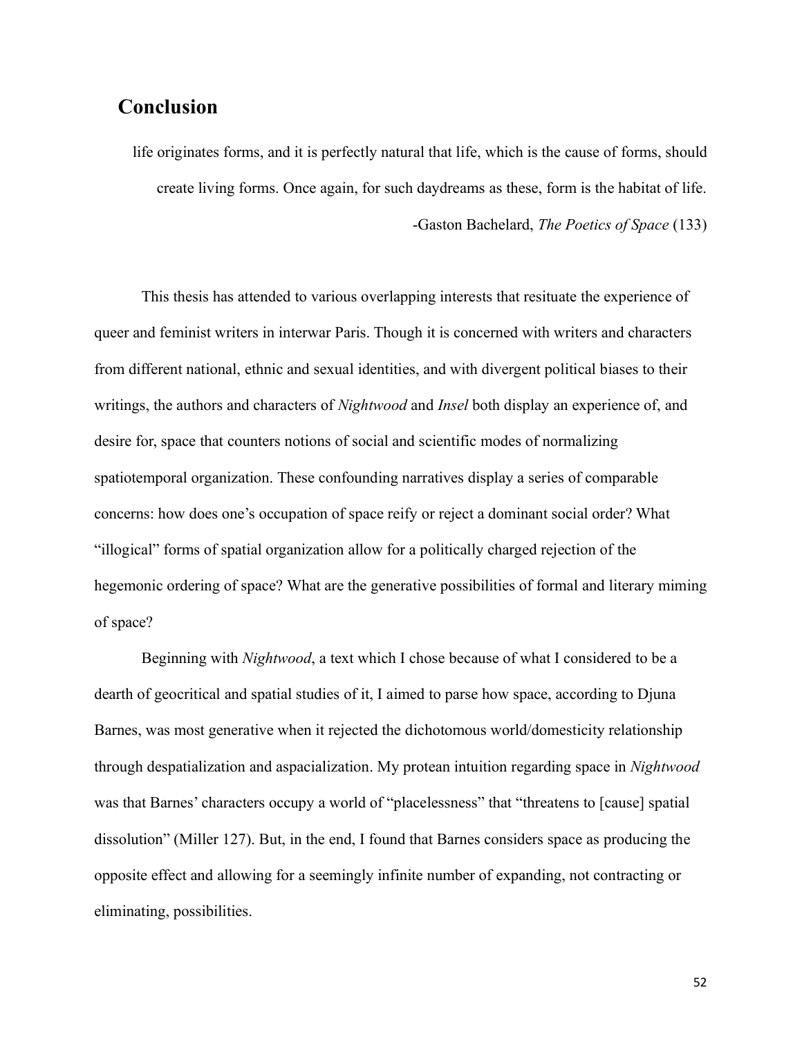## Conclusion

> life originates forms, and it is perfectly natural that life, which is the cause of forms, should create living forms. Once again, for such daydreams as these, form is the habitat of life.
>
> -Gaston Bachelard, *The Poetics of Space* (133)

This thesis has attended to various overlapping interests that resituate the experience of queer and feminist writers in interwar Paris. Though it is concerned with writers and characters from different national, ethnic and sexual identities, and with divergent political biases to their writings, the authors and characters of *Nightwood* and *Insel* both display an experience of, and desire for, space that counters notions of social and scientific modes of normalizing spatiotemporal organization. These confounding narratives display a series of comparable concerns: how does one's occupation of space reify or reject a dominant social order? What "illogical" forms of spatial organization allow for a politically charged rejection of the hegemonic ordering of space? What are the generative possibilities of formal and literary miming of space?

Beginning with *Nightwood*, a text which I chose because of what I considered to be a dearth of geocritical and spatial studies of it, I aimed to parse how space, according to Djuna Barnes, was most generative when it rejected the dichotomous world/domesticity relationship through despatialization and aspacialization. My protean intuition regarding space in *Nightwood* was that Barnes' characters occupy a world of "placelessness" that "threatens to [cause] spatial dissolution" (Miller 127). But, in the end, I found that Barnes considers space as producing the opposite effect and allowing for a seemingly infinite number of expanding, not contracting or eliminating, possibilities.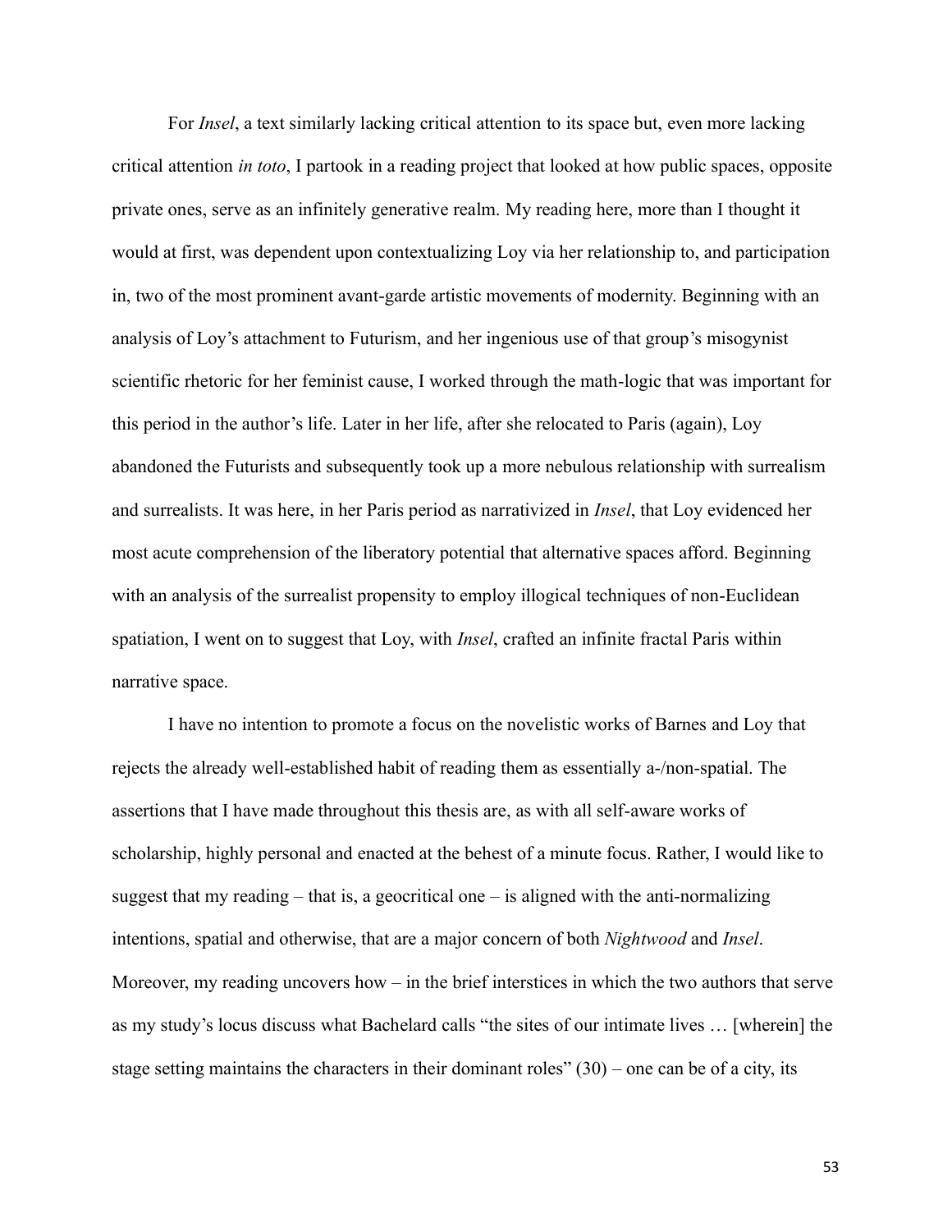For *Insel*, a text similarly lacking critical attention to its space but, even more lacking critical attention *in toto*, I partook in a reading project that looked at how public spaces, opposite private ones, serve as an infinitely generative realm. My reading here, more than I thought it would at first, was dependent upon contextualizing Loy via her relationship to, and participation in, two of the most prominent avant-garde artistic movements of modernity. Beginning with an analysis of Loy's attachment to Futurism, and her ingenious use of that group's misogynist scientific rhetoric for her feminist cause, I worked through the math-logic that was important for this period in the author's life. Later in her life, after she relocated to Paris (again), Loy abandoned the Futurists and subsequently took up a more nebulous relationship with surrealism and surrealists. It was here, in her Paris period as narrativized in *Insel*, that Loy evidenced her most acute comprehension of the liberatory potential that alternative spaces afford. Beginning with an analysis of the surrealist propensity to employ illogical techniques of non-Euclidean spatiation, I went on to suggest that Loy, with *Insel*, crafted an infinite fractal Paris within narrative space.

I have no intention to promote a focus on the novelistic works of Barnes and Loy that rejects the already well-established habit of reading them as essentially a-/non-spatial. The assertions that I have made throughout this thesis are, as with all self-aware works of scholarship, highly personal and enacted at the behest of a minute focus. Rather, I would like to suggest that my reading – that is, a geocritical one – is aligned with the anti-normalizing intentions, spatial and otherwise, that are a major concern of both *Nightwood* and *Insel*. Moreover, my reading uncovers how – in the brief interstices in which the two authors that serve as my study's locus discuss what Bachelard calls "the sites of our intimate lives … [wherein] the stage setting maintains the characters in their dominant roles" (30) – one can be of a city, its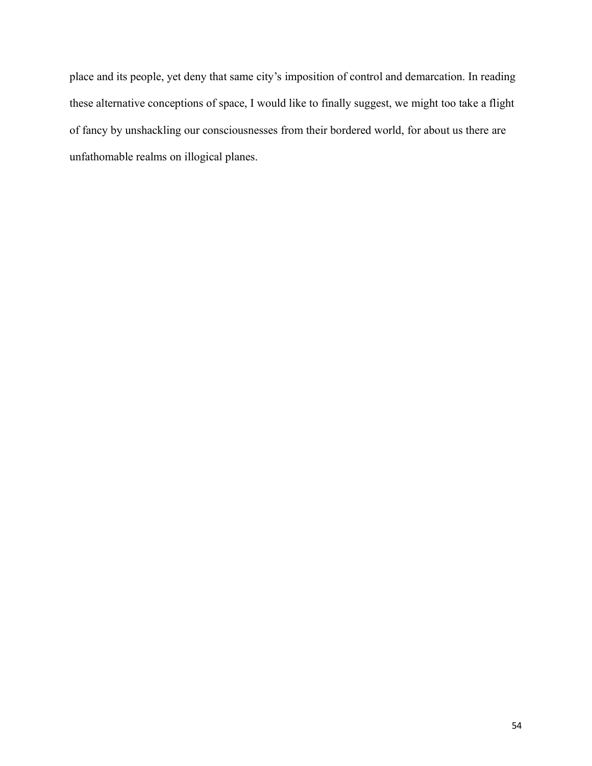place and its people, yet deny that same city's imposition of control and demarcation. In reading these alternative conceptions of space, I would like to finally suggest, we might too take a flight of fancy by unshackling our consciousnesses from their bordered world, for about us there are unfathomable realms on illogical planes.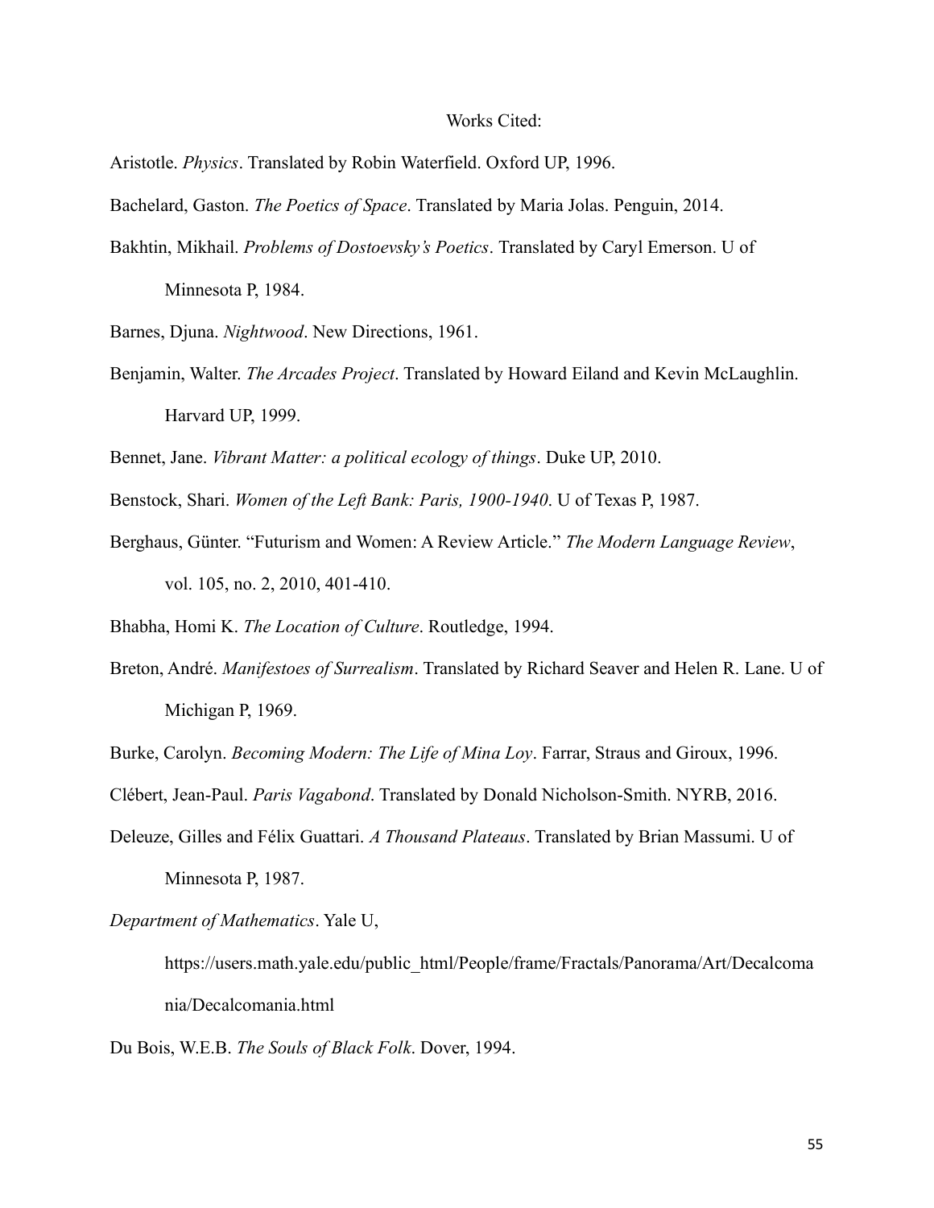# Works Cited:

Aristotle. *Physics*. Translated by Robin Waterfield. Oxford UP, 1996.

Bachelard, Gaston. *The Poetics of Space*. Translated by Maria Jolas. Penguin, 2014.

Bakhtin, Mikhail. *Problems of Dostoevsky's Poetics*. Translated by Caryl Emerson. U of Minnesota P, 1984.

Barnes, Djuna. *Nightwood*. New Directions, 1961.

Benjamin, Walter. *The Arcades Project*. Translated by Howard Eiland and Kevin McLaughlin. Harvard UP, 1999.

Bennet, Jane. *Vibrant Matter: a political ecology of things*. Duke UP, 2010.

Benstock, Shari. *Women of the Left Bank: Paris, 1900-1940*. U of Texas P, 1987.

Berghaus, Günter. "Futurism and Women: A Review Article." *The Modern Language Review*, vol. 105, no. 2, 2010, 401-410.

Bhabha, Homi K. *The Location of Culture*. Routledge, 1994.

Breton, André. *Manifestoes of Surrealism*. Translated by Richard Seaver and Helen R. Lane. U of Michigan P, 1969.

Burke, Carolyn. *Becoming Modern: The Life of Mina Loy*. Farrar, Straus and Giroux, 1996.

Clébert, Jean-Paul. *Paris Vagabond*. Translated by Donald Nicholson-Smith. NYRB, 2016.

Deleuze, Gilles and Félix Guattari. *A Thousand Plateaus*. Translated by Brian Massumi. U of Minnesota P, 1987.

*Department of Mathematics*. Yale U, https://users.math.yale.edu/public_html/People/frame/Fractals/Panorama/Art/Decalcomania/Decalcomania.html

Du Bois, W.E.B. *The Souls of Black Folk*. Dover, 1994.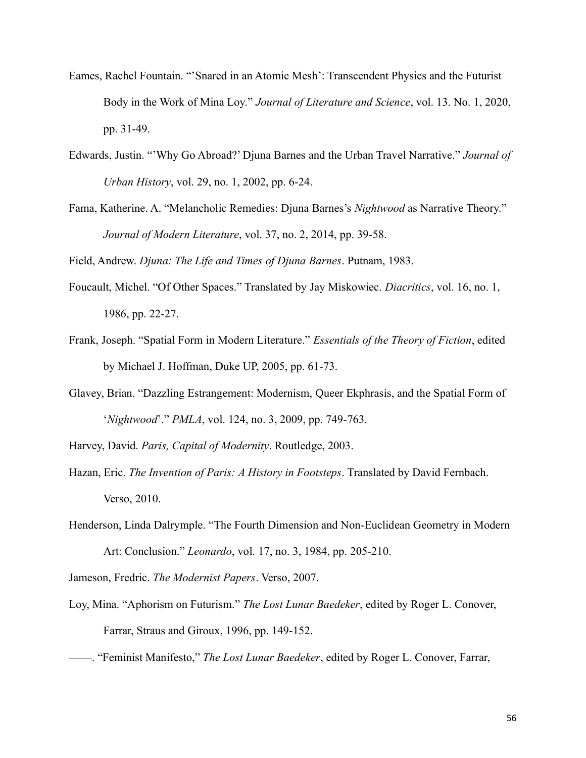Eames, Rachel Fountain. "'Snared in an Atomic Mesh': Transcendent Physics and the Futurist Body in the Work of Mina Loy." *Journal of Literature and Science*, vol. 13. No. 1, 2020, pp. 31-49.

Edwards, Justin. "'Why Go Abroad?' Djuna Barnes and the Urban Travel Narrative." *Journal of Urban History*, vol. 29, no. 1, 2002, pp. 6-24.

Fama, Katherine. A. "Melancholic Remedies: Djuna Barnes's *Nightwood* as Narrative Theory." *Journal of Modern Literature*, vol. 37, no. 2, 2014, pp. 39-58.

Field, Andrew. *Djuna: The Life and Times of Djuna Barnes*. Putnam, 1983.

Foucault, Michel. "Of Other Spaces." Translated by Jay Miskowiec. *Diacritics*, vol. 16, no. 1, 1986, pp. 22-27.

Frank, Joseph. "Spatial Form in Modern Literature." *Essentials of the Theory of Fiction*, edited by Michael J. Hoffman, Duke UP, 2005, pp. 61-73.

Glavey, Brian. "Dazzling Estrangement: Modernism, Queer Ekphrasis, and the Spatial Form of '*Nightwood*'." *PMLA*, vol. 124, no. 3, 2009, pp. 749-763.

Harvey, David. *Paris, Capital of Modernity*. Routledge, 2003.

Hazan, Eric. *The Invention of Paris: A History in Footsteps*. Translated by David Fernbach. Verso, 2010.

Henderson, Linda Dalrymple. "The Fourth Dimension and Non-Euclidean Geometry in Modern Art: Conclusion." *Leonardo*, vol. 17, no. 3, 1984, pp. 205-210.

Jameson, Fredric. *The Modernist Papers*. Verso, 2007.

Loy, Mina. "Aphorism on Futurism." *The Lost Lunar Baedeker*, edited by Roger L. Conover, Farrar, Straus and Giroux, 1996, pp. 149-152.

——. "Feminist Manifesto," *The Lost Lunar Baedeker*, edited by Roger L. Conover, Farrar,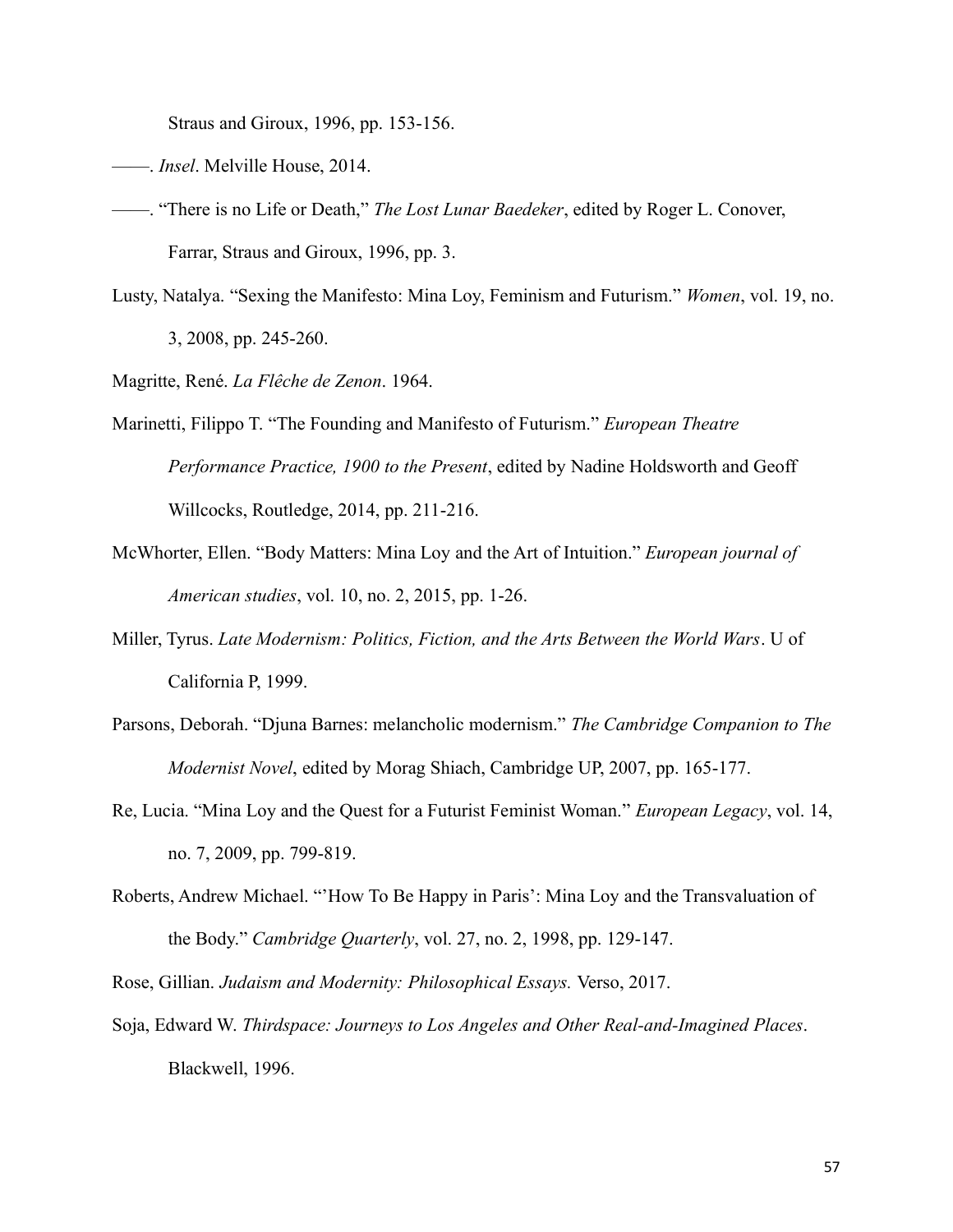Straus and Giroux, 1996, pp. 153-156.

——. *Insel*. Melville House, 2014.

——. "There is no Life or Death," *The Lost Lunar Baedeker*, edited by Roger L. Conover, Farrar, Straus and Giroux, 1996, pp. 3.

Lusty, Natalya. "Sexing the Manifesto: Mina Loy, Feminism and Futurism." *Women*, vol. 19, no. 3, 2008, pp. 245-260.

Magritte, René. *La Flêche de Zenon*. 1964.

Marinetti, Filippo T. "The Founding and Manifesto of Futurism." *European Theatre Performance Practice, 1900 to the Present*, edited by Nadine Holdsworth and Geoff Willcocks, Routledge, 2014, pp. 211-216.

McWhorter, Ellen. "Body Matters: Mina Loy and the Art of Intuition." *European journal of American studies*, vol. 10, no. 2, 2015, pp. 1-26.

Miller, Tyrus. *Late Modernism: Politics, Fiction, and the Arts Between the World Wars*. U of California P, 1999.

Parsons, Deborah. "Djuna Barnes: melancholic modernism." *The Cambridge Companion to The Modernist Novel*, edited by Morag Shiach, Cambridge UP, 2007, pp. 165-177.

Re, Lucia. "Mina Loy and the Quest for a Futurist Feminist Woman." *European Legacy*, vol. 14, no. 7, 2009, pp. 799-819.

Roberts, Andrew Michael. "'How To Be Happy in Paris': Mina Loy and the Transvaluation of the Body." *Cambridge Quarterly*, vol. 27, no. 2, 1998, pp. 129-147.

Rose, Gillian. *Judaism and Modernity: Philosophical Essays.* Verso, 2017.

Soja, Edward W. *Thirdspace: Journeys to Los Angeles and Other Real-and-Imagined Places*. Blackwell, 1996.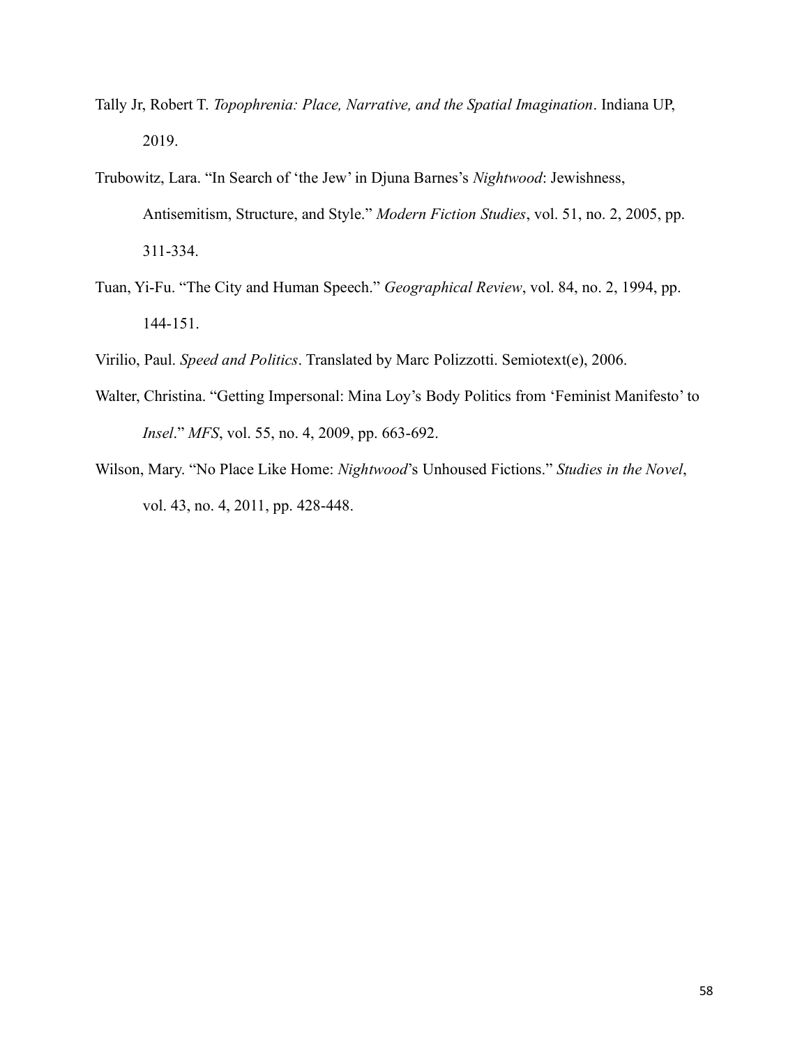Tally Jr, Robert T. *Topophrenia: Place, Narrative, and the Spatial Imagination*. Indiana UP, 2019.

Trubowitz, Lara. "In Search of 'the Jew' in Djuna Barnes's *Nightwood*: Jewishness, Antisemitism, Structure, and Style." *Modern Fiction Studies*, vol. 51, no. 2, 2005, pp. 311-334.

Tuan, Yi-Fu. "The City and Human Speech." *Geographical Review*, vol. 84, no. 2, 1994, pp. 144-151.

Virilio, Paul. *Speed and Politics*. Translated by Marc Polizzotti. Semiotext(e), 2006.

Walter, Christina. "Getting Impersonal: Mina Loy's Body Politics from 'Feminist Manifesto' to *Insel*." *MFS*, vol. 55, no. 4, 2009, pp. 663-692.

Wilson, Mary. "No Place Like Home: *Nightwood*'s Unhoused Fictions." *Studies in the Novel*, vol. 43, no. 4, 2011, pp. 428-448.